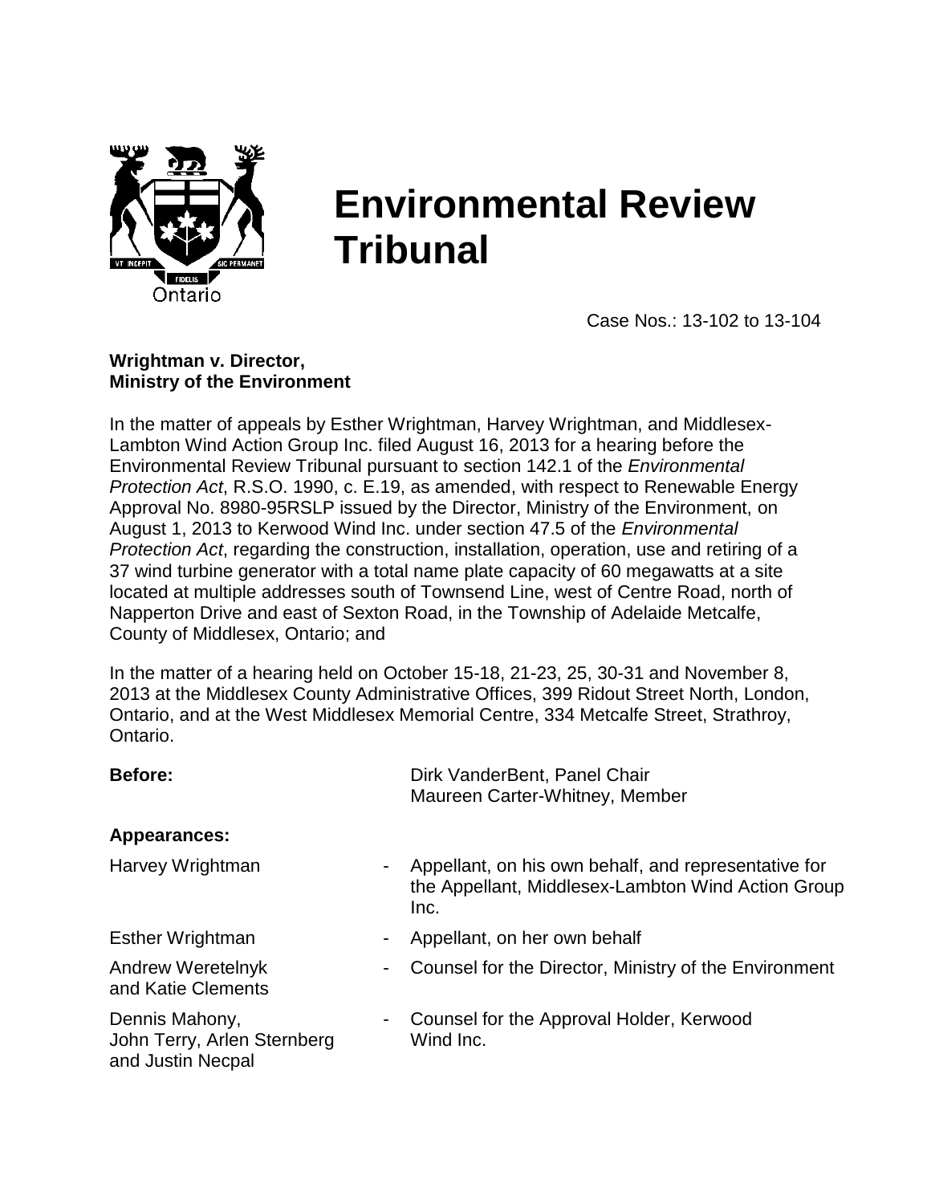# Environmental Review Tribunal

Case Nos.: 13-102 to 13-104

**Wrightman v. Director, Ministry of the Environment**

In the matter of appeals by Esther Wrightman, Harvey Wrightman, and Middlesex-Lambton Wind Action Group Inc. filed August 16, 2013 for a hearing before the Environmental Review Tribunal pursuant to section 142.1 of the *Environmental Protection Act*, R.S.O. 1990, c. E.19, as amended, with respect to Renewable Energy Approval No. 8980-95RSLP issued by the Director, Ministry of the Environment, on August 1, 2013 to Kerwood Wind Inc. under section 47.5 of the *Environmental Protection Act*, regarding the construction, installation, operation, use and retiring of a 37 wind turbine generator with a total name plate capacity of 60 megawatts at a site located at multiple addresses south of Townsend Line, west of Centre Road, north of Napperton Drive and east of Sexton Road, in the Township of Adelaide Metcalfe, County of Middlesex, Ontario; and

In the matter of a hearing held on October 15-18, 21-23, 25, 30-31 and November 8, 2013 at the Middlesex County Administrative Offices, 399 Ridout Street North, London, Ontario, and at the West Middlesex Memorial Centre, 334 Metcalfe Street, Strathroy, Ontario.

**Before:** Dirk VanderBent, Panel Chair
Maureen Carter-Whitney, Member

**Appearances:**

| | | |
|---|---|---|
| Harvey Wrightman | - | Appellant, on his own behalf, and representative for the Appellant, Middlesex-Lambton Wind Action Group Inc. |
| Esther Wrightman | - | Appellant, on her own behalf |
| Andrew Weretelnyk and Katie Clements | - | Counsel for the Director, Ministry of the Environment |
| Dennis Mahony, John Terry, Arlen Sternberg and Justin Necpal | - | Counsel for the Approval Holder, Kerwood Wind Inc. |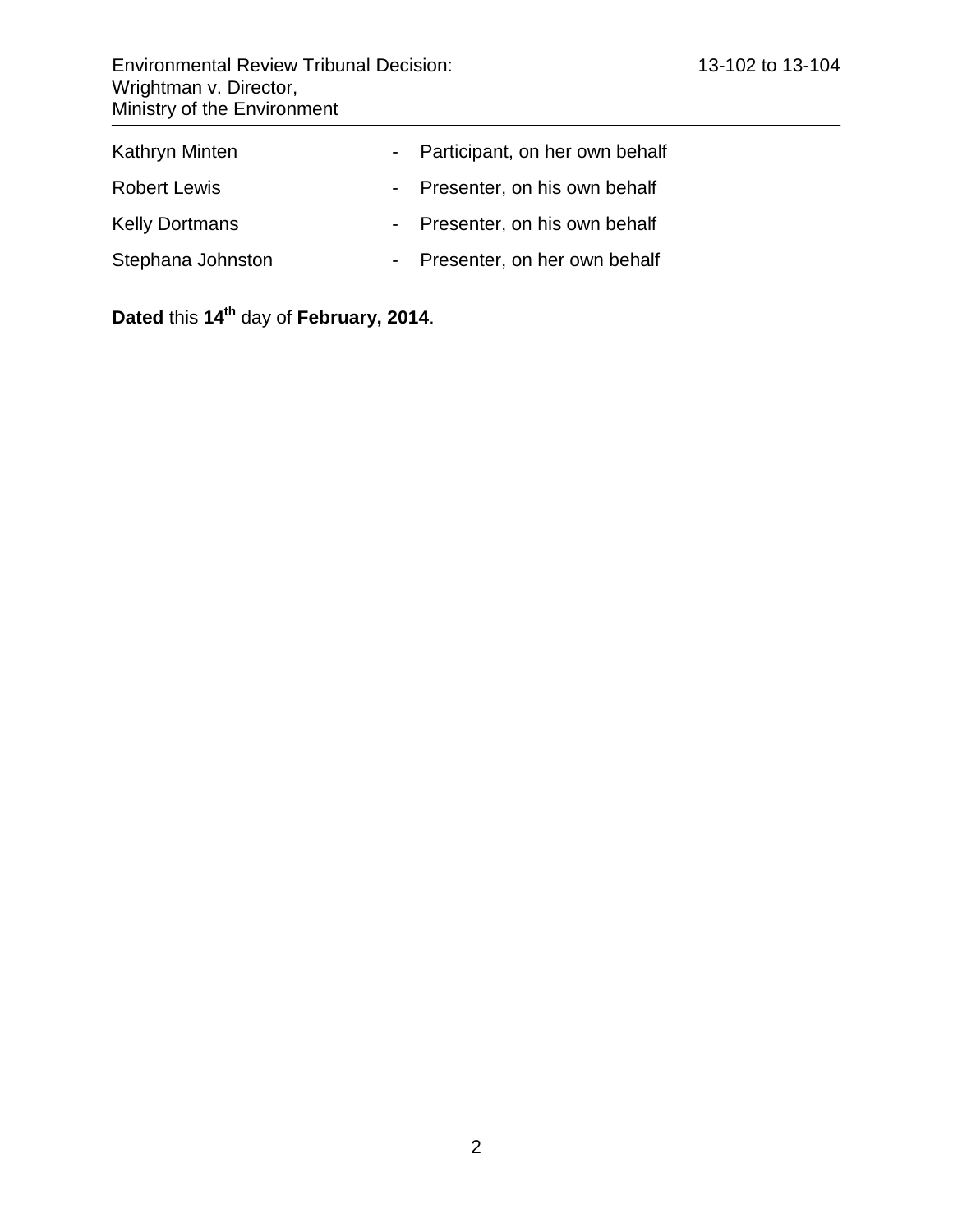Kathryn Minten - Participant, on her own behalf

Robert Lewis - Presenter, on his own behalf

Kelly Dortmans - Presenter, on his own behalf

Stephana Johnston - Presenter, on her own behalf

**Dated** this **14th** day of **February, 2014**.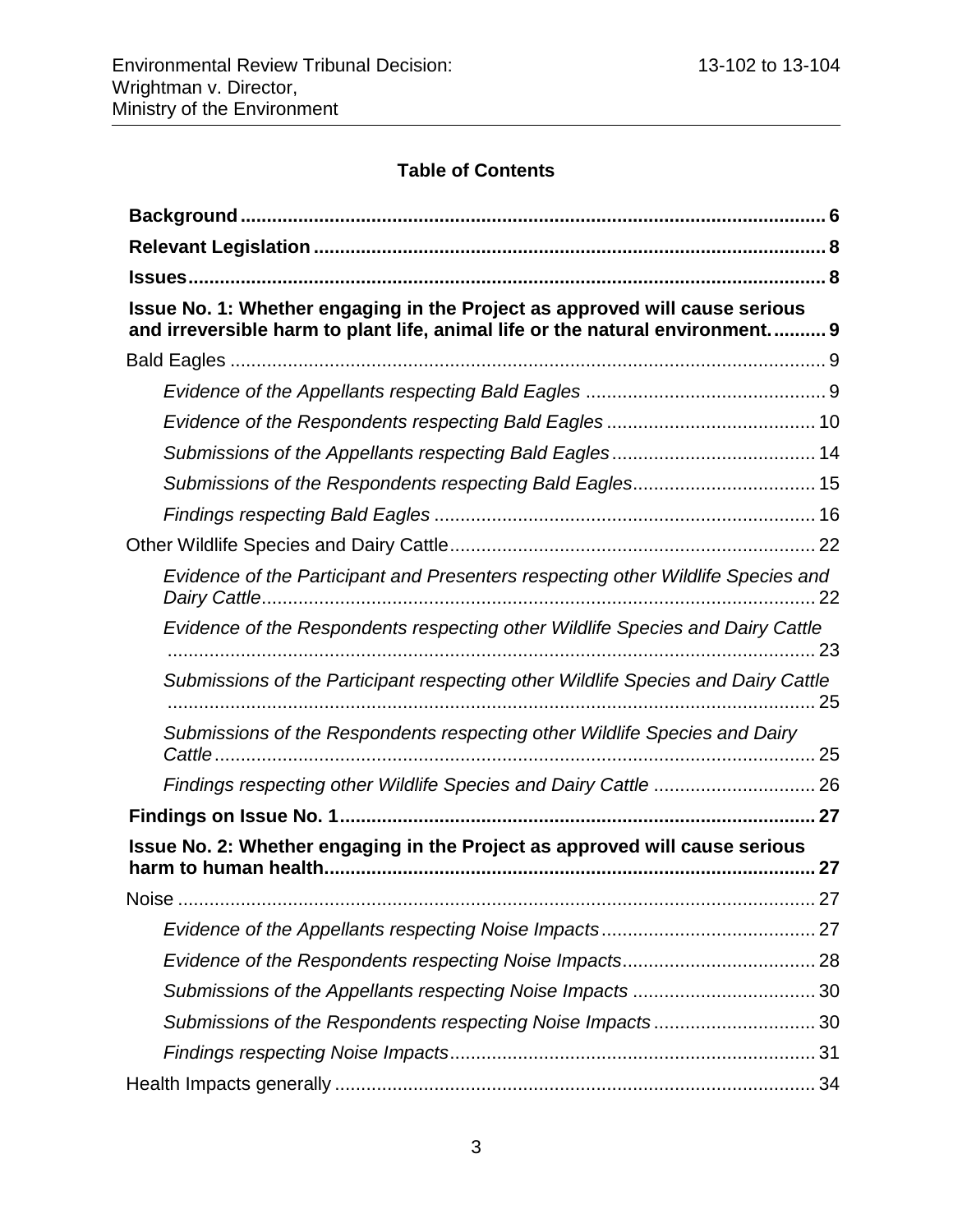**Table of Contents**

**Background** ... 6

**Relevant Legislation** ... 8

**Issues** ... 8

**Issue No. 1: Whether engaging in the Project as approved will cause serious and irreversible harm to plant life, animal life or the natural environment.** ... 9

Bald Eagles ... 9

*Evidence of the Appellants respecting Bald Eagles* ... 9

*Evidence of the Respondents respecting Bald Eagles* ... 10

*Submissions of the Appellants respecting Bald Eagles* ... 14

*Submissions of the Respondents respecting Bald Eagles* ... 15

*Findings respecting Bald Eagles* ... 16

Other Wildlife Species and Dairy Cattle ... 22

*Evidence of the Participant and Presenters respecting other Wildlife Species and Dairy Cattle* ... 22

*Evidence of the Respondents respecting other Wildlife Species and Dairy Cattle* ... 23

*Submissions of the Participant respecting other Wildlife Species and Dairy Cattle* ... 25

*Submissions of the Respondents respecting other Wildlife Species and Dairy Cattle* ... 25

*Findings respecting other Wildlife Species and Dairy Cattle* ... 26

**Findings on Issue No. 1** ... 27

**Issue No. 2: Whether engaging in the Project as approved will cause serious harm to human health** ... 27

Noise ... 27

*Evidence of the Appellants respecting Noise Impacts* ... 27

*Evidence of the Respondents respecting Noise Impacts* ... 28

*Submissions of the Appellants respecting Noise Impacts* ... 30

*Submissions of the Respondents respecting Noise Impacts* ... 30

*Findings respecting Noise Impacts* ... 31

Health Impacts generally ... 34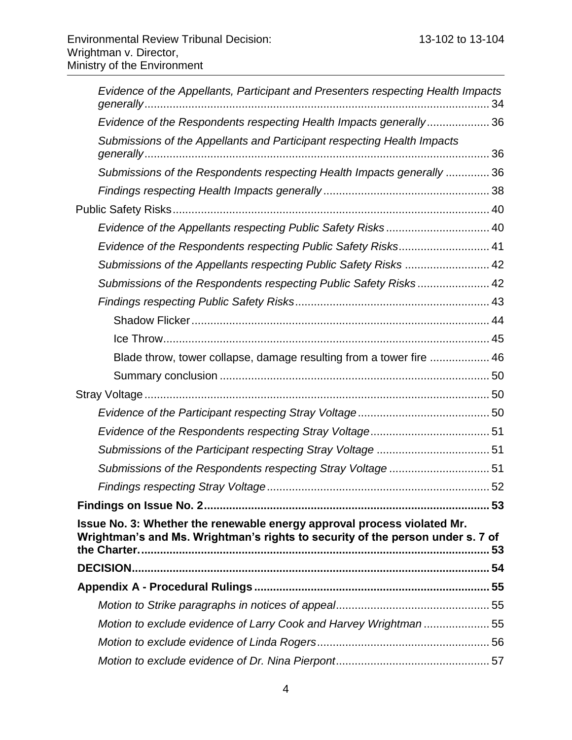*Evidence of the Appellants, Participant and Presenters respecting Health Impacts generally* ..... 34

*Evidence of the Respondents respecting Health Impacts generally* ..... 36

*Submissions of the Appellants and Participant respecting Health Impacts generally* ..... 36

*Submissions of the Respondents respecting Health Impacts generally* ..... 36

*Findings respecting Health Impacts generally* ..... 38

Public Safety Risks ..... 40

*Evidence of the Appellants respecting Public Safety Risks* ..... 40

*Evidence of the Respondents respecting Public Safety Risks* ..... 41

*Submissions of the Appellants respecting Public Safety Risks* ..... 42

*Submissions of the Respondents respecting Public Safety Risks* ..... 42

*Findings respecting Public Safety Risks* ..... 43

Shadow Flicker ..... 44

Ice Throw ..... 45

Blade throw, tower collapse, damage resulting from a tower fire ..... 46

Summary conclusion ..... 50

Stray Voltage ..... 50

*Evidence of the Participant respecting Stray Voltage* ..... 50

*Evidence of the Respondents respecting Stray Voltage* ..... 51

*Submissions of the Participant respecting Stray Voltage* ..... 51

*Submissions of the Respondents respecting Stray Voltage* ..... 51

*Findings respecting Stray Voltage* ..... 52

**Findings on Issue No. 2** ..... 53

**Issue No. 3: Whether the renewable energy approval process violated Mr. Wrightman's and Ms. Wrightman's rights to security of the person under s. 7 of the Charter.** ..... 53

**DECISION** ..... 54

**Appendix A - Procedural Rulings** ..... 55

*Motion to Strike paragraphs in notices of appeal* ..... 55

*Motion to exclude evidence of Larry Cook and Harvey Wrightman* ..... 55

*Motion to exclude evidence of Linda Rogers* ..... 56

*Motion to exclude evidence of Dr. Nina Pierpont* ..... 57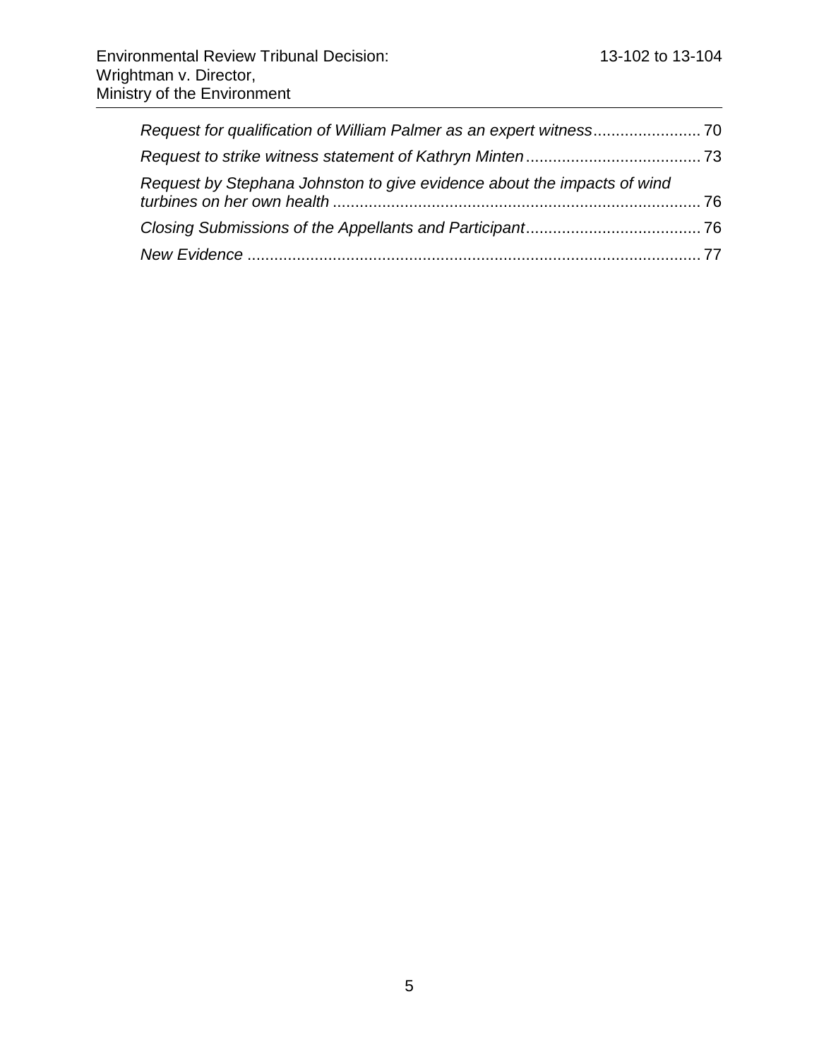*Request for qualification of William Palmer as an expert witness* ........................ 70

*Request to strike witness statement of Kathryn Minten* ....................................... 73

*Request by Stephana Johnston to give evidence about the impacts of wind turbines on her own health* ........................................................................................ 76

*Closing Submissions of the Appellants and Participant* ....................................... 76

*New Evidence* ...................................................................................................... 77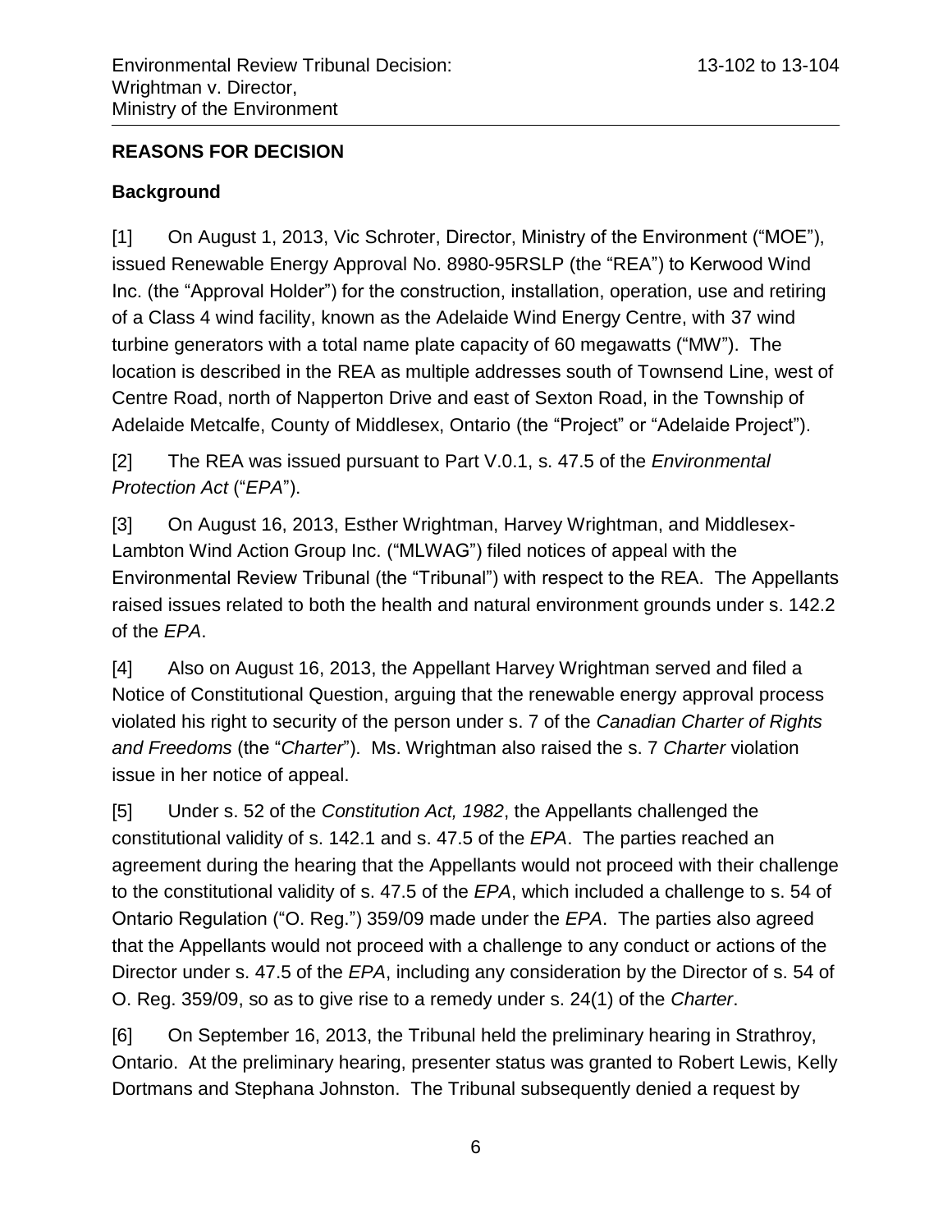## REASONS FOR DECISION

## Background

[1] On August 1, 2013, Vic Schroter, Director, Ministry of the Environment ("MOE"), issued Renewable Energy Approval No. 8980-95RSLP (the "REA") to Kerwood Wind Inc. (the "Approval Holder") for the construction, installation, operation, use and retiring of a Class 4 wind facility, known as the Adelaide Wind Energy Centre, with 37 wind turbine generators with a total name plate capacity of 60 megawatts ("MW"). The location is described in the REA as multiple addresses south of Townsend Line, west of Centre Road, north of Napperton Drive and east of Sexton Road, in the Township of Adelaide Metcalfe, County of Middlesex, Ontario (the "Project" or "Adelaide Project").

[2] The REA was issued pursuant to Part V.0.1, s. 47.5 of the *Environmental Protection Act* ("*EPA*").

[3] On August 16, 2013, Esther Wrightman, Harvey Wrightman, and Middlesex-Lambton Wind Action Group Inc. ("MLWAG") filed notices of appeal with the Environmental Review Tribunal (the "Tribunal") with respect to the REA. The Appellants raised issues related to both the health and natural environment grounds under s. 142.2 of the *EPA*.

[4] Also on August 16, 2013, the Appellant Harvey Wrightman served and filed a Notice of Constitutional Question, arguing that the renewable energy approval process violated his right to security of the person under s. 7 of the *Canadian Charter of Rights and Freedoms* (the "*Charter*"). Ms. Wrightman also raised the s. 7 *Charter* violation issue in her notice of appeal.

[5] Under s. 52 of the *Constitution Act, 1982*, the Appellants challenged the constitutional validity of s. 142.1 and s. 47.5 of the *EPA*. The parties reached an agreement during the hearing that the Appellants would not proceed with their challenge to the constitutional validity of s. 47.5 of the *EPA*, which included a challenge to s. 54 of Ontario Regulation ("O. Reg.") 359/09 made under the *EPA*. The parties also agreed that the Appellants would not proceed with a challenge to any conduct or actions of the Director under s. 47.5 of the *EPA*, including any consideration by the Director of s. 54 of O. Reg. 359/09, so as to give rise to a remedy under s. 24(1) of the *Charter*.

[6] On September 16, 2013, the Tribunal held the preliminary hearing in Strathroy, Ontario. At the preliminary hearing, presenter status was granted to Robert Lewis, Kelly Dortmans and Stephana Johnston. The Tribunal subsequently denied a request by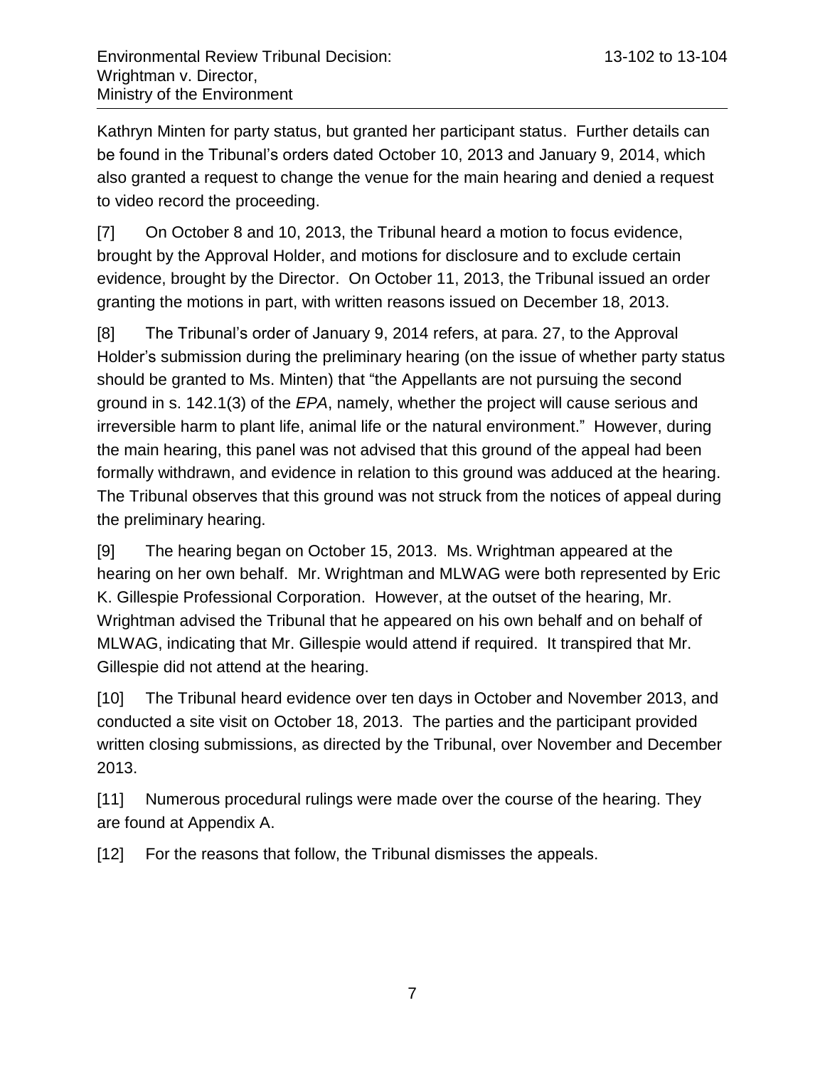Kathryn Minten for party status, but granted her participant status. Further details can be found in the Tribunal's orders dated October 10, 2013 and January 9, 2014, which also granted a request to change the venue for the main hearing and denied a request to video record the proceeding.

[7] On October 8 and 10, 2013, the Tribunal heard a motion to focus evidence, brought by the Approval Holder, and motions for disclosure and to exclude certain evidence, brought by the Director. On October 11, 2013, the Tribunal issued an order granting the motions in part, with written reasons issued on December 18, 2013.

[8] The Tribunal's order of January 9, 2014 refers, at para. 27, to the Approval Holder's submission during the preliminary hearing (on the issue of whether party status should be granted to Ms. Minten) that "the Appellants are not pursuing the second ground in s. 142.1(3) of the *EPA*, namely, whether the project will cause serious and irreversible harm to plant life, animal life or the natural environment." However, during the main hearing, this panel was not advised that this ground of the appeal had been formally withdrawn, and evidence in relation to this ground was adduced at the hearing. The Tribunal observes that this ground was not struck from the notices of appeal during the preliminary hearing.

[9] The hearing began on October 15, 2013. Ms. Wrightman appeared at the hearing on her own behalf. Mr. Wrightman and MLWAG were both represented by Eric K. Gillespie Professional Corporation. However, at the outset of the hearing, Mr. Wrightman advised the Tribunal that he appeared on his own behalf and on behalf of MLWAG, indicating that Mr. Gillespie would attend if required. It transpired that Mr. Gillespie did not attend at the hearing.

[10] The Tribunal heard evidence over ten days in October and November 2013, and conducted a site visit on October 18, 2013. The parties and the participant provided written closing submissions, as directed by the Tribunal, over November and December 2013.

[11] Numerous procedural rulings were made over the course of the hearing. They are found at Appendix A.

[12] For the reasons that follow, the Tribunal dismisses the appeals.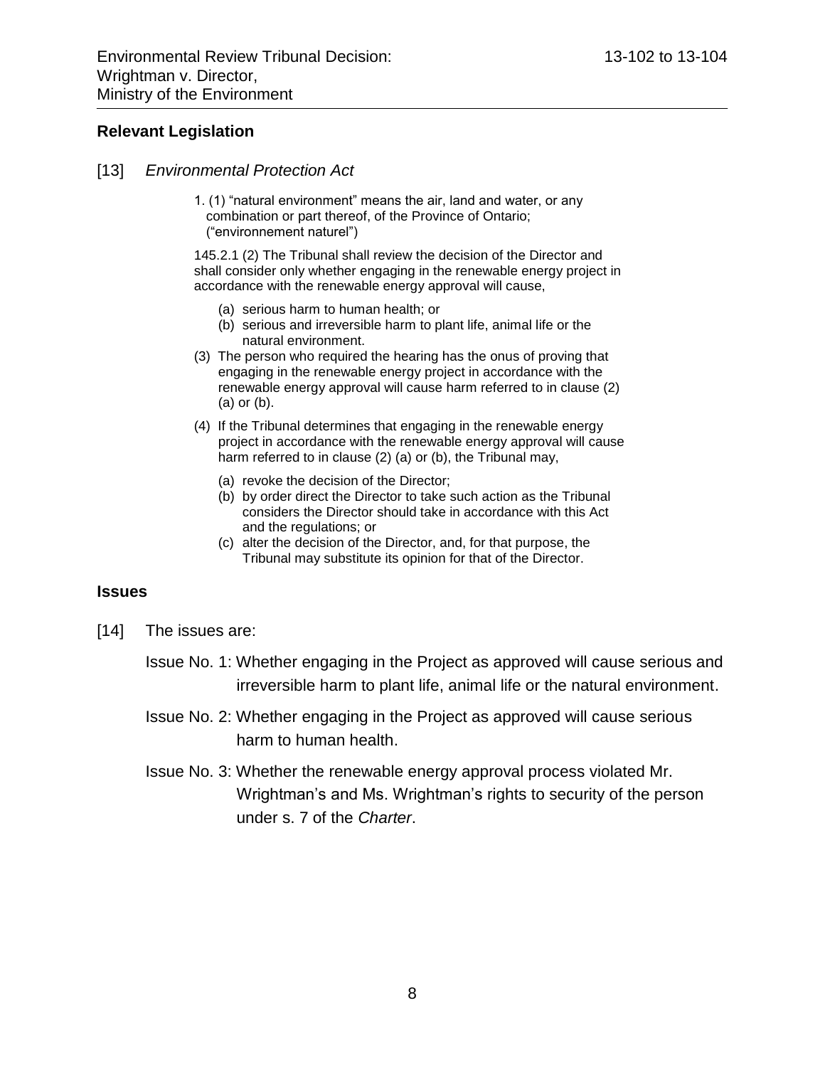## Relevant Legislation

[13] *Environmental Protection Act*

> 1. (1) "natural environment" means the air, land and water, or any combination or part thereof, of the Province of Ontario; ("environnement naturel")
>
> 145.2.1 (2) The Tribunal shall review the decision of the Director and shall consider only whether engaging in the renewable energy project in accordance with the renewable energy approval will cause,
>
> (a) serious harm to human health; or
> (b) serious and irreversible harm to plant life, animal life or the natural environment.
>
> (3) The person who required the hearing has the onus of proving that engaging in the renewable energy project in accordance with the renewable energy approval will cause harm referred to in clause (2) (a) or (b).
>
> (4) If the Tribunal determines that engaging in the renewable energy project in accordance with the renewable energy approval will cause harm referred to in clause (2) (a) or (b), the Tribunal may,
>
> (a) revoke the decision of the Director;
> (b) by order direct the Director to take such action as the Tribunal considers the Director should take in accordance with this Act and the regulations; or
> (c) alter the decision of the Director, and, for that purpose, the Tribunal may substitute its opinion for that of the Director.

## Issues

[14] The issues are:

Issue No. 1: Whether engaging in the Project as approved will cause serious and irreversible harm to plant life, animal life or the natural environment.

Issue No. 2: Whether engaging in the Project as approved will cause serious harm to human health.

Issue No. 3: Whether the renewable energy approval process violated Mr. Wrightman's and Ms. Wrightman's rights to security of the person under s. 7 of the *Charter*.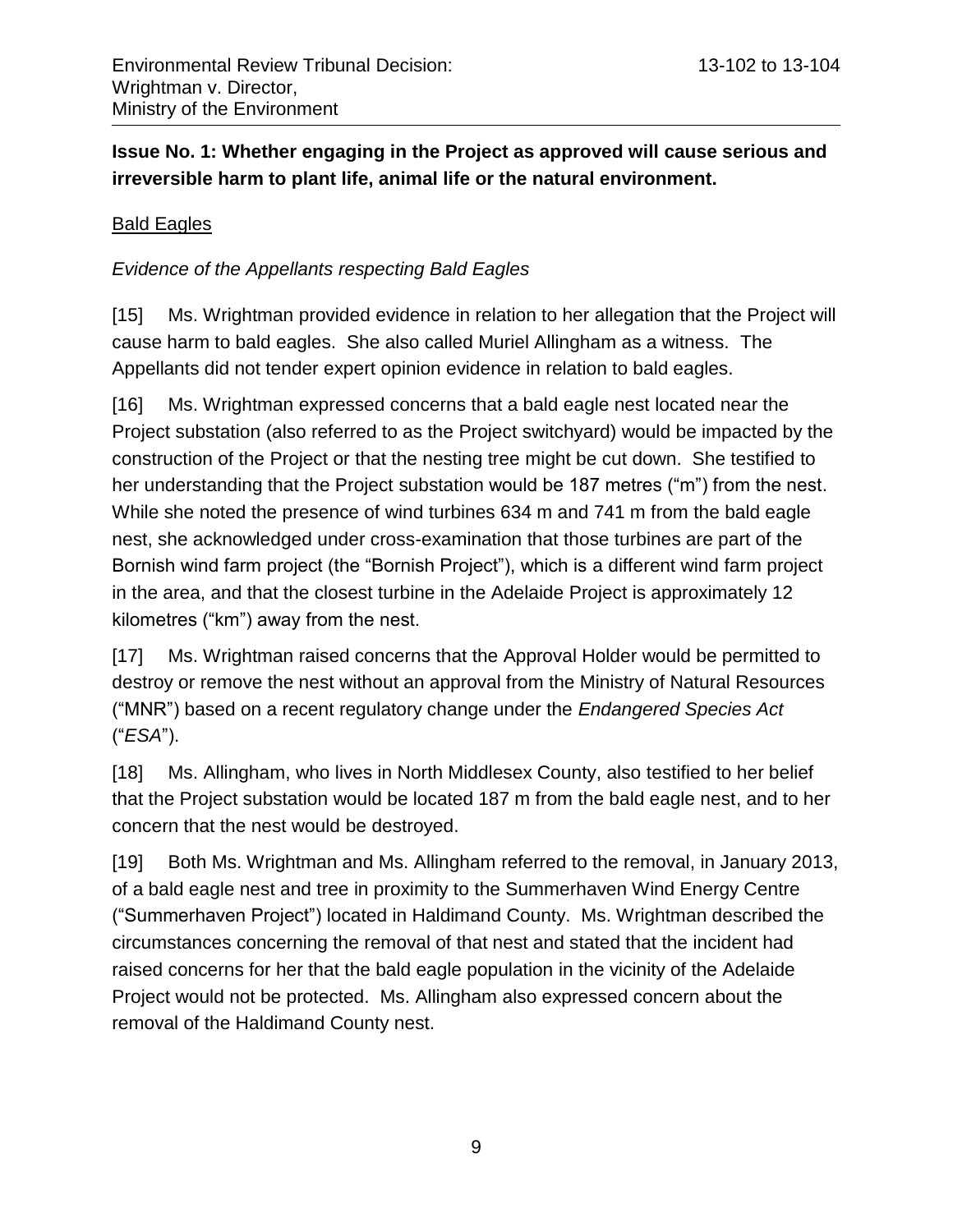**Issue No. 1: Whether engaging in the Project as approved will cause serious and irreversible harm to plant life, animal life or the natural environment.**

Bald Eagles

*Evidence of the Appellants respecting Bald Eagles*

[15] Ms. Wrightman provided evidence in relation to her allegation that the Project will cause harm to bald eagles. She also called Muriel Allingham as a witness. The Appellants did not tender expert opinion evidence in relation to bald eagles.

[16] Ms. Wrightman expressed concerns that a bald eagle nest located near the Project substation (also referred to as the Project switchyard) would be impacted by the construction of the Project or that the nesting tree might be cut down. She testified to her understanding that the Project substation would be 187 metres ("m") from the nest. While she noted the presence of wind turbines 634 m and 741 m from the bald eagle nest, she acknowledged under cross-examination that those turbines are part of the Bornish wind farm project (the "Bornish Project"), which is a different wind farm project in the area, and that the closest turbine in the Adelaide Project is approximately 12 kilometres ("km") away from the nest.

[17] Ms. Wrightman raised concerns that the Approval Holder would be permitted to destroy or remove the nest without an approval from the Ministry of Natural Resources ("MNR") based on a recent regulatory change under the *Endangered Species Act* ("*ESA*").

[18] Ms. Allingham, who lives in North Middlesex County, also testified to her belief that the Project substation would be located 187 m from the bald eagle nest, and to her concern that the nest would be destroyed.

[19] Both Ms. Wrightman and Ms. Allingham referred to the removal, in January 2013, of a bald eagle nest and tree in proximity to the Summerhaven Wind Energy Centre ("Summerhaven Project") located in Haldimand County. Ms. Wrightman described the circumstances concerning the removal of that nest and stated that the incident had raised concerns for her that the bald eagle population in the vicinity of the Adelaide Project would not be protected. Ms. Allingham also expressed concern about the removal of the Haldimand County nest.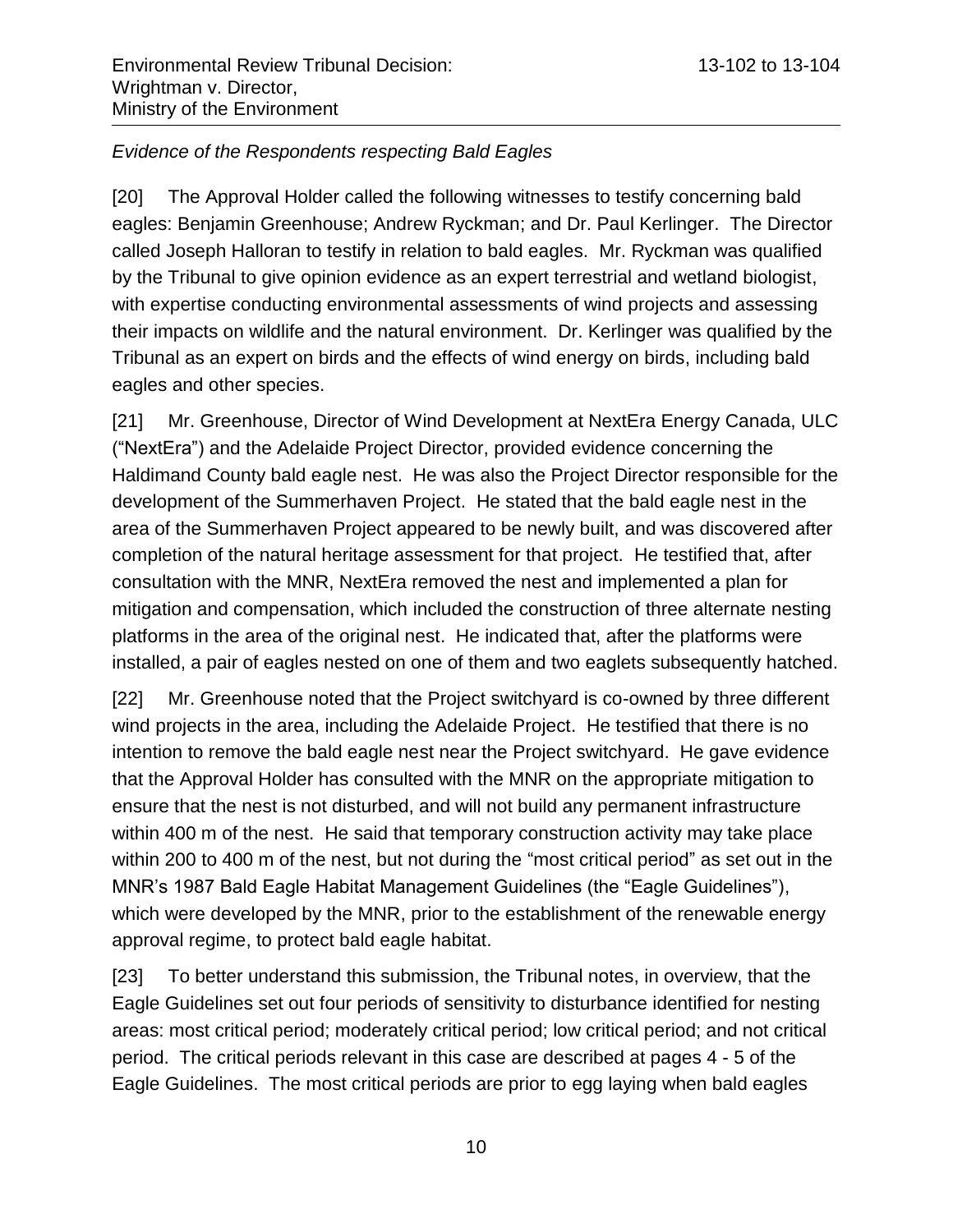*Evidence of the Respondents respecting Bald Eagles*

[20] The Approval Holder called the following witnesses to testify concerning bald eagles: Benjamin Greenhouse; Andrew Ryckman; and Dr. Paul Kerlinger. The Director called Joseph Halloran to testify in relation to bald eagles. Mr. Ryckman was qualified by the Tribunal to give opinion evidence as an expert terrestrial and wetland biologist, with expertise conducting environmental assessments of wind projects and assessing their impacts on wildlife and the natural environment. Dr. Kerlinger was qualified by the Tribunal as an expert on birds and the effects of wind energy on birds, including bald eagles and other species.

[21] Mr. Greenhouse, Director of Wind Development at NextEra Energy Canada, ULC ("NextEra") and the Adelaide Project Director, provided evidence concerning the Haldimand County bald eagle nest. He was also the Project Director responsible for the development of the Summerhaven Project. He stated that the bald eagle nest in the area of the Summerhaven Project appeared to be newly built, and was discovered after completion of the natural heritage assessment for that project. He testified that, after consultation with the MNR, NextEra removed the nest and implemented a plan for mitigation and compensation, which included the construction of three alternate nesting platforms in the area of the original nest. He indicated that, after the platforms were installed, a pair of eagles nested on one of them and two eaglets subsequently hatched.

[22] Mr. Greenhouse noted that the Project switchyard is co-owned by three different wind projects in the area, including the Adelaide Project. He testified that there is no intention to remove the bald eagle nest near the Project switchyard. He gave evidence that the Approval Holder has consulted with the MNR on the appropriate mitigation to ensure that the nest is not disturbed, and will not build any permanent infrastructure within 400 m of the nest. He said that temporary construction activity may take place within 200 to 400 m of the nest, but not during the "most critical period" as set out in the MNR's 1987 Bald Eagle Habitat Management Guidelines (the "Eagle Guidelines"), which were developed by the MNR, prior to the establishment of the renewable energy approval regime, to protect bald eagle habitat.

[23] To better understand this submission, the Tribunal notes, in overview, that the Eagle Guidelines set out four periods of sensitivity to disturbance identified for nesting areas: most critical period; moderately critical period; low critical period; and not critical period. The critical periods relevant in this case are described at pages 4 - 5 of the Eagle Guidelines. The most critical periods are prior to egg laying when bald eagles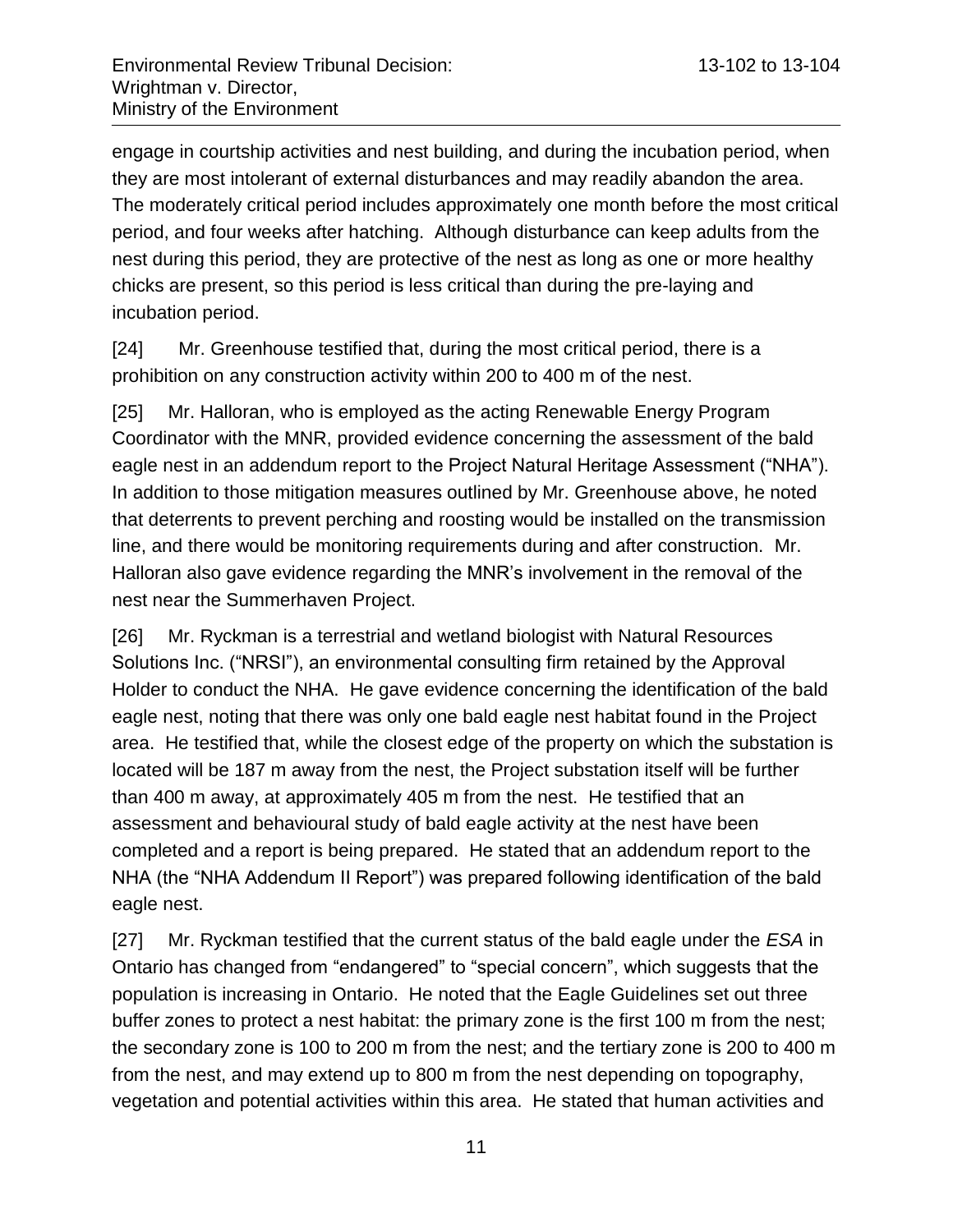engage in courtship activities and nest building, and during the incubation period, when they are most intolerant of external disturbances and may readily abandon the area. The moderately critical period includes approximately one month before the most critical period, and four weeks after hatching. Although disturbance can keep adults from the nest during this period, they are protective of the nest as long as one or more healthy chicks are present, so this period is less critical than during the pre-laying and incubation period.

[24] Mr. Greenhouse testified that, during the most critical period, there is a prohibition on any construction activity within 200 to 400 m of the nest.

[25] Mr. Halloran, who is employed as the acting Renewable Energy Program Coordinator with the MNR, provided evidence concerning the assessment of the bald eagle nest in an addendum report to the Project Natural Heritage Assessment ("NHA"). In addition to those mitigation measures outlined by Mr. Greenhouse above, he noted that deterrents to prevent perching and roosting would be installed on the transmission line, and there would be monitoring requirements during and after construction. Mr. Halloran also gave evidence regarding the MNR's involvement in the removal of the nest near the Summerhaven Project.

[26] Mr. Ryckman is a terrestrial and wetland biologist with Natural Resources Solutions Inc. ("NRSI"), an environmental consulting firm retained by the Approval Holder to conduct the NHA. He gave evidence concerning the identification of the bald eagle nest, noting that there was only one bald eagle nest habitat found in the Project area. He testified that, while the closest edge of the property on which the substation is located will be 187 m away from the nest, the Project substation itself will be further than 400 m away, at approximately 405 m from the nest. He testified that an assessment and behavioural study of bald eagle activity at the nest have been completed and a report is being prepared. He stated that an addendum report to the NHA (the "NHA Addendum II Report") was prepared following identification of the bald eagle nest.

[27] Mr. Ryckman testified that the current status of the bald eagle under the *ESA* in Ontario has changed from "endangered" to "special concern", which suggests that the population is increasing in Ontario. He noted that the Eagle Guidelines set out three buffer zones to protect a nest habitat: the primary zone is the first 100 m from the nest; the secondary zone is 100 to 200 m from the nest; and the tertiary zone is 200 to 400 m from the nest, and may extend up to 800 m from the nest depending on topography, vegetation and potential activities within this area. He stated that human activities and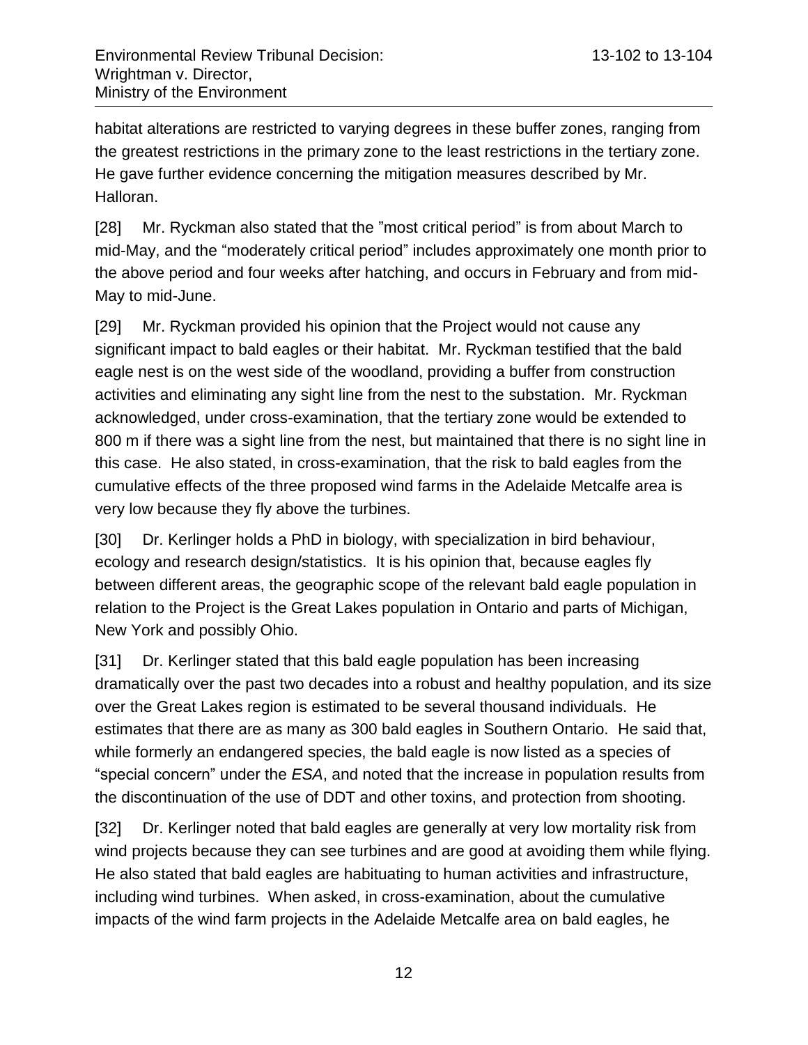habitat alterations are restricted to varying degrees in these buffer zones, ranging from the greatest restrictions in the primary zone to the least restrictions in the tertiary zone. He gave further evidence concerning the mitigation measures described by Mr. Halloran.

[28] Mr. Ryckman also stated that the "most critical period" is from about March to mid-May, and the "moderately critical period" includes approximately one month prior to the above period and four weeks after hatching, and occurs in February and from mid-May to mid-June.

[29] Mr. Ryckman provided his opinion that the Project would not cause any significant impact to bald eagles or their habitat. Mr. Ryckman testified that the bald eagle nest is on the west side of the woodland, providing a buffer from construction activities and eliminating any sight line from the nest to the substation. Mr. Ryckman acknowledged, under cross-examination, that the tertiary zone would be extended to 800 m if there was a sight line from the nest, but maintained that there is no sight line in this case. He also stated, in cross-examination, that the risk to bald eagles from the cumulative effects of the three proposed wind farms in the Adelaide Metcalfe area is very low because they fly above the turbines.

[30] Dr. Kerlinger holds a PhD in biology, with specialization in bird behaviour, ecology and research design/statistics. It is his opinion that, because eagles fly between different areas, the geographic scope of the relevant bald eagle population in relation to the Project is the Great Lakes population in Ontario and parts of Michigan, New York and possibly Ohio.

[31] Dr. Kerlinger stated that this bald eagle population has been increasing dramatically over the past two decades into a robust and healthy population, and its size over the Great Lakes region is estimated to be several thousand individuals. He estimates that there are as many as 300 bald eagles in Southern Ontario. He said that, while formerly an endangered species, the bald eagle is now listed as a species of "special concern" under the *ESA*, and noted that the increase in population results from the discontinuation of the use of DDT and other toxins, and protection from shooting.

[32] Dr. Kerlinger noted that bald eagles are generally at very low mortality risk from wind projects because they can see turbines and are good at avoiding them while flying. He also stated that bald eagles are habituating to human activities and infrastructure, including wind turbines. When asked, in cross-examination, about the cumulative impacts of the wind farm projects in the Adelaide Metcalfe area on bald eagles, he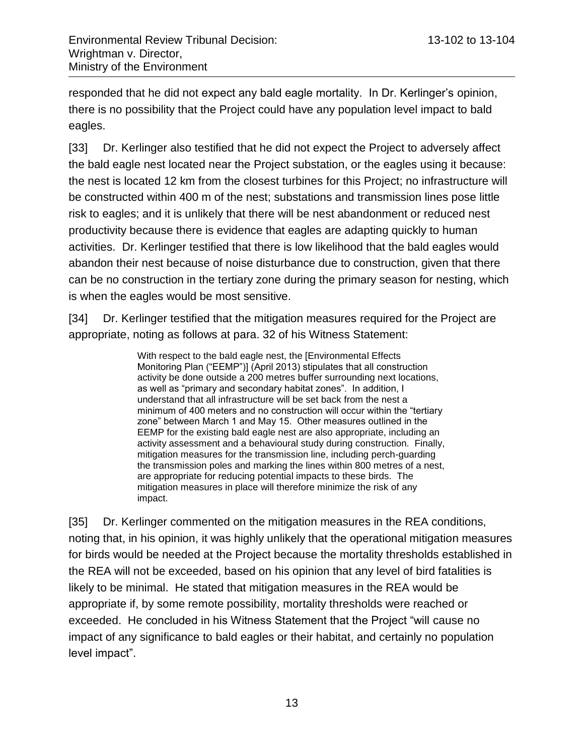responded that he did not expect any bald eagle mortality. In Dr. Kerlinger's opinion, there is no possibility that the Project could have any population level impact to bald eagles.

[33] Dr. Kerlinger also testified that he did not expect the Project to adversely affect the bald eagle nest located near the Project substation, or the eagles using it because: the nest is located 12 km from the closest turbines for this Project; no infrastructure will be constructed within 400 m of the nest; substations and transmission lines pose little risk to eagles; and it is unlikely that there will be nest abandonment or reduced nest productivity because there is evidence that eagles are adapting quickly to human activities. Dr. Kerlinger testified that there is low likelihood that the bald eagles would abandon their nest because of noise disturbance due to construction, given that there can be no construction in the tertiary zone during the primary season for nesting, which is when the eagles would be most sensitive.

[34] Dr. Kerlinger testified that the mitigation measures required for the Project are appropriate, noting as follows at para. 32 of his Witness Statement:

> With respect to the bald eagle nest, the [Environmental Effects Monitoring Plan ("EEMP")] (April 2013) stipulates that all construction activity be done outside a 200 metres buffer surrounding next locations, as well as "primary and secondary habitat zones". In addition, I understand that all infrastructure will be set back from the nest a minimum of 400 meters and no construction will occur within the "tertiary zone" between March 1 and May 15. Other measures outlined in the EEMP for the existing bald eagle nest are also appropriate, including an activity assessment and a behavioural study during construction. Finally, mitigation measures for the transmission line, including perch-guarding the transmission poles and marking the lines within 800 metres of a nest, are appropriate for reducing potential impacts to these birds. The mitigation measures in place will therefore minimize the risk of any impact.

[35] Dr. Kerlinger commented on the mitigation measures in the REA conditions, noting that, in his opinion, it was highly unlikely that the operational mitigation measures for birds would be needed at the Project because the mortality thresholds established in the REA will not be exceeded, based on his opinion that any level of bird fatalities is likely to be minimal. He stated that mitigation measures in the REA would be appropriate if, by some remote possibility, mortality thresholds were reached or exceeded. He concluded in his Witness Statement that the Project "will cause no impact of any significance to bald eagles or their habitat, and certainly no population level impact".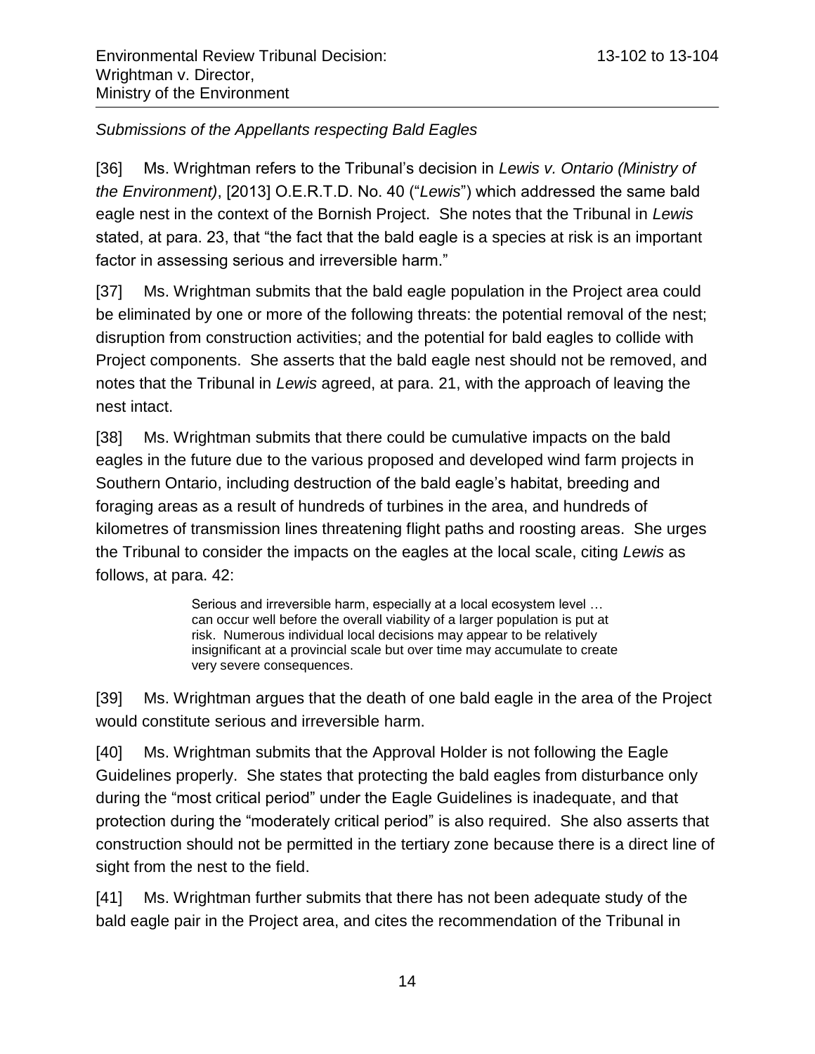*Submissions of the Appellants respecting Bald Eagles*

[36] Ms. Wrightman refers to the Tribunal's decision in *Lewis v. Ontario (Ministry of the Environment)*, [2013] O.E.R.T.D. No. 40 ("*Lewis*") which addressed the same bald eagle nest in the context of the Bornish Project. She notes that the Tribunal in *Lewis* stated, at para. 23, that "the fact that the bald eagle is a species at risk is an important factor in assessing serious and irreversible harm."

[37] Ms. Wrightman submits that the bald eagle population in the Project area could be eliminated by one or more of the following threats: the potential removal of the nest; disruption from construction activities; and the potential for bald eagles to collide with Project components. She asserts that the bald eagle nest should not be removed, and notes that the Tribunal in *Lewis* agreed, at para. 21, with the approach of leaving the nest intact.

[38] Ms. Wrightman submits that there could be cumulative impacts on the bald eagles in the future due to the various proposed and developed wind farm projects in Southern Ontario, including destruction of the bald eagle's habitat, breeding and foraging areas as a result of hundreds of turbines in the area, and hundreds of kilometres of transmission lines threatening flight paths and roosting areas. She urges the Tribunal to consider the impacts on the eagles at the local scale, citing *Lewis* as follows, at para. 42:

> Serious and irreversible harm, especially at a local ecosystem level … can occur well before the overall viability of a larger population is put at risk. Numerous individual local decisions may appear to be relatively insignificant at a provincial scale but over time may accumulate to create very severe consequences.

[39] Ms. Wrightman argues that the death of one bald eagle in the area of the Project would constitute serious and irreversible harm.

[40] Ms. Wrightman submits that the Approval Holder is not following the Eagle Guidelines properly. She states that protecting the bald eagles from disturbance only during the "most critical period" under the Eagle Guidelines is inadequate, and that protection during the "moderately critical period" is also required. She also asserts that construction should not be permitted in the tertiary zone because there is a direct line of sight from the nest to the field.

[41] Ms. Wrightman further submits that there has not been adequate study of the bald eagle pair in the Project area, and cites the recommendation of the Tribunal in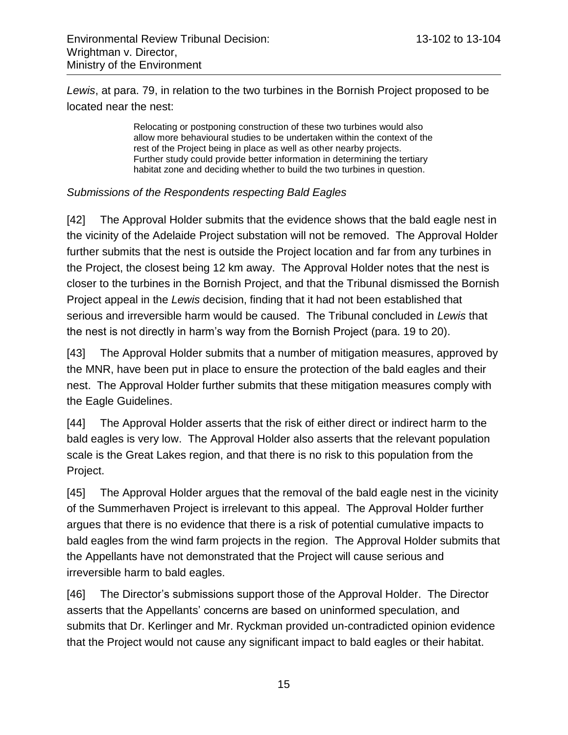*Lewis*, at para. 79, in relation to the two turbines in the Bornish Project proposed to be located near the nest:

> Relocating or postponing construction of these two turbines would also allow more behavioural studies to be undertaken within the context of the rest of the Project being in place as well as other nearby projects. Further study could provide better information in determining the tertiary habitat zone and deciding whether to build the two turbines in question.

*Submissions of the Respondents respecting Bald Eagles*

[42] The Approval Holder submits that the evidence shows that the bald eagle nest in the vicinity of the Adelaide Project substation will not be removed. The Approval Holder further submits that the nest is outside the Project location and far from any turbines in the Project, the closest being 12 km away. The Approval Holder notes that the nest is closer to the turbines in the Bornish Project, and that the Tribunal dismissed the Bornish Project appeal in the *Lewis* decision, finding that it had not been established that serious and irreversible harm would be caused. The Tribunal concluded in *Lewis* that the nest is not directly in harm's way from the Bornish Project (para. 19 to 20).

[43] The Approval Holder submits that a number of mitigation measures, approved by the MNR, have been put in place to ensure the protection of the bald eagles and their nest. The Approval Holder further submits that these mitigation measures comply with the Eagle Guidelines.

[44] The Approval Holder asserts that the risk of either direct or indirect harm to the bald eagles is very low. The Approval Holder also asserts that the relevant population scale is the Great Lakes region, and that there is no risk to this population from the Project.

[45] The Approval Holder argues that the removal of the bald eagle nest in the vicinity of the Summerhaven Project is irrelevant to this appeal. The Approval Holder further argues that there is no evidence that there is a risk of potential cumulative impacts to bald eagles from the wind farm projects in the region. The Approval Holder submits that the Appellants have not demonstrated that the Project will cause serious and irreversible harm to bald eagles.

[46] The Director's submissions support those of the Approval Holder. The Director asserts that the Appellants' concerns are based on uninformed speculation, and submits that Dr. Kerlinger and Mr. Ryckman provided un-contradicted opinion evidence that the Project would not cause any significant impact to bald eagles or their habitat.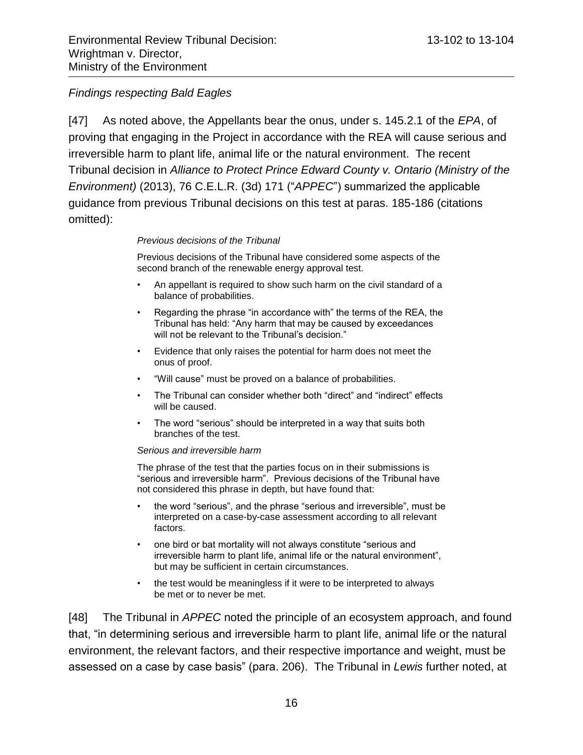*Findings respecting Bald Eagles*

[47] As noted above, the Appellants bear the onus, under s. 145.2.1 of the *EPA*, of proving that engaging in the Project in accordance with the REA will cause serious and irreversible harm to plant life, animal life or the natural environment. The recent Tribunal decision in *Alliance to Protect Prince Edward County v. Ontario (Ministry of the Environment)* (2013), 76 C.E.L.R. (3d) 171 ("*APPEC*") summarized the applicable guidance from previous Tribunal decisions on this test at paras. 185-186 (citations omitted):

> *Previous decisions of the Tribunal*
>
> Previous decisions of the Tribunal have considered some aspects of the second branch of the renewable energy approval test.
>
> - An appellant is required to show such harm on the civil standard of a balance of probabilities.
> - Regarding the phrase "in accordance with" the terms of the REA, the Tribunal has held: "Any harm that may be caused by exceedances will not be relevant to the Tribunal's decision."
> - Evidence that only raises the potential for harm does not meet the onus of proof.
> - "Will cause" must be proved on a balance of probabilities.
> - The Tribunal can consider whether both "direct" and "indirect" effects will be caused.
> - The word "serious" should be interpreted in a way that suits both branches of the test.
>
> *Serious and irreversible harm*
>
> The phrase of the test that the parties focus on in their submissions is "serious and irreversible harm". Previous decisions of the Tribunal have not considered this phrase in depth, but have found that:
>
> - the word "serious", and the phrase "serious and irreversible", must be interpreted on a case-by-case assessment according to all relevant factors.
> - one bird or bat mortality will not always constitute "serious and irreversible harm to plant life, animal life or the natural environment", but may be sufficient in certain circumstances.
> - the test would be meaningless if it were to be interpreted to always be met or to never be met.

[48] The Tribunal in *APPEC* noted the principle of an ecosystem approach, and found that, "in determining serious and irreversible harm to plant life, animal life or the natural environment, the relevant factors, and their respective importance and weight, must be assessed on a case by case basis" (para. 206). The Tribunal in *Lewis* further noted, at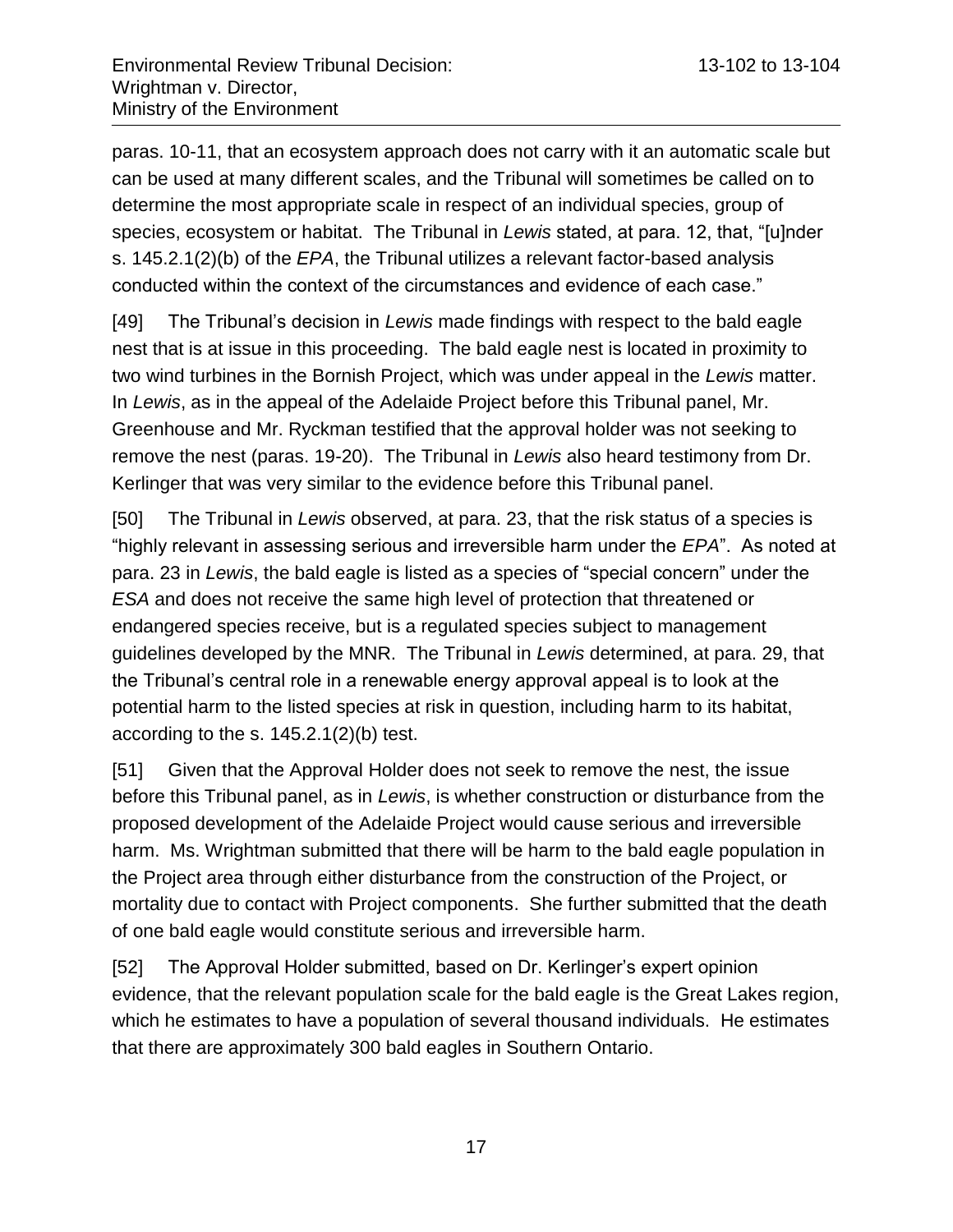paras. 10-11, that an ecosystem approach does not carry with it an automatic scale but can be used at many different scales, and the Tribunal will sometimes be called on to determine the most appropriate scale in respect of an individual species, group of species, ecosystem or habitat. The Tribunal in *Lewis* stated, at para. 12, that, "[u]nder s. 145.2.1(2)(b) of the *EPA*, the Tribunal utilizes a relevant factor-based analysis conducted within the context of the circumstances and evidence of each case."

[49] The Tribunal's decision in *Lewis* made findings with respect to the bald eagle nest that is at issue in this proceeding. The bald eagle nest is located in proximity to two wind turbines in the Bornish Project, which was under appeal in the *Lewis* matter. In *Lewis*, as in the appeal of the Adelaide Project before this Tribunal panel, Mr. Greenhouse and Mr. Ryckman testified that the approval holder was not seeking to remove the nest (paras. 19-20). The Tribunal in *Lewis* also heard testimony from Dr. Kerlinger that was very similar to the evidence before this Tribunal panel.

[50] The Tribunal in *Lewis* observed, at para. 23, that the risk status of a species is "highly relevant in assessing serious and irreversible harm under the *EPA*". As noted at para. 23 in *Lewis*, the bald eagle is listed as a species of "special concern" under the *ESA* and does not receive the same high level of protection that threatened or endangered species receive, but is a regulated species subject to management guidelines developed by the MNR. The Tribunal in *Lewis* determined, at para. 29, that the Tribunal's central role in a renewable energy approval appeal is to look at the potential harm to the listed species at risk in question, including harm to its habitat, according to the s. 145.2.1(2)(b) test.

[51] Given that the Approval Holder does not seek to remove the nest, the issue before this Tribunal panel, as in *Lewis*, is whether construction or disturbance from the proposed development of the Adelaide Project would cause serious and irreversible harm. Ms. Wrightman submitted that there will be harm to the bald eagle population in the Project area through either disturbance from the construction of the Project, or mortality due to contact with Project components. She further submitted that the death of one bald eagle would constitute serious and irreversible harm.

[52] The Approval Holder submitted, based on Dr. Kerlinger's expert opinion evidence, that the relevant population scale for the bald eagle is the Great Lakes region, which he estimates to have a population of several thousand individuals. He estimates that there are approximately 300 bald eagles in Southern Ontario.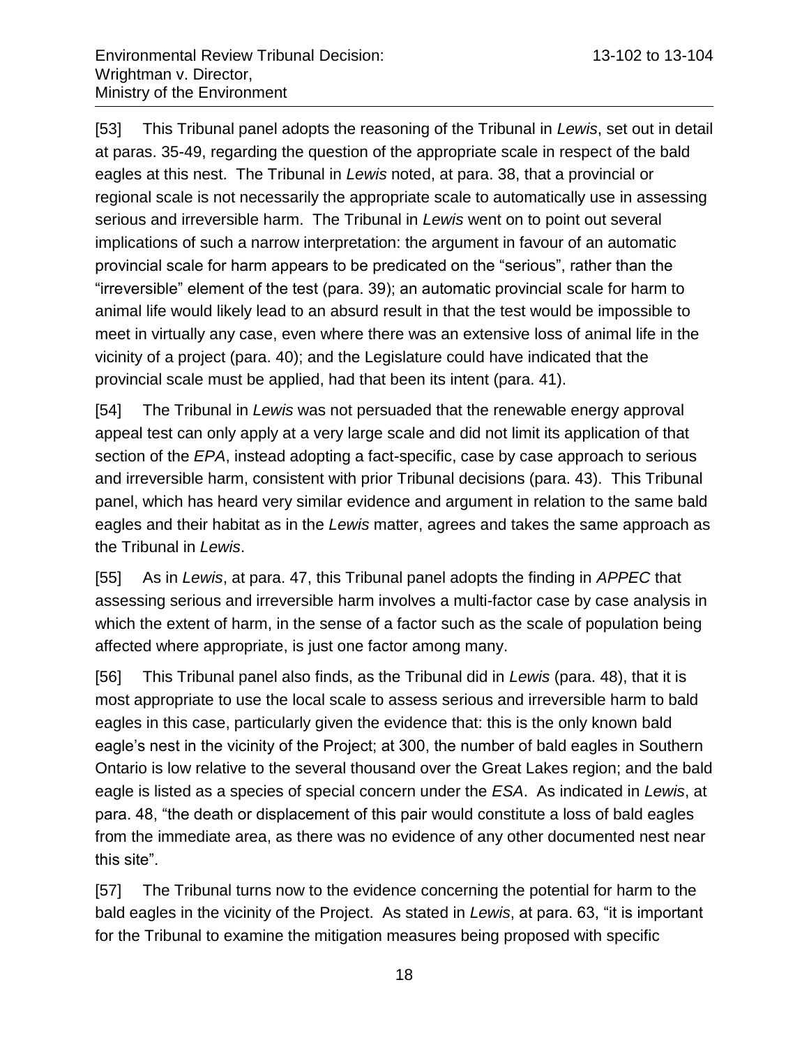[53] This Tribunal panel adopts the reasoning of the Tribunal in *Lewis*, set out in detail at paras. 35-49, regarding the question of the appropriate scale in respect of the bald eagles at this nest. The Tribunal in *Lewis* noted, at para. 38, that a provincial or regional scale is not necessarily the appropriate scale to automatically use in assessing serious and irreversible harm. The Tribunal in *Lewis* went on to point out several implications of such a narrow interpretation: the argument in favour of an automatic provincial scale for harm appears to be predicated on the "serious", rather than the "irreversible" element of the test (para. 39); an automatic provincial scale for harm to animal life would likely lead to an absurd result in that the test would be impossible to meet in virtually any case, even where there was an extensive loss of animal life in the vicinity of a project (para. 40); and the Legislature could have indicated that the provincial scale must be applied, had that been its intent (para. 41).

[54] The Tribunal in *Lewis* was not persuaded that the renewable energy approval appeal test can only apply at a very large scale and did not limit its application of that section of the *EPA*, instead adopting a fact-specific, case by case approach to serious and irreversible harm, consistent with prior Tribunal decisions (para. 43). This Tribunal panel, which has heard very similar evidence and argument in relation to the same bald eagles and their habitat as in the *Lewis* matter, agrees and takes the same approach as the Tribunal in *Lewis*.

[55] As in *Lewis*, at para. 47, this Tribunal panel adopts the finding in *APPEC* that assessing serious and irreversible harm involves a multi-factor case by case analysis in which the extent of harm, in the sense of a factor such as the scale of population being affected where appropriate, is just one factor among many.

[56] This Tribunal panel also finds, as the Tribunal did in *Lewis* (para. 48), that it is most appropriate to use the local scale to assess serious and irreversible harm to bald eagles in this case, particularly given the evidence that: this is the only known bald eagle's nest in the vicinity of the Project; at 300, the number of bald eagles in Southern Ontario is low relative to the several thousand over the Great Lakes region; and the bald eagle is listed as a species of special concern under the *ESA*. As indicated in *Lewis*, at para. 48, "the death or displacement of this pair would constitute a loss of bald eagles from the immediate area, as there was no evidence of any other documented nest near this site".

[57] The Tribunal turns now to the evidence concerning the potential for harm to the bald eagles in the vicinity of the Project. As stated in *Lewis*, at para. 63, "it is important for the Tribunal to examine the mitigation measures being proposed with specific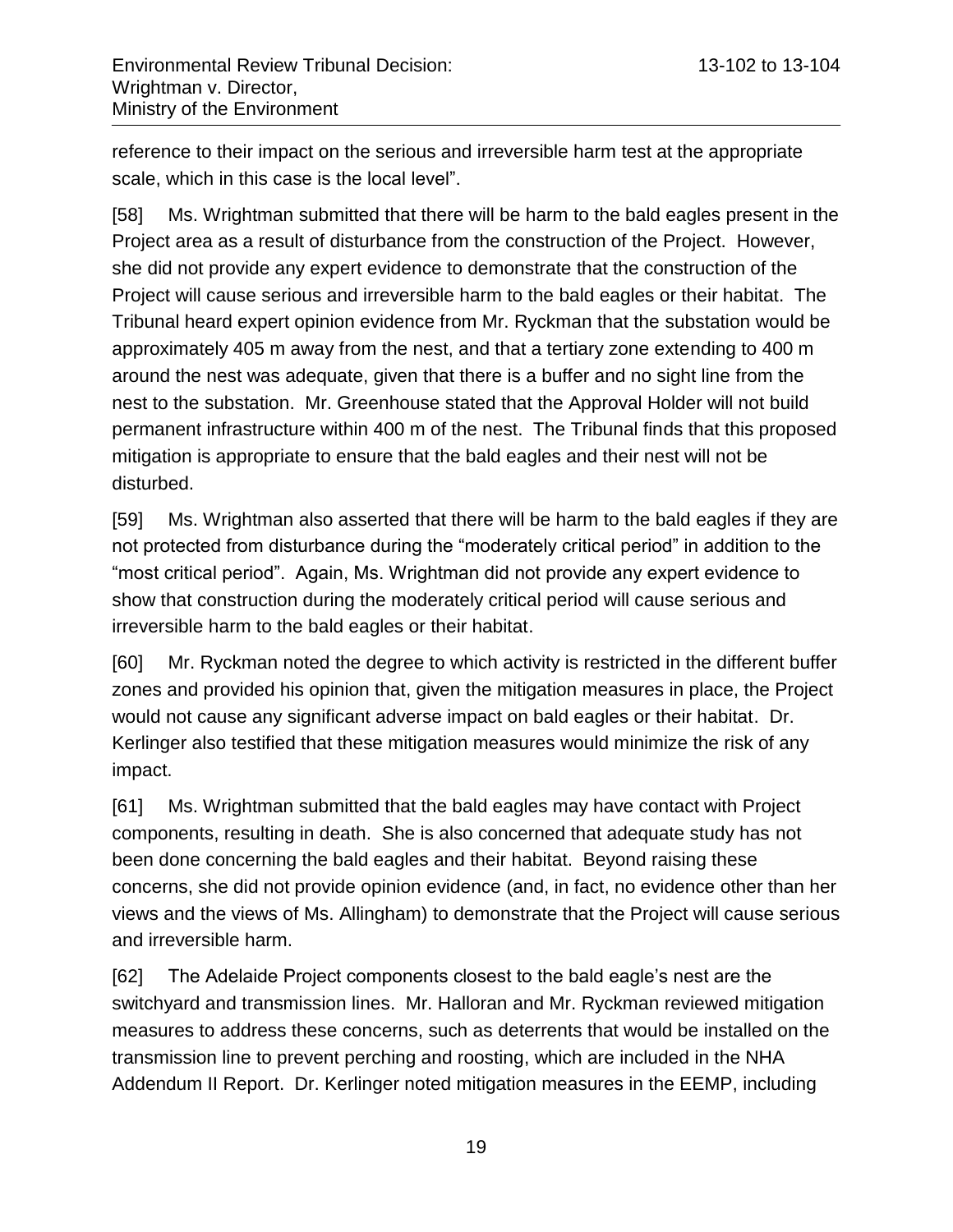reference to their impact on the serious and irreversible harm test at the appropriate scale, which in this case is the local level".

[58] Ms. Wrightman submitted that there will be harm to the bald eagles present in the Project area as a result of disturbance from the construction of the Project. However, she did not provide any expert evidence to demonstrate that the construction of the Project will cause serious and irreversible harm to the bald eagles or their habitat. The Tribunal heard expert opinion evidence from Mr. Ryckman that the substation would be approximately 405 m away from the nest, and that a tertiary zone extending to 400 m around the nest was adequate, given that there is a buffer and no sight line from the nest to the substation. Mr. Greenhouse stated that the Approval Holder will not build permanent infrastructure within 400 m of the nest. The Tribunal finds that this proposed mitigation is appropriate to ensure that the bald eagles and their nest will not be disturbed.

[59] Ms. Wrightman also asserted that there will be harm to the bald eagles if they are not protected from disturbance during the "moderately critical period" in addition to the "most critical period". Again, Ms. Wrightman did not provide any expert evidence to show that construction during the moderately critical period will cause serious and irreversible harm to the bald eagles or their habitat.

[60] Mr. Ryckman noted the degree to which activity is restricted in the different buffer zones and provided his opinion that, given the mitigation measures in place, the Project would not cause any significant adverse impact on bald eagles or their habitat. Dr. Kerlinger also testified that these mitigation measures would minimize the risk of any impact.

[61] Ms. Wrightman submitted that the bald eagles may have contact with Project components, resulting in death. She is also concerned that adequate study has not been done concerning the bald eagles and their habitat. Beyond raising these concerns, she did not provide opinion evidence (and, in fact, no evidence other than her views and the views of Ms. Allingham) to demonstrate that the Project will cause serious and irreversible harm.

[62] The Adelaide Project components closest to the bald eagle's nest are the switchyard and transmission lines. Mr. Halloran and Mr. Ryckman reviewed mitigation measures to address these concerns, such as deterrents that would be installed on the transmission line to prevent perching and roosting, which are included in the NHA Addendum II Report. Dr. Kerlinger noted mitigation measures in the EEMP, including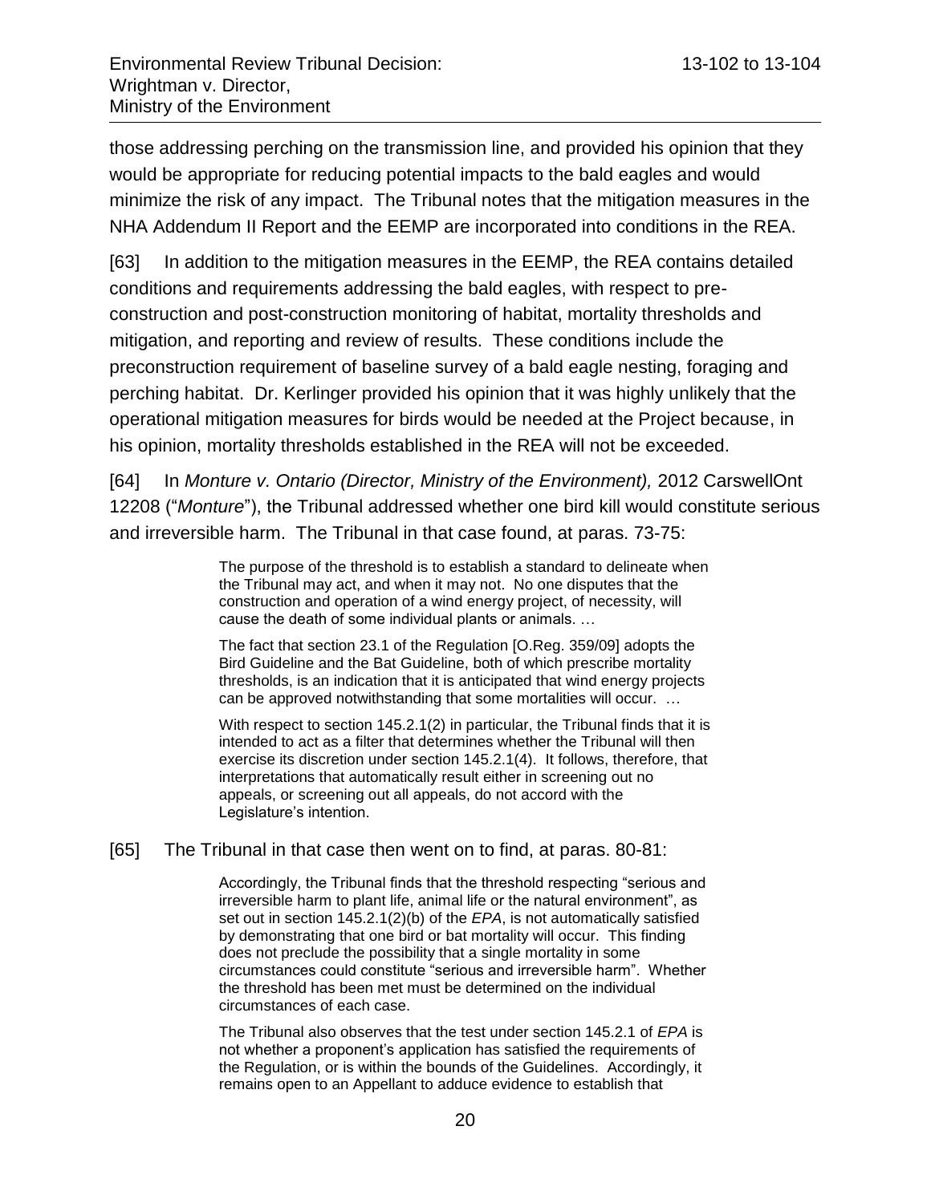those addressing perching on the transmission line, and provided his opinion that they would be appropriate for reducing potential impacts to the bald eagles and would minimize the risk of any impact. The Tribunal notes that the mitigation measures in the NHA Addendum II Report and the EEMP are incorporated into conditions in the REA.

[63] In addition to the mitigation measures in the EEMP, the REA contains detailed conditions and requirements addressing the bald eagles, with respect to pre-construction and post-construction monitoring of habitat, mortality thresholds and mitigation, and reporting and review of results. These conditions include the preconstruction requirement of baseline survey of a bald eagle nesting, foraging and perching habitat. Dr. Kerlinger provided his opinion that it was highly unlikely that the operational mitigation measures for birds would be needed at the Project because, in his opinion, mortality thresholds established in the REA will not be exceeded.

[64] In *Monture v. Ontario (Director, Ministry of the Environment),* 2012 CarswellOnt 12208 ("*Monture*"), the Tribunal addressed whether one bird kill would constitute serious and irreversible harm. The Tribunal in that case found, at paras. 73-75:

> The purpose of the threshold is to establish a standard to delineate when the Tribunal may act, and when it may not. No one disputes that the construction and operation of a wind energy project, of necessity, will cause the death of some individual plants or animals. …
>
> The fact that section 23.1 of the Regulation [O.Reg. 359/09] adopts the Bird Guideline and the Bat Guideline, both of which prescribe mortality thresholds, is an indication that it is anticipated that wind energy projects can be approved notwithstanding that some mortalities will occur. …
>
> With respect to section 145.2.1(2) in particular, the Tribunal finds that it is intended to act as a filter that determines whether the Tribunal will then exercise its discretion under section 145.2.1(4). It follows, therefore, that interpretations that automatically result either in screening out no appeals, or screening out all appeals, do not accord with the Legislature's intention.

[65] The Tribunal in that case then went on to find, at paras. 80-81:

> Accordingly, the Tribunal finds that the threshold respecting "serious and irreversible harm to plant life, animal life or the natural environment", as set out in section 145.2.1(2)(b) of the *EPA*, is not automatically satisfied by demonstrating that one bird or bat mortality will occur. This finding does not preclude the possibility that a single mortality in some circumstances could constitute "serious and irreversible harm". Whether the threshold has been met must be determined on the individual circumstances of each case.
>
> The Tribunal also observes that the test under section 145.2.1 of *EPA* is not whether a proponent's application has satisfied the requirements of the Regulation, or is within the bounds of the Guidelines. Accordingly, it remains open to an Appellant to adduce evidence to establish that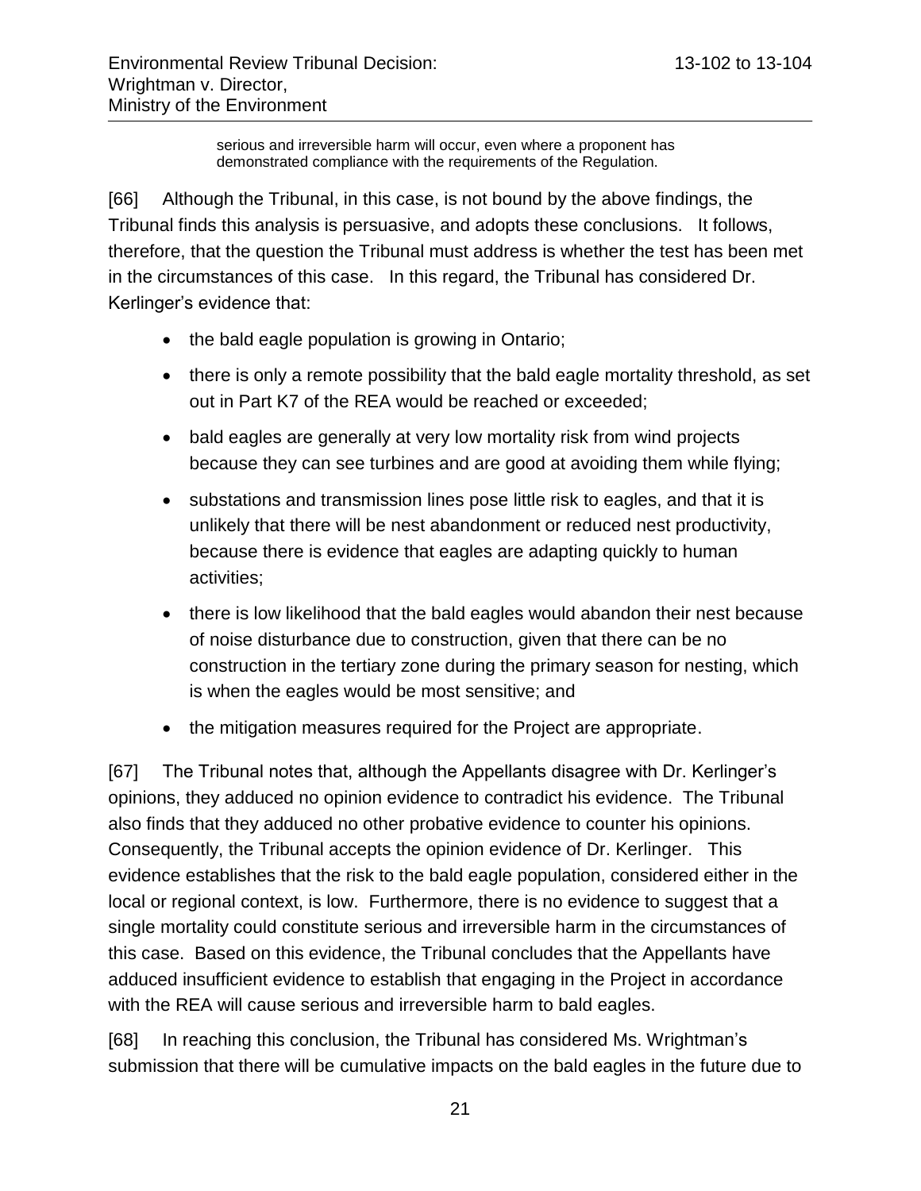> serious and irreversible harm will occur, even where a proponent has demonstrated compliance with the requirements of the Regulation.

[66] Although the Tribunal, in this case, is not bound by the above findings, the Tribunal finds this analysis is persuasive, and adopts these conclusions. It follows, therefore, that the question the Tribunal must address is whether the test has been met in the circumstances of this case. In this regard, the Tribunal has considered Dr. Kerlinger's evidence that:

- the bald eagle population is growing in Ontario;
- there is only a remote possibility that the bald eagle mortality threshold, as set out in Part K7 of the REA would be reached or exceeded;
- bald eagles are generally at very low mortality risk from wind projects because they can see turbines and are good at avoiding them while flying;
- substations and transmission lines pose little risk to eagles, and that it is unlikely that there will be nest abandonment or reduced nest productivity, because there is evidence that eagles are adapting quickly to human activities;
- there is low likelihood that the bald eagles would abandon their nest because of noise disturbance due to construction, given that there can be no construction in the tertiary zone during the primary season for nesting, which is when the eagles would be most sensitive; and
- the mitigation measures required for the Project are appropriate.

[67] The Tribunal notes that, although the Appellants disagree with Dr. Kerlinger's opinions, they adduced no opinion evidence to contradict his evidence. The Tribunal also finds that they adduced no other probative evidence to counter his opinions. Consequently, the Tribunal accepts the opinion evidence of Dr. Kerlinger. This evidence establishes that the risk to the bald eagle population, considered either in the local or regional context, is low. Furthermore, there is no evidence to suggest that a single mortality could constitute serious and irreversible harm in the circumstances of this case. Based on this evidence, the Tribunal concludes that the Appellants have adduced insufficient evidence to establish that engaging in the Project in accordance with the REA will cause serious and irreversible harm to bald eagles.

[68] In reaching this conclusion, the Tribunal has considered Ms. Wrightman's submission that there will be cumulative impacts on the bald eagles in the future due to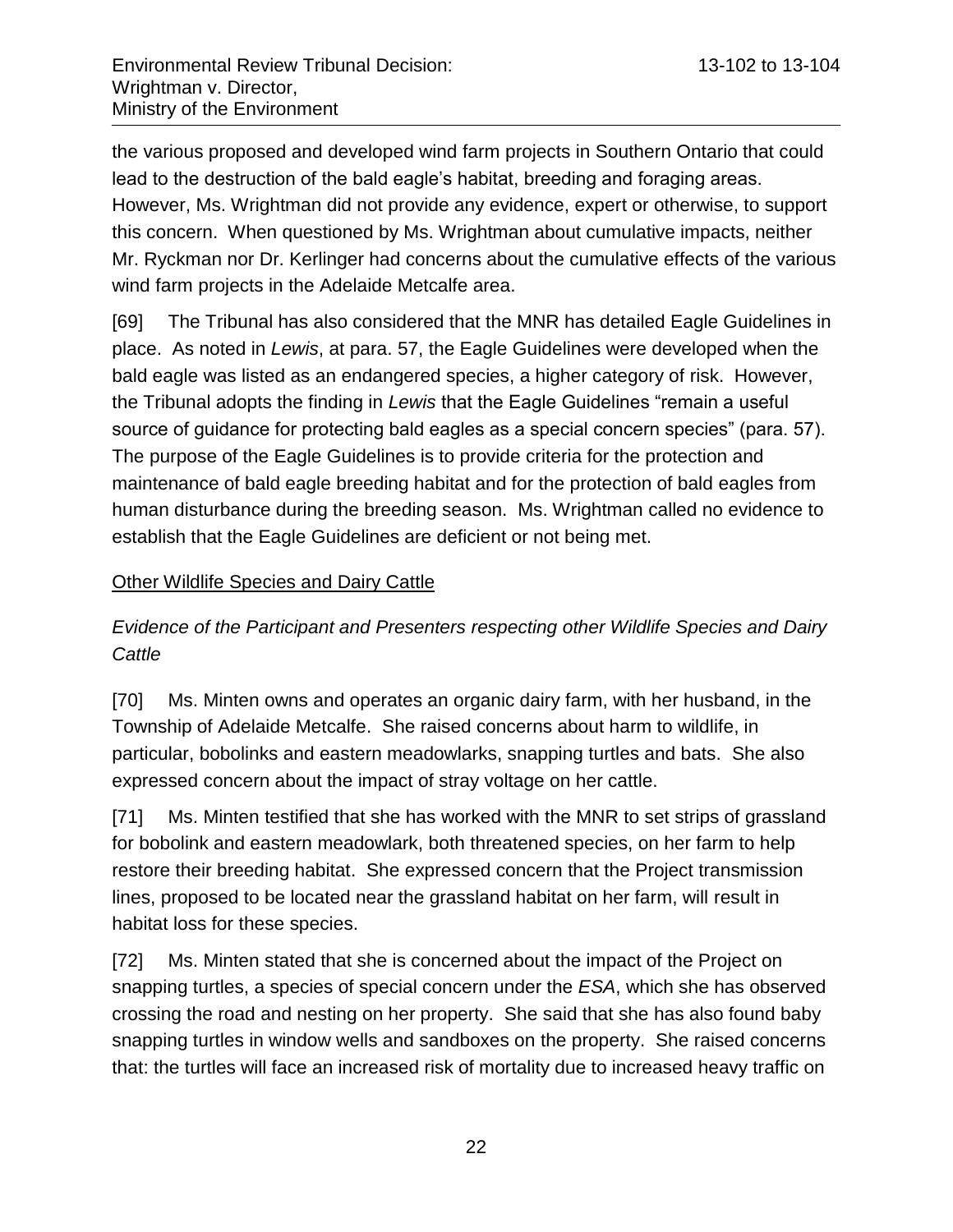the various proposed and developed wind farm projects in Southern Ontario that could lead to the destruction of the bald eagle's habitat, breeding and foraging areas. However, Ms. Wrightman did not provide any evidence, expert or otherwise, to support this concern. When questioned by Ms. Wrightman about cumulative impacts, neither Mr. Ryckman nor Dr. Kerlinger had concerns about the cumulative effects of the various wind farm projects in the Adelaide Metcalfe area.

[69] The Tribunal has also considered that the MNR has detailed Eagle Guidelines in place. As noted in *Lewis*, at para. 57, the Eagle Guidelines were developed when the bald eagle was listed as an endangered species, a higher category of risk. However, the Tribunal adopts the finding in *Lewis* that the Eagle Guidelines "remain a useful source of guidance for protecting bald eagles as a special concern species" (para. 57). The purpose of the Eagle Guidelines is to provide criteria for the protection and maintenance of bald eagle breeding habitat and for the protection of bald eagles from human disturbance during the breeding season. Ms. Wrightman called no evidence to establish that the Eagle Guidelines are deficient or not being met.

<u>Other Wildlife Species and Dairy Cattle</u>

*Evidence of the Participant and Presenters respecting other Wildlife Species and Dairy Cattle*

[70] Ms. Minten owns and operates an organic dairy farm, with her husband, in the Township of Adelaide Metcalfe. She raised concerns about harm to wildlife, in particular, bobolinks and eastern meadowlarks, snapping turtles and bats. She also expressed concern about the impact of stray voltage on her cattle.

[71] Ms. Minten testified that she has worked with the MNR to set strips of grassland for bobolink and eastern meadowlark, both threatened species, on her farm to help restore their breeding habitat. She expressed concern that the Project transmission lines, proposed to be located near the grassland habitat on her farm, will result in habitat loss for these species.

[72] Ms. Minten stated that she is concerned about the impact of the Project on snapping turtles, a species of special concern under the *ESA*, which she has observed crossing the road and nesting on her property. She said that she has also found baby snapping turtles in window wells and sandboxes on the property. She raised concerns that: the turtles will face an increased risk of mortality due to increased heavy traffic on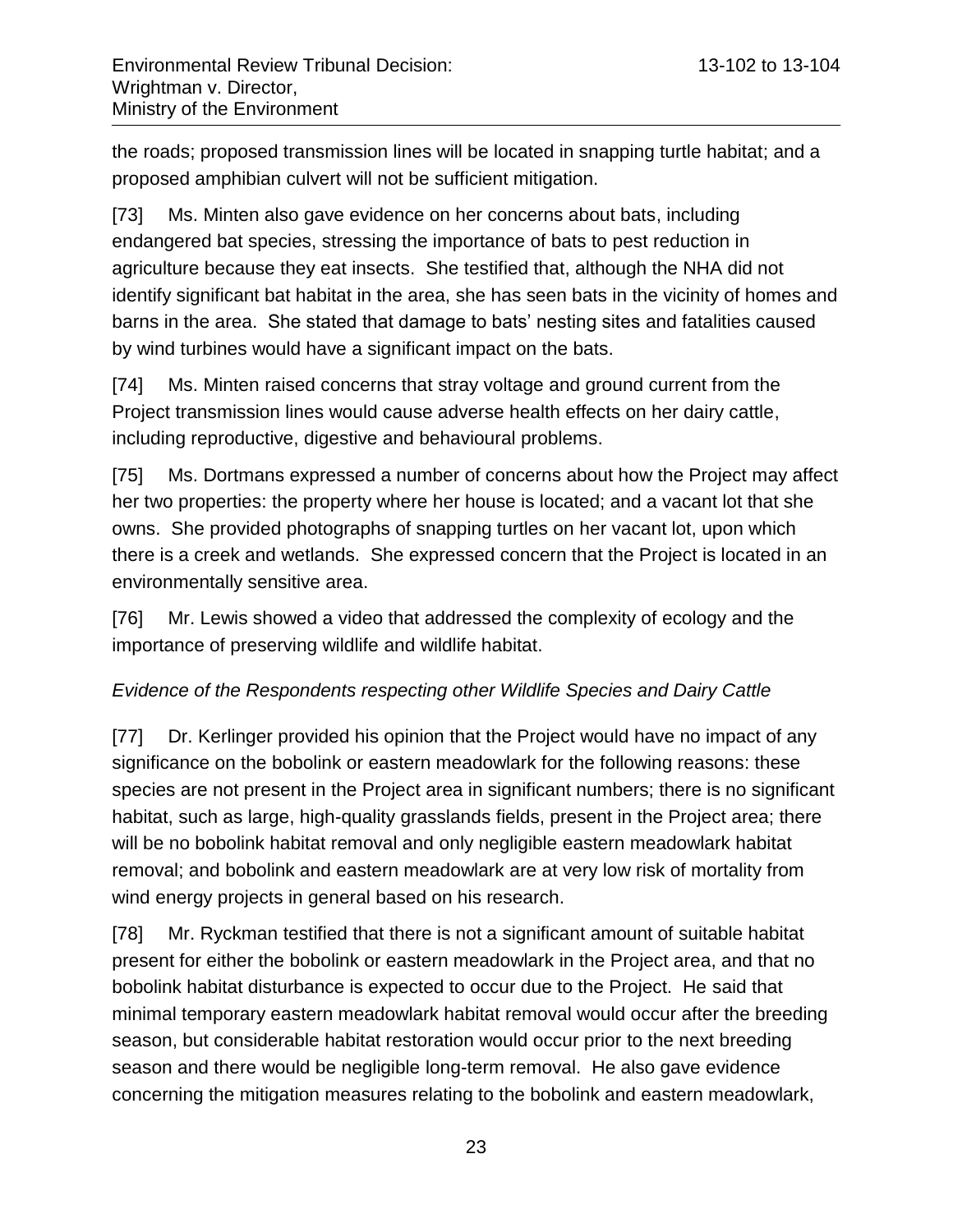the roads; proposed transmission lines will be located in snapping turtle habitat; and a proposed amphibian culvert will not be sufficient mitigation.

[73] Ms. Minten also gave evidence on her concerns about bats, including endangered bat species, stressing the importance of bats to pest reduction in agriculture because they eat insects. She testified that, although the NHA did not identify significant bat habitat in the area, she has seen bats in the vicinity of homes and barns in the area. She stated that damage to bats' nesting sites and fatalities caused by wind turbines would have a significant impact on the bats.

[74] Ms. Minten raised concerns that stray voltage and ground current from the Project transmission lines would cause adverse health effects on her dairy cattle, including reproductive, digestive and behavioural problems.

[75] Ms. Dortmans expressed a number of concerns about how the Project may affect her two properties: the property where her house is located; and a vacant lot that she owns. She provided photographs of snapping turtles on her vacant lot, upon which there is a creek and wetlands. She expressed concern that the Project is located in an environmentally sensitive area.

[76] Mr. Lewis showed a video that addressed the complexity of ecology and the importance of preserving wildlife and wildlife habitat.

*Evidence of the Respondents respecting other Wildlife Species and Dairy Cattle*

[77] Dr. Kerlinger provided his opinion that the Project would have no impact of any significance on the bobolink or eastern meadowlark for the following reasons: these species are not present in the Project area in significant numbers; there is no significant habitat, such as large, high-quality grasslands fields, present in the Project area; there will be no bobolink habitat removal and only negligible eastern meadowlark habitat removal; and bobolink and eastern meadowlark are at very low risk of mortality from wind energy projects in general based on his research.

[78] Mr. Ryckman testified that there is not a significant amount of suitable habitat present for either the bobolink or eastern meadowlark in the Project area, and that no bobolink habitat disturbance is expected to occur due to the Project. He said that minimal temporary eastern meadowlark habitat removal would occur after the breeding season, but considerable habitat restoration would occur prior to the next breeding season and there would be negligible long-term removal. He also gave evidence concerning the mitigation measures relating to the bobolink and eastern meadowlark,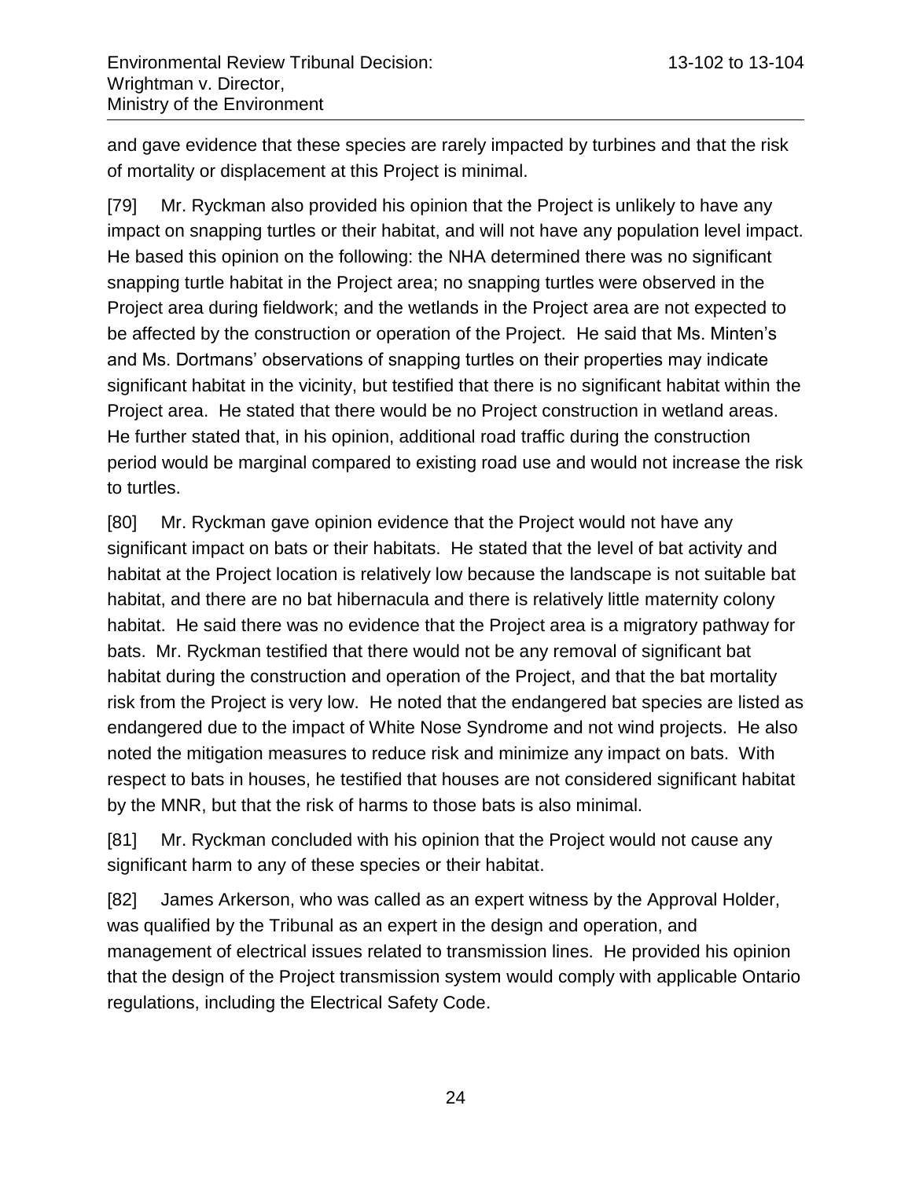and gave evidence that these species are rarely impacted by turbines and that the risk of mortality or displacement at this Project is minimal.

[79] Mr. Ryckman also provided his opinion that the Project is unlikely to have any impact on snapping turtles or their habitat, and will not have any population level impact. He based this opinion on the following: the NHA determined there was no significant snapping turtle habitat in the Project area; no snapping turtles were observed in the Project area during fieldwork; and the wetlands in the Project area are not expected to be affected by the construction or operation of the Project. He said that Ms. Minten's and Ms. Dortmans' observations of snapping turtles on their properties may indicate significant habitat in the vicinity, but testified that there is no significant habitat within the Project area. He stated that there would be no Project construction in wetland areas. He further stated that, in his opinion, additional road traffic during the construction period would be marginal compared to existing road use and would not increase the risk to turtles.

[80] Mr. Ryckman gave opinion evidence that the Project would not have any significant impact on bats or their habitats. He stated that the level of bat activity and habitat at the Project location is relatively low because the landscape is not suitable bat habitat, and there are no bat hibernacula and there is relatively little maternity colony habitat. He said there was no evidence that the Project area is a migratory pathway for bats. Mr. Ryckman testified that there would not be any removal of significant bat habitat during the construction and operation of the Project, and that the bat mortality risk from the Project is very low. He noted that the endangered bat species are listed as endangered due to the impact of White Nose Syndrome and not wind projects. He also noted the mitigation measures to reduce risk and minimize any impact on bats. With respect to bats in houses, he testified that houses are not considered significant habitat by the MNR, but that the risk of harms to those bats is also minimal.

[81] Mr. Ryckman concluded with his opinion that the Project would not cause any significant harm to any of these species or their habitat.

[82] James Arkerson, who was called as an expert witness by the Approval Holder, was qualified by the Tribunal as an expert in the design and operation, and management of electrical issues related to transmission lines. He provided his opinion that the design of the Project transmission system would comply with applicable Ontario regulations, including the Electrical Safety Code.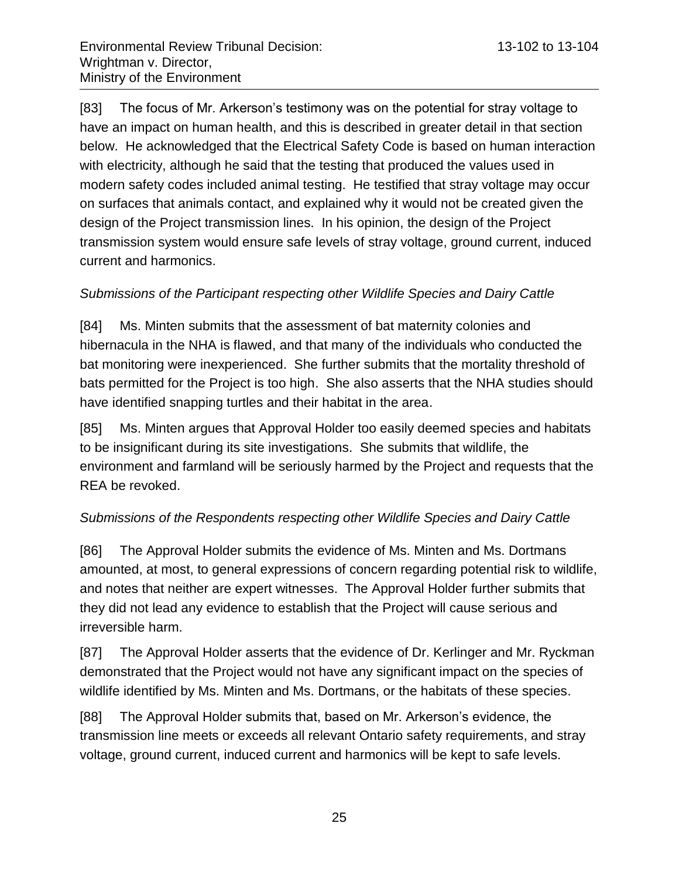[83] The focus of Mr. Arkerson's testimony was on the potential for stray voltage to have an impact on human health, and this is described in greater detail in that section below. He acknowledged that the Electrical Safety Code is based on human interaction with electricity, although he said that the testing that produced the values used in modern safety codes included animal testing. He testified that stray voltage may occur on surfaces that animals contact, and explained why it would not be created given the design of the Project transmission lines. In his opinion, the design of the Project transmission system would ensure safe levels of stray voltage, ground current, induced current and harmonics.

*Submissions of the Participant respecting other Wildlife Species and Dairy Cattle*

[84] Ms. Minten submits that the assessment of bat maternity colonies and hibernacula in the NHA is flawed, and that many of the individuals who conducted the bat monitoring were inexperienced. She further submits that the mortality threshold of bats permitted for the Project is too high. She also asserts that the NHA studies should have identified snapping turtles and their habitat in the area.

[85] Ms. Minten argues that Approval Holder too easily deemed species and habitats to be insignificant during its site investigations. She submits that wildlife, the environment and farmland will be seriously harmed by the Project and requests that the REA be revoked.

*Submissions of the Respondents respecting other Wildlife Species and Dairy Cattle*

[86] The Approval Holder submits the evidence of Ms. Minten and Ms. Dortmans amounted, at most, to general expressions of concern regarding potential risk to wildlife, and notes that neither are expert witnesses. The Approval Holder further submits that they did not lead any evidence to establish that the Project will cause serious and irreversible harm.

[87] The Approval Holder asserts that the evidence of Dr. Kerlinger and Mr. Ryckman demonstrated that the Project would not have any significant impact on the species of wildlife identified by Ms. Minten and Ms. Dortmans, or the habitats of these species.

[88] The Approval Holder submits that, based on Mr. Arkerson's evidence, the transmission line meets or exceeds all relevant Ontario safety requirements, and stray voltage, ground current, induced current and harmonics will be kept to safe levels.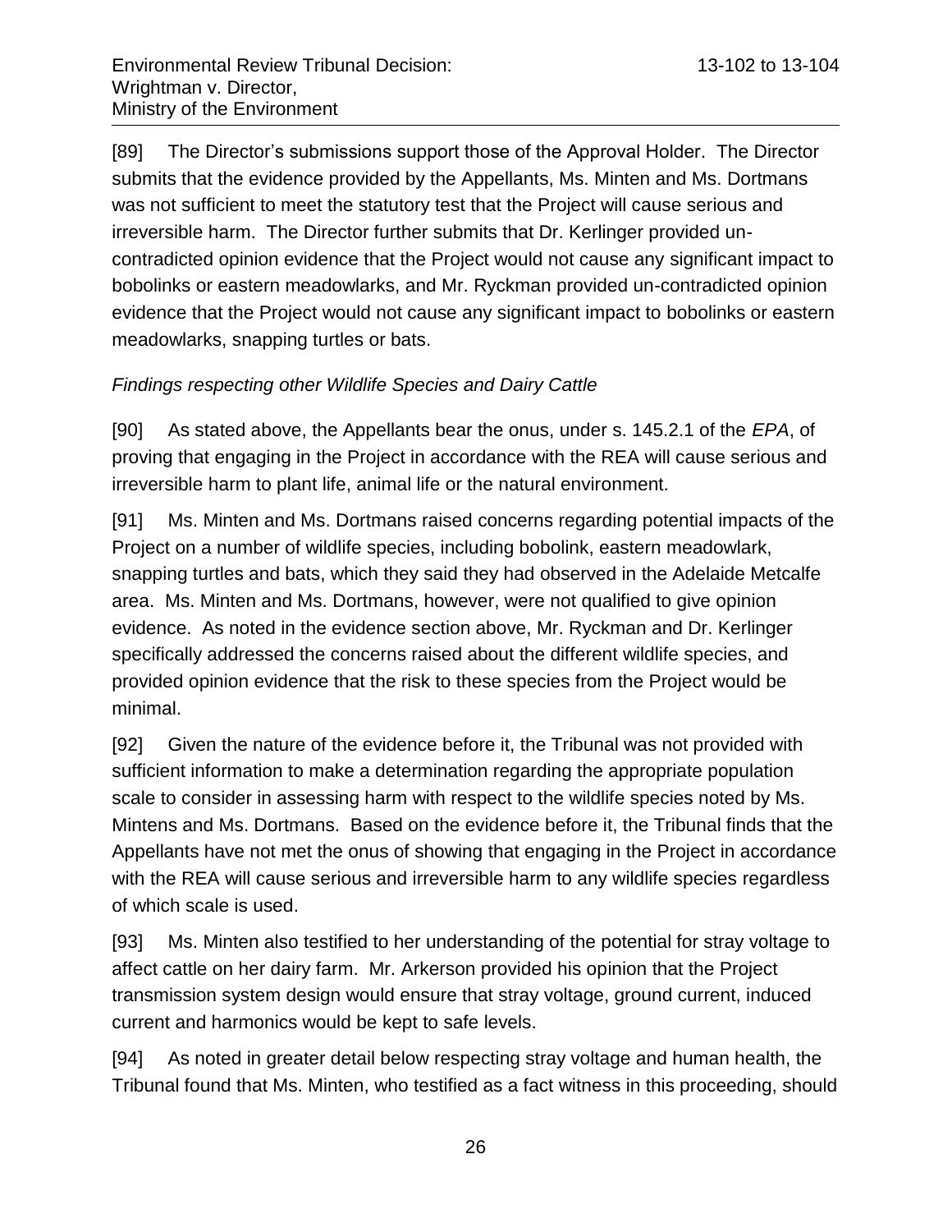[89] The Director's submissions support those of the Approval Holder. The Director submits that the evidence provided by the Appellants, Ms. Minten and Ms. Dortmans was not sufficient to meet the statutory test that the Project will cause serious and irreversible harm. The Director further submits that Dr. Kerlinger provided un-contradicted opinion evidence that the Project would not cause any significant impact to bobolinks or eastern meadowlarks, and Mr. Ryckman provided un-contradicted opinion evidence that the Project would not cause any significant impact to bobolinks or eastern meadowlarks, snapping turtles or bats.

*Findings respecting other Wildlife Species and Dairy Cattle*

[90] As stated above, the Appellants bear the onus, under s. 145.2.1 of the *EPA*, of proving that engaging in the Project in accordance with the REA will cause serious and irreversible harm to plant life, animal life or the natural environment.

[91] Ms. Minten and Ms. Dortmans raised concerns regarding potential impacts of the Project on a number of wildlife species, including bobolink, eastern meadowlark, snapping turtles and bats, which they said they had observed in the Adelaide Metcalfe area. Ms. Minten and Ms. Dortmans, however, were not qualified to give opinion evidence. As noted in the evidence section above, Mr. Ryckman and Dr. Kerlinger specifically addressed the concerns raised about the different wildlife species, and provided opinion evidence that the risk to these species from the Project would be minimal.

[92] Given the nature of the evidence before it, the Tribunal was not provided with sufficient information to make a determination regarding the appropriate population scale to consider in assessing harm with respect to the wildlife species noted by Ms. Mintens and Ms. Dortmans. Based on the evidence before it, the Tribunal finds that the Appellants have not met the onus of showing that engaging in the Project in accordance with the REA will cause serious and irreversible harm to any wildlife species regardless of which scale is used.

[93] Ms. Minten also testified to her understanding of the potential for stray voltage to affect cattle on her dairy farm. Mr. Arkerson provided his opinion that the Project transmission system design would ensure that stray voltage, ground current, induced current and harmonics would be kept to safe levels.

[94] As noted in greater detail below respecting stray voltage and human health, the Tribunal found that Ms. Minten, who testified as a fact witness in this proceeding, should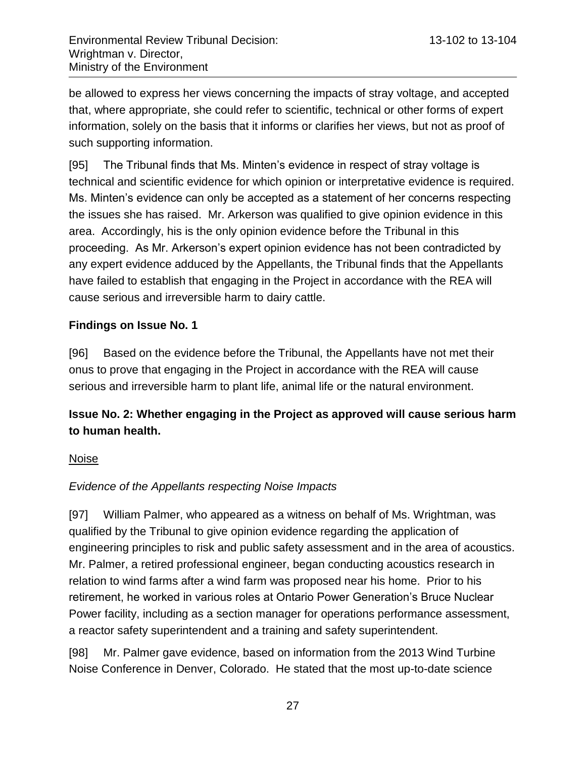be allowed to express her views concerning the impacts of stray voltage, and accepted that, where appropriate, she could refer to scientific, technical or other forms of expert information, solely on the basis that it informs or clarifies her views, but not as proof of such supporting information.

[95] The Tribunal finds that Ms. Minten's evidence in respect of stray voltage is technical and scientific evidence for which opinion or interpretative evidence is required. Ms. Minten's evidence can only be accepted as a statement of her concerns respecting the issues she has raised. Mr. Arkerson was qualified to give opinion evidence in this area. Accordingly, his is the only opinion evidence before the Tribunal in this proceeding. As Mr. Arkerson's expert opinion evidence has not been contradicted by any expert evidence adduced by the Appellants, the Tribunal finds that the Appellants have failed to establish that engaging in the Project in accordance with the REA will cause serious and irreversible harm to dairy cattle.

**Findings on Issue No. 1**

[96] Based on the evidence before the Tribunal, the Appellants have not met their onus to prove that engaging in the Project in accordance with the REA will cause serious and irreversible harm to plant life, animal life or the natural environment.

**Issue No. 2: Whether engaging in the Project as approved will cause serious harm to human health.**

Noise

*Evidence of the Appellants respecting Noise Impacts*

[97] William Palmer, who appeared as a witness on behalf of Ms. Wrightman, was qualified by the Tribunal to give opinion evidence regarding the application of engineering principles to risk and public safety assessment and in the area of acoustics. Mr. Palmer, a retired professional engineer, began conducting acoustics research in relation to wind farms after a wind farm was proposed near his home. Prior to his retirement, he worked in various roles at Ontario Power Generation's Bruce Nuclear Power facility, including as a section manager for operations performance assessment, a reactor safety superintendent and a training and safety superintendent.

[98] Mr. Palmer gave evidence, based on information from the 2013 Wind Turbine Noise Conference in Denver, Colorado. He stated that the most up-to-date science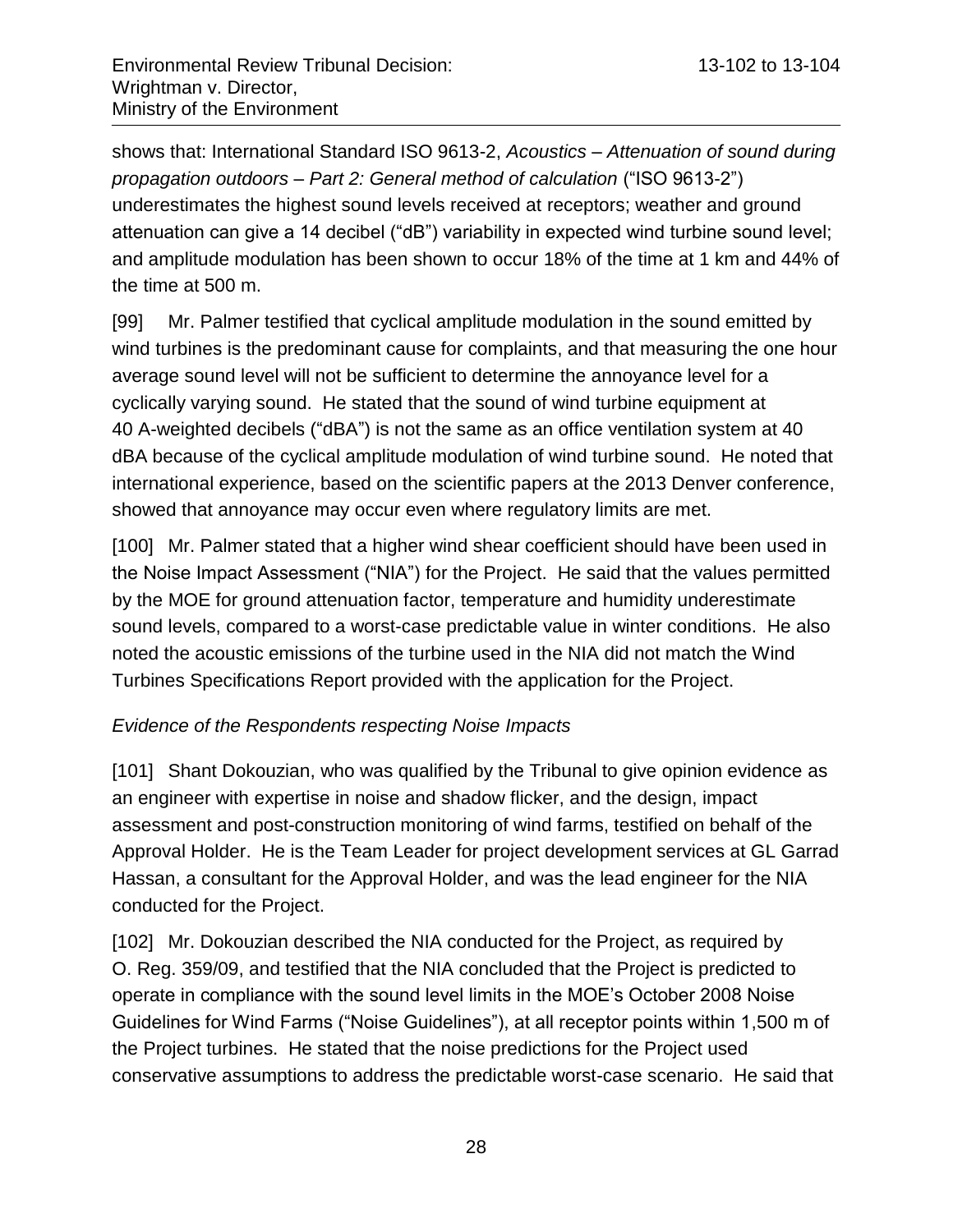shows that: International Standard ISO 9613-2, *Acoustics – Attenuation of sound during propagation outdoors – Part 2: General method of calculation* ("ISO 9613-2") underestimates the highest sound levels received at receptors; weather and ground attenuation can give a 14 decibel ("dB") variability in expected wind turbine sound level; and amplitude modulation has been shown to occur 18% of the time at 1 km and 44% of the time at 500 m.

[99] Mr. Palmer testified that cyclical amplitude modulation in the sound emitted by wind turbines is the predominant cause for complaints, and that measuring the one hour average sound level will not be sufficient to determine the annoyance level for a cyclically varying sound. He stated that the sound of wind turbine equipment at 40 A-weighted decibels ("dBA") is not the same as an office ventilation system at 40 dBA because of the cyclical amplitude modulation of wind turbine sound. He noted that international experience, based on the scientific papers at the 2013 Denver conference, showed that annoyance may occur even where regulatory limits are met.

[100] Mr. Palmer stated that a higher wind shear coefficient should have been used in the Noise Impact Assessment ("NIA") for the Project. He said that the values permitted by the MOE for ground attenuation factor, temperature and humidity underestimate sound levels, compared to a worst-case predictable value in winter conditions. He also noted the acoustic emissions of the turbine used in the NIA did not match the Wind Turbines Specifications Report provided with the application for the Project.

*Evidence of the Respondents respecting Noise Impacts*

[101] Shant Dokouzian, who was qualified by the Tribunal to give opinion evidence as an engineer with expertise in noise and shadow flicker, and the design, impact assessment and post-construction monitoring of wind farms, testified on behalf of the Approval Holder. He is the Team Leader for project development services at GL Garrad Hassan, a consultant for the Approval Holder, and was the lead engineer for the NIA conducted for the Project.

[102] Mr. Dokouzian described the NIA conducted for the Project, as required by O. Reg. 359/09, and testified that the NIA concluded that the Project is predicted to operate in compliance with the sound level limits in the MOE's October 2008 Noise Guidelines for Wind Farms ("Noise Guidelines"), at all receptor points within 1,500 m of the Project turbines. He stated that the noise predictions for the Project used conservative assumptions to address the predictable worst-case scenario. He said that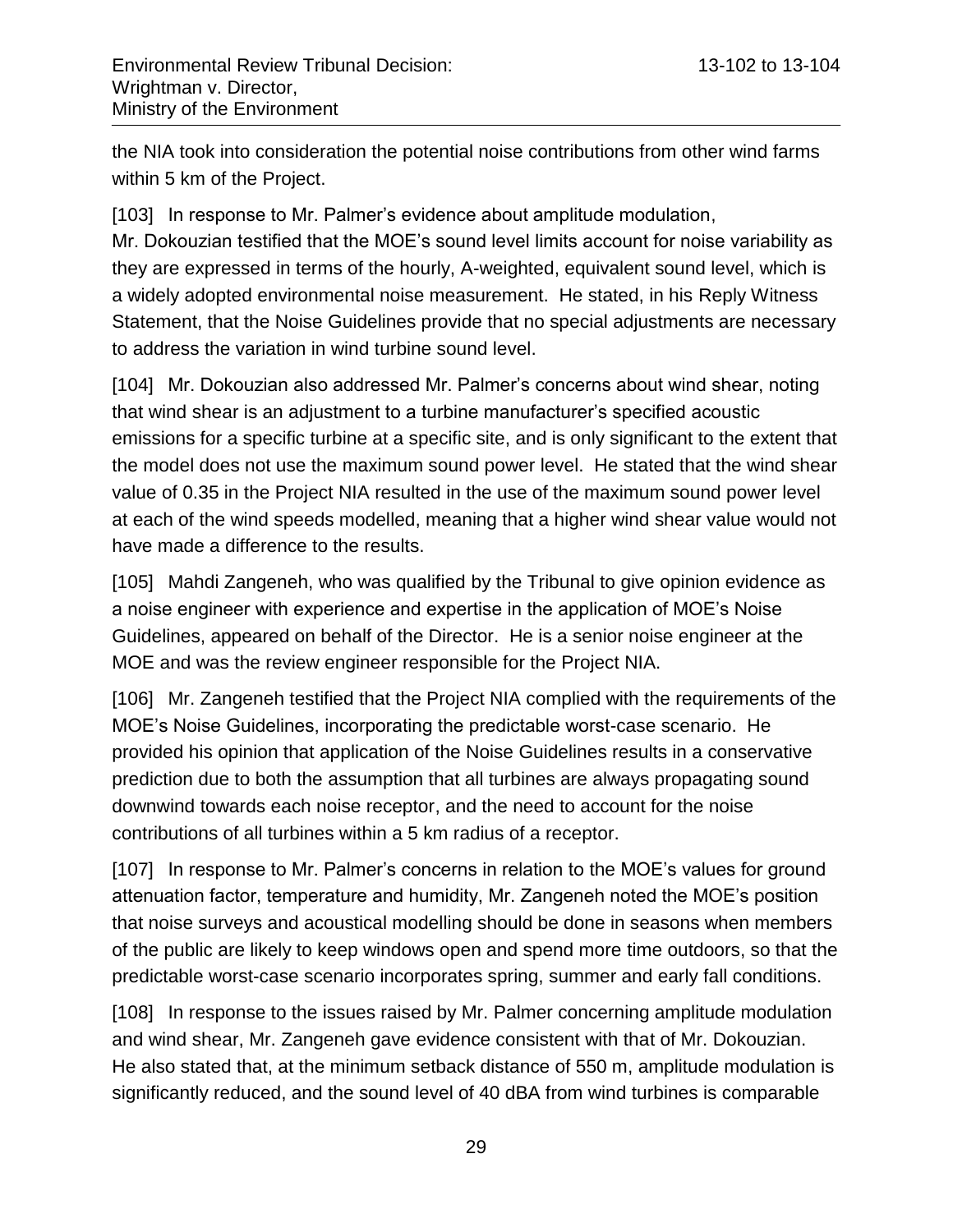the NIA took into consideration the potential noise contributions from other wind farms within 5 km of the Project.

[103] In response to Mr. Palmer's evidence about amplitude modulation, Mr. Dokouzian testified that the MOE's sound level limits account for noise variability as they are expressed in terms of the hourly, A-weighted, equivalent sound level, which is a widely adopted environmental noise measurement. He stated, in his Reply Witness Statement, that the Noise Guidelines provide that no special adjustments are necessary to address the variation in wind turbine sound level.

[104] Mr. Dokouzian also addressed Mr. Palmer's concerns about wind shear, noting that wind shear is an adjustment to a turbine manufacturer's specified acoustic emissions for a specific turbine at a specific site, and is only significant to the extent that the model does not use the maximum sound power level. He stated that the wind shear value of 0.35 in the Project NIA resulted in the use of the maximum sound power level at each of the wind speeds modelled, meaning that a higher wind shear value would not have made a difference to the results.

[105] Mahdi Zangeneh, who was qualified by the Tribunal to give opinion evidence as a noise engineer with experience and expertise in the application of MOE's Noise Guidelines, appeared on behalf of the Director. He is a senior noise engineer at the MOE and was the review engineer responsible for the Project NIA.

[106] Mr. Zangeneh testified that the Project NIA complied with the requirements of the MOE's Noise Guidelines, incorporating the predictable worst-case scenario. He provided his opinion that application of the Noise Guidelines results in a conservative prediction due to both the assumption that all turbines are always propagating sound downwind towards each noise receptor, and the need to account for the noise contributions of all turbines within a 5 km radius of a receptor.

[107] In response to Mr. Palmer's concerns in relation to the MOE's values for ground attenuation factor, temperature and humidity, Mr. Zangeneh noted the MOE's position that noise surveys and acoustical modelling should be done in seasons when members of the public are likely to keep windows open and spend more time outdoors, so that the predictable worst-case scenario incorporates spring, summer and early fall conditions.

[108] In response to the issues raised by Mr. Palmer concerning amplitude modulation and wind shear, Mr. Zangeneh gave evidence consistent with that of Mr. Dokouzian. He also stated that, at the minimum setback distance of 550 m, amplitude modulation is significantly reduced, and the sound level of 40 dBA from wind turbines is comparable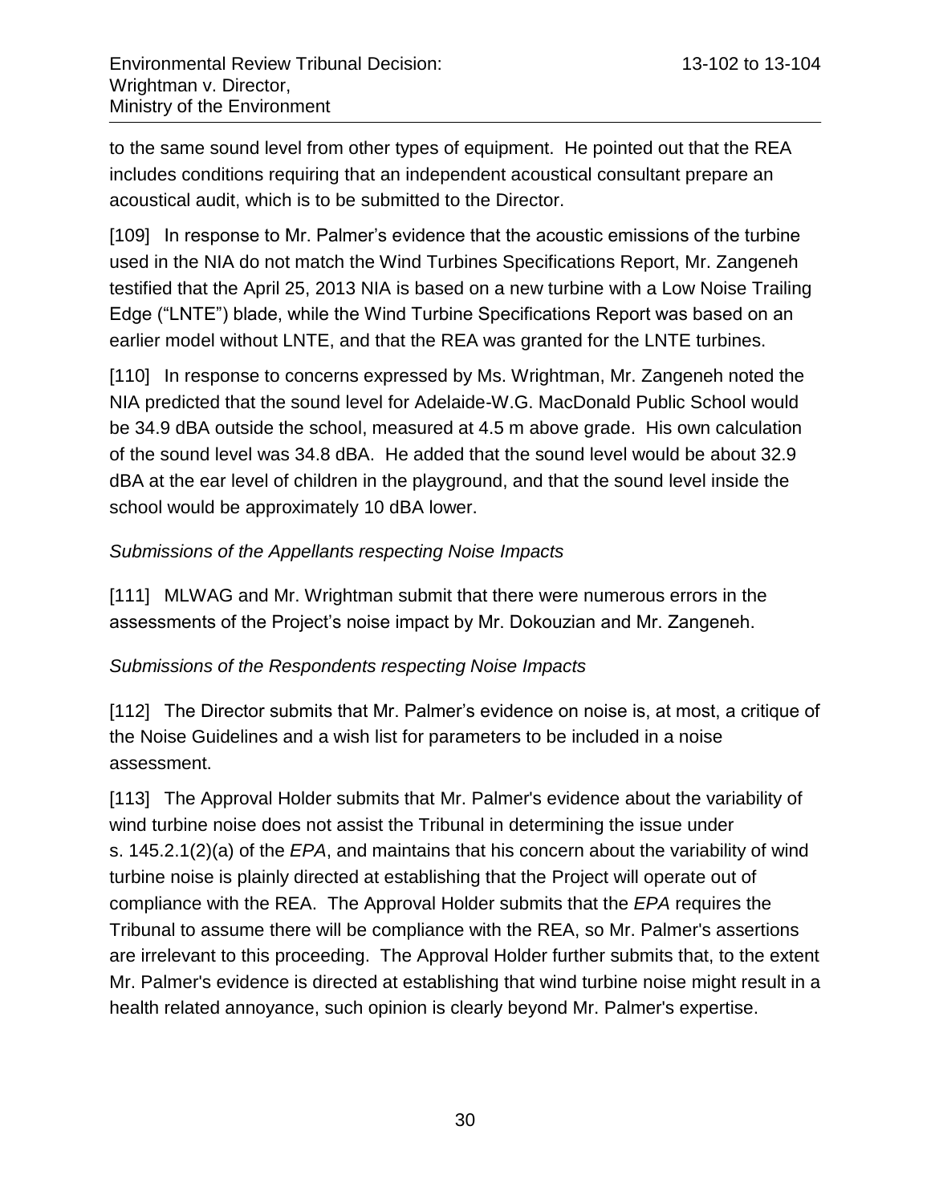to the same sound level from other types of equipment. He pointed out that the REA includes conditions requiring that an independent acoustical consultant prepare an acoustical audit, which is to be submitted to the Director.

[109] In response to Mr. Palmer's evidence that the acoustic emissions of the turbine used in the NIA do not match the Wind Turbines Specifications Report, Mr. Zangeneh testified that the April 25, 2013 NIA is based on a new turbine with a Low Noise Trailing Edge ("LNTE") blade, while the Wind Turbine Specifications Report was based on an earlier model without LNTE, and that the REA was granted for the LNTE turbines.

[110] In response to concerns expressed by Ms. Wrightman, Mr. Zangeneh noted the NIA predicted that the sound level for Adelaide-W.G. MacDonald Public School would be 34.9 dBA outside the school, measured at 4.5 m above grade. His own calculation of the sound level was 34.8 dBA. He added that the sound level would be about 32.9 dBA at the ear level of children in the playground, and that the sound level inside the school would be approximately 10 dBA lower.

*Submissions of the Appellants respecting Noise Impacts*

[111] MLWAG and Mr. Wrightman submit that there were numerous errors in the assessments of the Project's noise impact by Mr. Dokouzian and Mr. Zangeneh.

*Submissions of the Respondents respecting Noise Impacts*

[112] The Director submits that Mr. Palmer's evidence on noise is, at most, a critique of the Noise Guidelines and a wish list for parameters to be included in a noise assessment.

[113] The Approval Holder submits that Mr. Palmer's evidence about the variability of wind turbine noise does not assist the Tribunal in determining the issue under s. 145.2.1(2)(a) of the *EPA*, and maintains that his concern about the variability of wind turbine noise is plainly directed at establishing that the Project will operate out of compliance with the REA. The Approval Holder submits that the *EPA* requires the Tribunal to assume there will be compliance with the REA, so Mr. Palmer's assertions are irrelevant to this proceeding. The Approval Holder further submits that, to the extent Mr. Palmer's evidence is directed at establishing that wind turbine noise might result in a health related annoyance, such opinion is clearly beyond Mr. Palmer's expertise.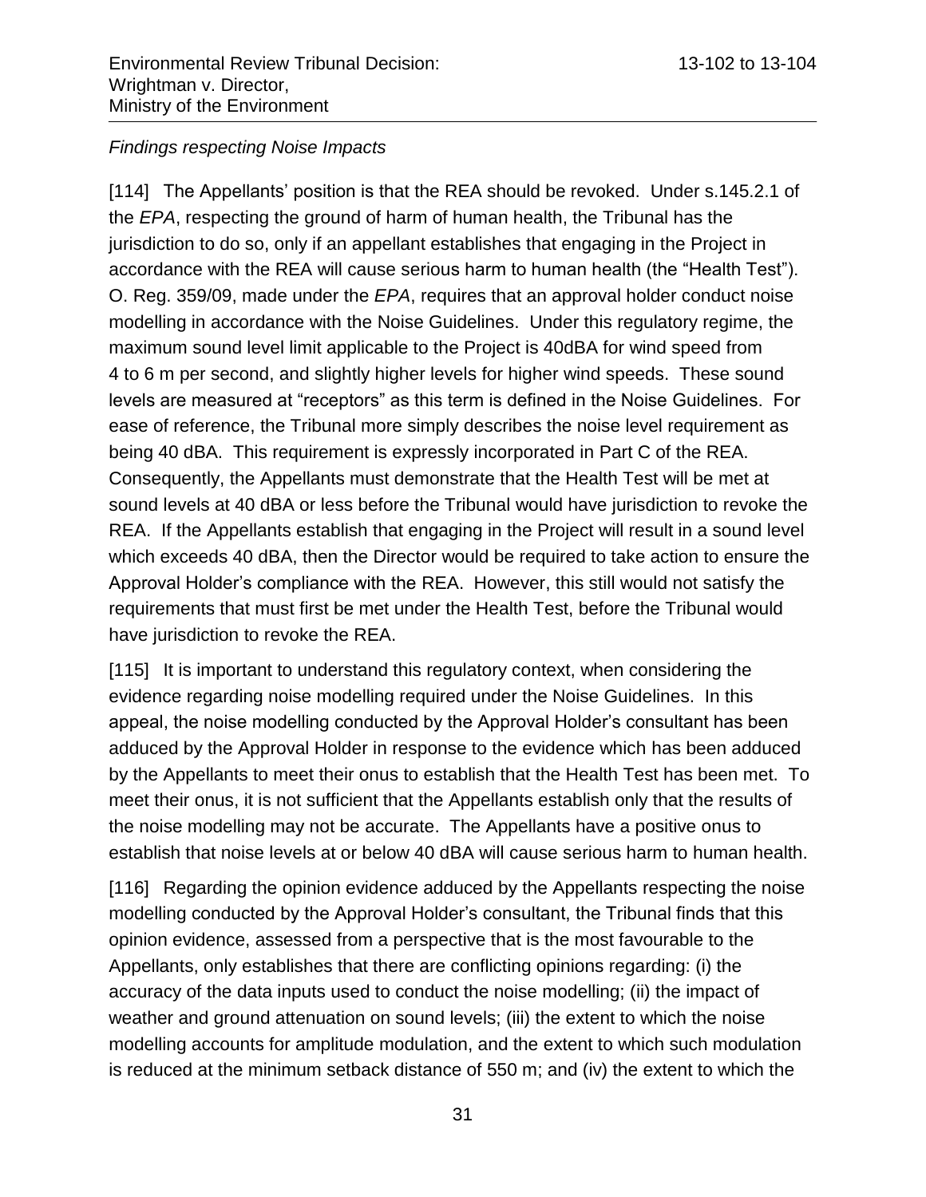*Findings respecting Noise Impacts*

[114] The Appellants' position is that the REA should be revoked. Under s.145.2.1 of the *EPA*, respecting the ground of harm of human health, the Tribunal has the jurisdiction to do so, only if an appellant establishes that engaging in the Project in accordance with the REA will cause serious harm to human health (the "Health Test"). O. Reg. 359/09, made under the *EPA*, requires that an approval holder conduct noise modelling in accordance with the Noise Guidelines. Under this regulatory regime, the maximum sound level limit applicable to the Project is 40dBA for wind speed from 4 to 6 m per second, and slightly higher levels for higher wind speeds. These sound levels are measured at "receptors" as this term is defined in the Noise Guidelines. For ease of reference, the Tribunal more simply describes the noise level requirement as being 40 dBA. This requirement is expressly incorporated in Part C of the REA. Consequently, the Appellants must demonstrate that the Health Test will be met at sound levels at 40 dBA or less before the Tribunal would have jurisdiction to revoke the REA. If the Appellants establish that engaging in the Project will result in a sound level which exceeds 40 dBA, then the Director would be required to take action to ensure the Approval Holder's compliance with the REA. However, this still would not satisfy the requirements that must first be met under the Health Test, before the Tribunal would have jurisdiction to revoke the REA.

[115] It is important to understand this regulatory context, when considering the evidence regarding noise modelling required under the Noise Guidelines. In this appeal, the noise modelling conducted by the Approval Holder's consultant has been adduced by the Approval Holder in response to the evidence which has been adduced by the Appellants to meet their onus to establish that the Health Test has been met. To meet their onus, it is not sufficient that the Appellants establish only that the results of the noise modelling may not be accurate. The Appellants have a positive onus to establish that noise levels at or below 40 dBA will cause serious harm to human health.

[116] Regarding the opinion evidence adduced by the Appellants respecting the noise modelling conducted by the Approval Holder's consultant, the Tribunal finds that this opinion evidence, assessed from a perspective that is the most favourable to the Appellants, only establishes that there are conflicting opinions regarding: (i) the accuracy of the data inputs used to conduct the noise modelling; (ii) the impact of weather and ground attenuation on sound levels; (iii) the extent to which the noise modelling accounts for amplitude modulation, and the extent to which such modulation is reduced at the minimum setback distance of 550 m; and (iv) the extent to which the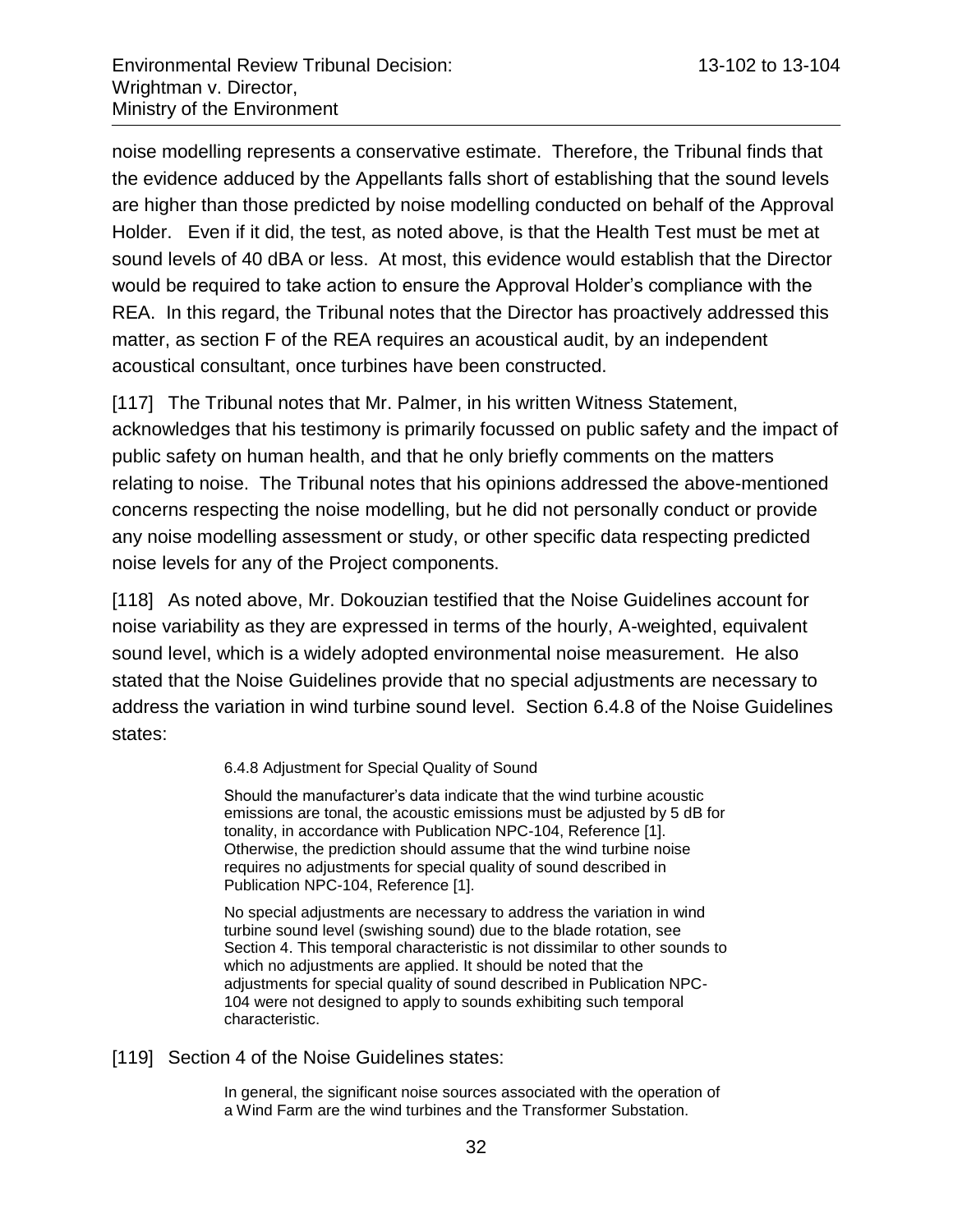noise modelling represents a conservative estimate. Therefore, the Tribunal finds that the evidence adduced by the Appellants falls short of establishing that the sound levels are higher than those predicted by noise modelling conducted on behalf of the Approval Holder. Even if it did, the test, as noted above, is that the Health Test must be met at sound levels of 40 dBA or less. At most, this evidence would establish that the Director would be required to take action to ensure the Approval Holder's compliance with the REA. In this regard, the Tribunal notes that the Director has proactively addressed this matter, as section F of the REA requires an acoustical audit, by an independent acoustical consultant, once turbines have been constructed.

[117] The Tribunal notes that Mr. Palmer, in his written Witness Statement, acknowledges that his testimony is primarily focussed on public safety and the impact of public safety on human health, and that he only briefly comments on the matters relating to noise. The Tribunal notes that his opinions addressed the above-mentioned concerns respecting the noise modelling, but he did not personally conduct or provide any noise modelling assessment or study, or other specific data respecting predicted noise levels for any of the Project components.

[118] As noted above, Mr. Dokouzian testified that the Noise Guidelines account for noise variability as they are expressed in terms of the hourly, A-weighted, equivalent sound level, which is a widely adopted environmental noise measurement. He also stated that the Noise Guidelines provide that no special adjustments are necessary to address the variation in wind turbine sound level. Section 6.4.8 of the Noise Guidelines states:

> 6.4.8 Adjustment for Special Quality of Sound
>
> Should the manufacturer's data indicate that the wind turbine acoustic emissions are tonal, the acoustic emissions must be adjusted by 5 dB for tonality, in accordance with Publication NPC-104, Reference [1]. Otherwise, the prediction should assume that the wind turbine noise requires no adjustments for special quality of sound described in Publication NPC-104, Reference [1].
>
> No special adjustments are necessary to address the variation in wind turbine sound level (swishing sound) due to the blade rotation, see Section 4. This temporal characteristic is not dissimilar to other sounds to which no adjustments are applied. It should be noted that the adjustments for special quality of sound described in Publication NPC-104 were not designed to apply to sounds exhibiting such temporal characteristic.

[119] Section 4 of the Noise Guidelines states:

> In general, the significant noise sources associated with the operation of a Wind Farm are the wind turbines and the Transformer Substation.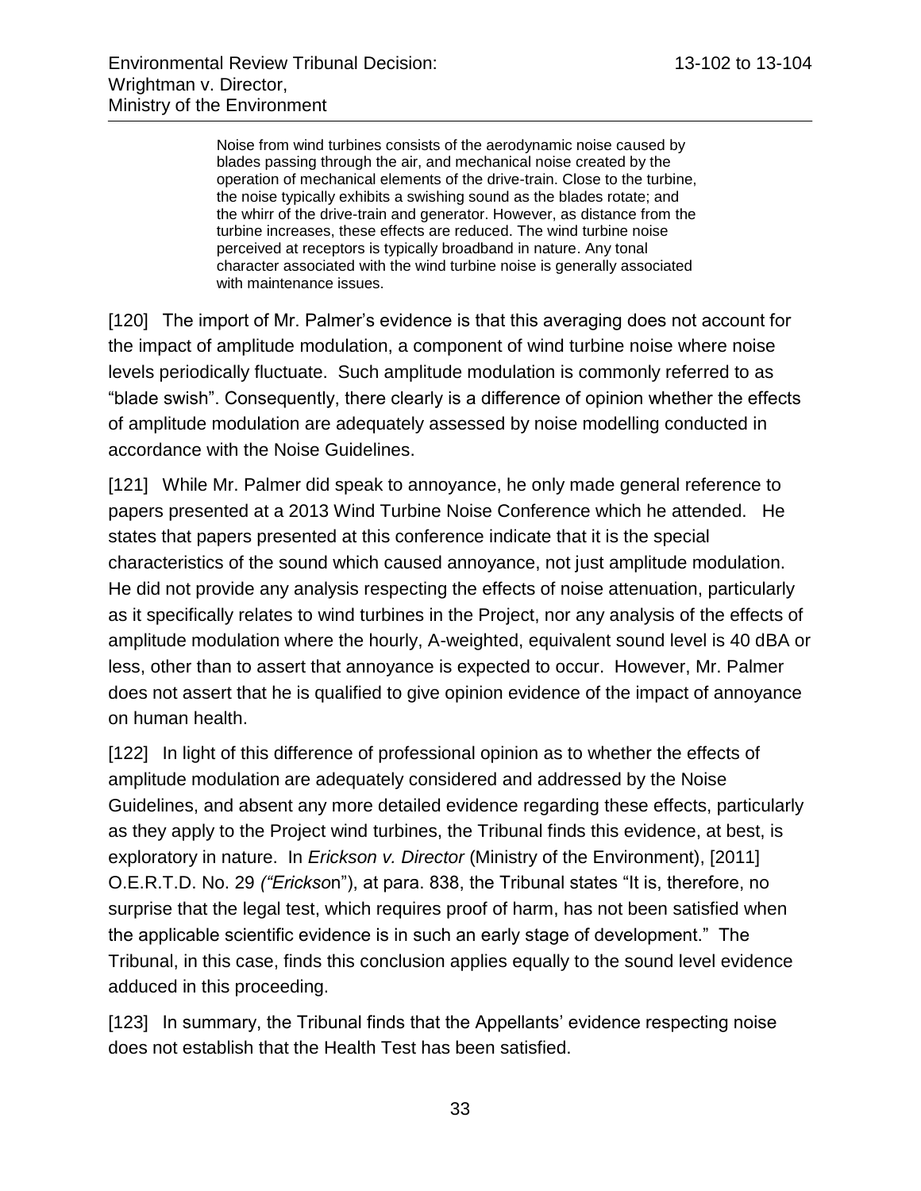> Noise from wind turbines consists of the aerodynamic noise caused by blades passing through the air, and mechanical noise created by the operation of mechanical elements of the drive-train. Close to the turbine, the noise typically exhibits a swishing sound as the blades rotate; and the whirr of the drive-train and generator. However, as distance from the turbine increases, these effects are reduced. The wind turbine noise perceived at receptors is typically broadband in nature. Any tonal character associated with the wind turbine noise is generally associated with maintenance issues.

[120] The import of Mr. Palmer's evidence is that this averaging does not account for the impact of amplitude modulation, a component of wind turbine noise where noise levels periodically fluctuate. Such amplitude modulation is commonly referred to as "blade swish". Consequently, there clearly is a difference of opinion whether the effects of amplitude modulation are adequately assessed by noise modelling conducted in accordance with the Noise Guidelines.

[121] While Mr. Palmer did speak to annoyance, he only made general reference to papers presented at a 2013 Wind Turbine Noise Conference which he attended. He states that papers presented at this conference indicate that it is the special characteristics of the sound which caused annoyance, not just amplitude modulation. He did not provide any analysis respecting the effects of noise attenuation, particularly as it specifically relates to wind turbines in the Project, nor any analysis of the effects of amplitude modulation where the hourly, A-weighted, equivalent sound level is 40 dBA or less, other than to assert that annoyance is expected to occur. However, Mr. Palmer does not assert that he is qualified to give opinion evidence of the impact of annoyance on human health.

[122] In light of this difference of professional opinion as to whether the effects of amplitude modulation are adequately considered and addressed by the Noise Guidelines, and absent any more detailed evidence regarding these effects, particularly as they apply to the Project wind turbines, the Tribunal finds this evidence, at best, is exploratory in nature. In *Erickson v. Director* (Ministry of the Environment), [2011] O.E.R.T.D. No. 29 *("Erickson*"), at para. 838, the Tribunal states "It is, therefore, no surprise that the legal test, which requires proof of harm, has not been satisfied when the applicable scientific evidence is in such an early stage of development." The Tribunal, in this case, finds this conclusion applies equally to the sound level evidence adduced in this proceeding.

[123] In summary, the Tribunal finds that the Appellants' evidence respecting noise does not establish that the Health Test has been satisfied.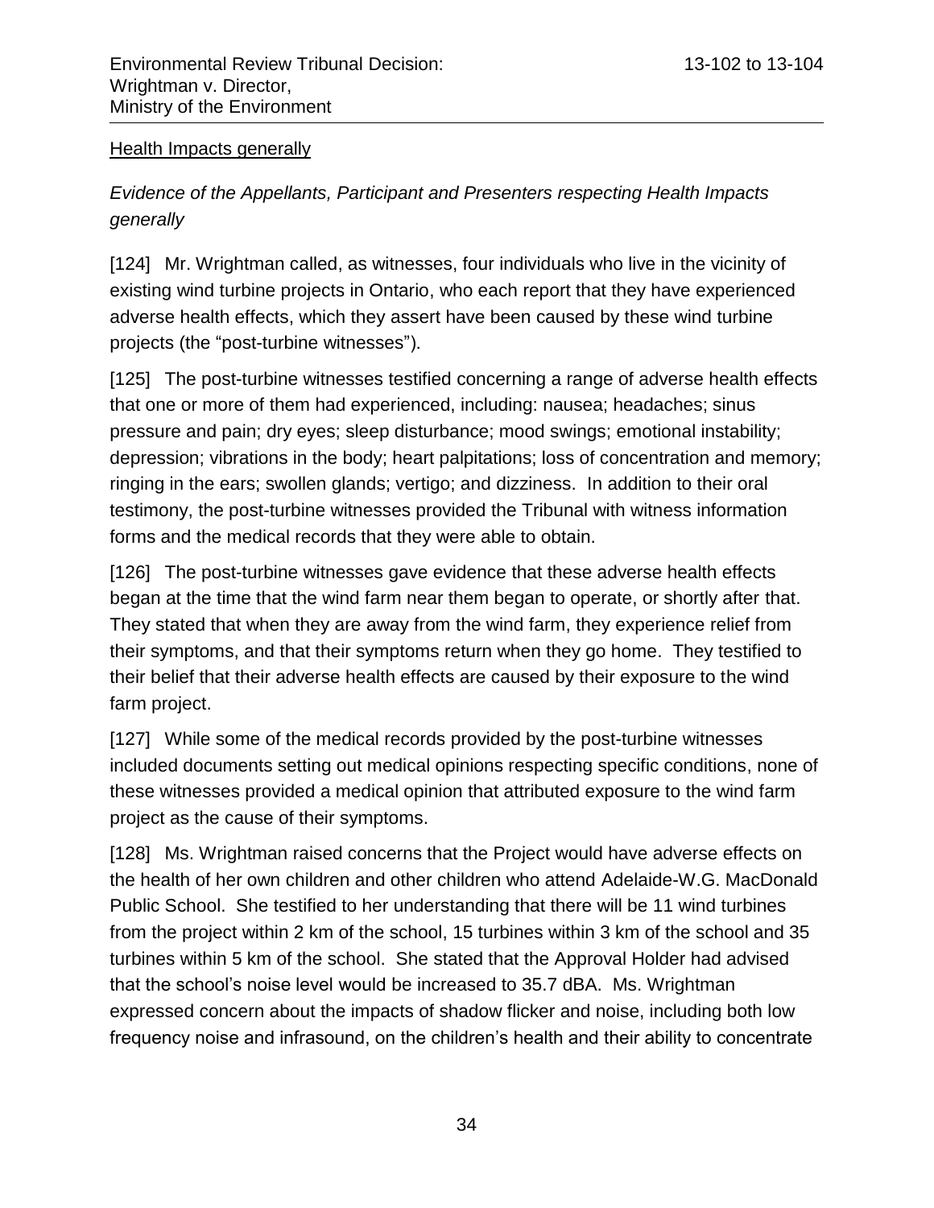Health Impacts generally

*Evidence of the Appellants, Participant and Presenters respecting Health Impacts generally*

[124] Mr. Wrightman called, as witnesses, four individuals who live in the vicinity of existing wind turbine projects in Ontario, who each report that they have experienced adverse health effects, which they assert have been caused by these wind turbine projects (the "post-turbine witnesses").

[125] The post-turbine witnesses testified concerning a range of adverse health effects that one or more of them had experienced, including: nausea; headaches; sinus pressure and pain; dry eyes; sleep disturbance; mood swings; emotional instability; depression; vibrations in the body; heart palpitations; loss of concentration and memory; ringing in the ears; swollen glands; vertigo; and dizziness. In addition to their oral testimony, the post-turbine witnesses provided the Tribunal with witness information forms and the medical records that they were able to obtain.

[126] The post-turbine witnesses gave evidence that these adverse health effects began at the time that the wind farm near them began to operate, or shortly after that. They stated that when they are away from the wind farm, they experience relief from their symptoms, and that their symptoms return when they go home. They testified to their belief that their adverse health effects are caused by their exposure to the wind farm project.

[127] While some of the medical records provided by the post-turbine witnesses included documents setting out medical opinions respecting specific conditions, none of these witnesses provided a medical opinion that attributed exposure to the wind farm project as the cause of their symptoms.

[128] Ms. Wrightman raised concerns that the Project would have adverse effects on the health of her own children and other children who attend Adelaide-W.G. MacDonald Public School. She testified to her understanding that there will be 11 wind turbines from the project within 2 km of the school, 15 turbines within 3 km of the school and 35 turbines within 5 km of the school. She stated that the Approval Holder had advised that the school's noise level would be increased to 35.7 dBA. Ms. Wrightman expressed concern about the impacts of shadow flicker and noise, including both low frequency noise and infrasound, on the children's health and their ability to concentrate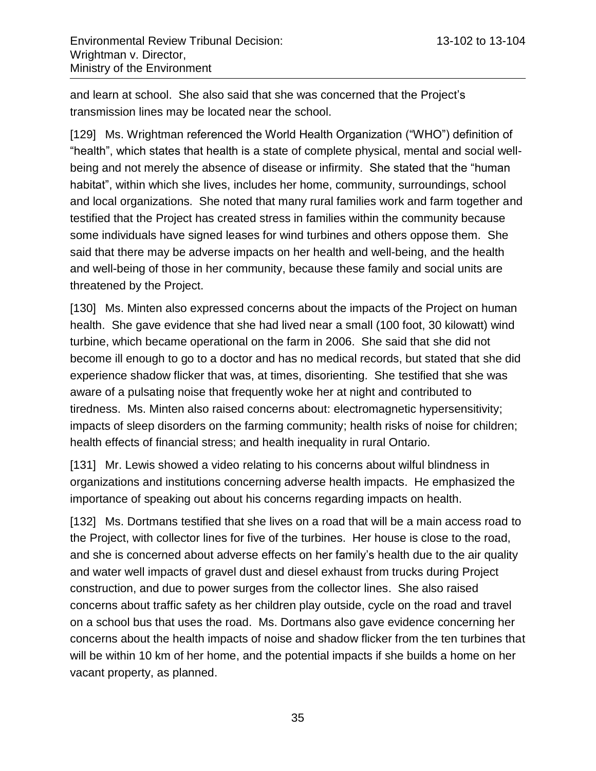and learn at school. She also said that she was concerned that the Project's transmission lines may be located near the school.

[129] Ms. Wrightman referenced the World Health Organization ("WHO") definition of "health", which states that health is a state of complete physical, mental and social well-being and not merely the absence of disease or infirmity. She stated that the "human habitat", within which she lives, includes her home, community, surroundings, school and local organizations. She noted that many rural families work and farm together and testified that the Project has created stress in families within the community because some individuals have signed leases for wind turbines and others oppose them. She said that there may be adverse impacts on her health and well-being, and the health and well-being of those in her community, because these family and social units are threatened by the Project.

[130] Ms. Minten also expressed concerns about the impacts of the Project on human health. She gave evidence that she had lived near a small (100 foot, 30 kilowatt) wind turbine, which became operational on the farm in 2006. She said that she did not become ill enough to go to a doctor and has no medical records, but stated that she did experience shadow flicker that was, at times, disorienting. She testified that she was aware of a pulsating noise that frequently woke her at night and contributed to tiredness. Ms. Minten also raised concerns about: electromagnetic hypersensitivity; impacts of sleep disorders on the farming community; health risks of noise for children; health effects of financial stress; and health inequality in rural Ontario.

[131] Mr. Lewis showed a video relating to his concerns about wilful blindness in organizations and institutions concerning adverse health impacts. He emphasized the importance of speaking out about his concerns regarding impacts on health.

[132] Ms. Dortmans testified that she lives on a road that will be a main access road to the Project, with collector lines for five of the turbines. Her house is close to the road, and she is concerned about adverse effects on her family's health due to the air quality and water well impacts of gravel dust and diesel exhaust from trucks during Project construction, and due to power surges from the collector lines. She also raised concerns about traffic safety as her children play outside, cycle on the road and travel on a school bus that uses the road. Ms. Dortmans also gave evidence concerning her concerns about the health impacts of noise and shadow flicker from the ten turbines that will be within 10 km of her home, and the potential impacts if she builds a home on her vacant property, as planned.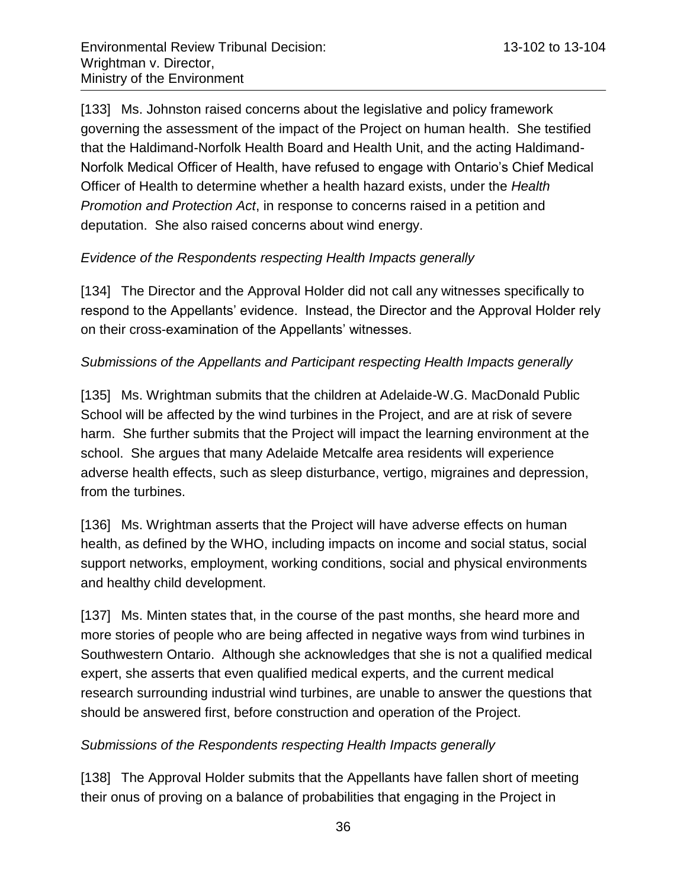[133] Ms. Johnston raised concerns about the legislative and policy framework governing the assessment of the impact of the Project on human health. She testified that the Haldimand-Norfolk Health Board and Health Unit, and the acting Haldimand-Norfolk Medical Officer of Health, have refused to engage with Ontario's Chief Medical Officer of Health to determine whether a health hazard exists, under the *Health Promotion and Protection Act*, in response to concerns raised in a petition and deputation. She also raised concerns about wind energy.

*Evidence of the Respondents respecting Health Impacts generally*

[134] The Director and the Approval Holder did not call any witnesses specifically to respond to the Appellants' evidence. Instead, the Director and the Approval Holder rely on their cross-examination of the Appellants' witnesses.

*Submissions of the Appellants and Participant respecting Health Impacts generally*

[135] Ms. Wrightman submits that the children at Adelaide-W.G. MacDonald Public School will be affected by the wind turbines in the Project, and are at risk of severe harm. She further submits that the Project will impact the learning environment at the school. She argues that many Adelaide Metcalfe area residents will experience adverse health effects, such as sleep disturbance, vertigo, migraines and depression, from the turbines.

[136] Ms. Wrightman asserts that the Project will have adverse effects on human health, as defined by the WHO, including impacts on income and social status, social support networks, employment, working conditions, social and physical environments and healthy child development.

[137] Ms. Minten states that, in the course of the past months, she heard more and more stories of people who are being affected in negative ways from wind turbines in Southwestern Ontario. Although she acknowledges that she is not a qualified medical expert, she asserts that even qualified medical experts, and the current medical research surrounding industrial wind turbines, are unable to answer the questions that should be answered first, before construction and operation of the Project.

*Submissions of the Respondents respecting Health Impacts generally*

[138] The Approval Holder submits that the Appellants have fallen short of meeting their onus of proving on a balance of probabilities that engaging in the Project in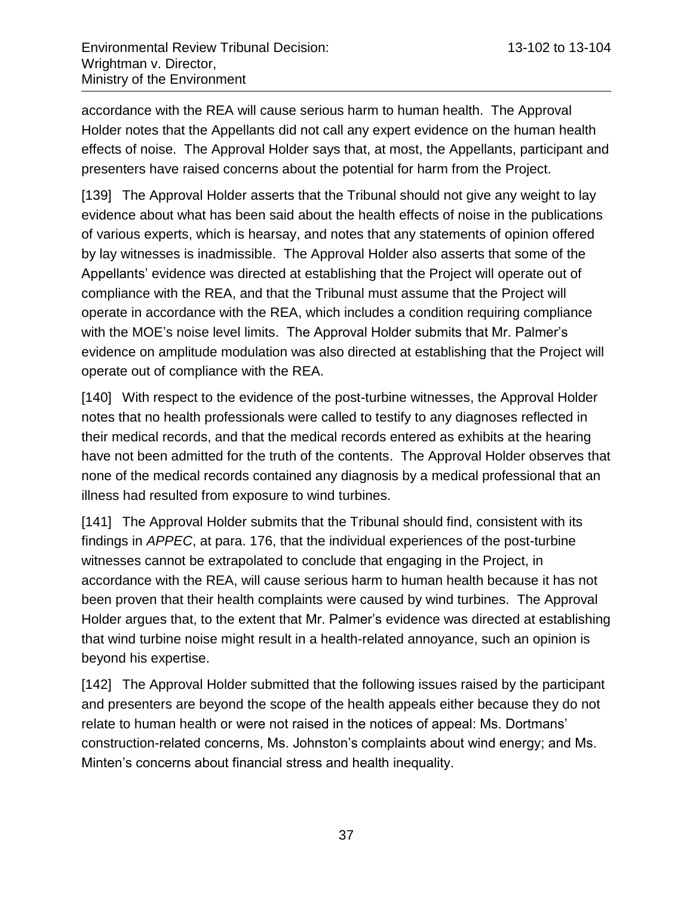accordance with the REA will cause serious harm to human health. The Approval Holder notes that the Appellants did not call any expert evidence on the human health effects of noise. The Approval Holder says that, at most, the Appellants, participant and presenters have raised concerns about the potential for harm from the Project.

[139] The Approval Holder asserts that the Tribunal should not give any weight to lay evidence about what has been said about the health effects of noise in the publications of various experts, which is hearsay, and notes that any statements of opinion offered by lay witnesses is inadmissible. The Approval Holder also asserts that some of the Appellants' evidence was directed at establishing that the Project will operate out of compliance with the REA, and that the Tribunal must assume that the Project will operate in accordance with the REA, which includes a condition requiring compliance with the MOE's noise level limits. The Approval Holder submits that Mr. Palmer's evidence on amplitude modulation was also directed at establishing that the Project will operate out of compliance with the REA.

[140] With respect to the evidence of the post-turbine witnesses, the Approval Holder notes that no health professionals were called to testify to any diagnoses reflected in their medical records, and that the medical records entered as exhibits at the hearing have not been admitted for the truth of the contents. The Approval Holder observes that none of the medical records contained any diagnosis by a medical professional that an illness had resulted from exposure to wind turbines.

[141] The Approval Holder submits that the Tribunal should find, consistent with its findings in *APPEC*, at para. 176, that the individual experiences of the post-turbine witnesses cannot be extrapolated to conclude that engaging in the Project, in accordance with the REA, will cause serious harm to human health because it has not been proven that their health complaints were caused by wind turbines. The Approval Holder argues that, to the extent that Mr. Palmer's evidence was directed at establishing that wind turbine noise might result in a health-related annoyance, such an opinion is beyond his expertise.

[142] The Approval Holder submitted that the following issues raised by the participant and presenters are beyond the scope of the health appeals either because they do not relate to human health or were not raised in the notices of appeal: Ms. Dortmans' construction-related concerns, Ms. Johnston's complaints about wind energy; and Ms. Minten's concerns about financial stress and health inequality.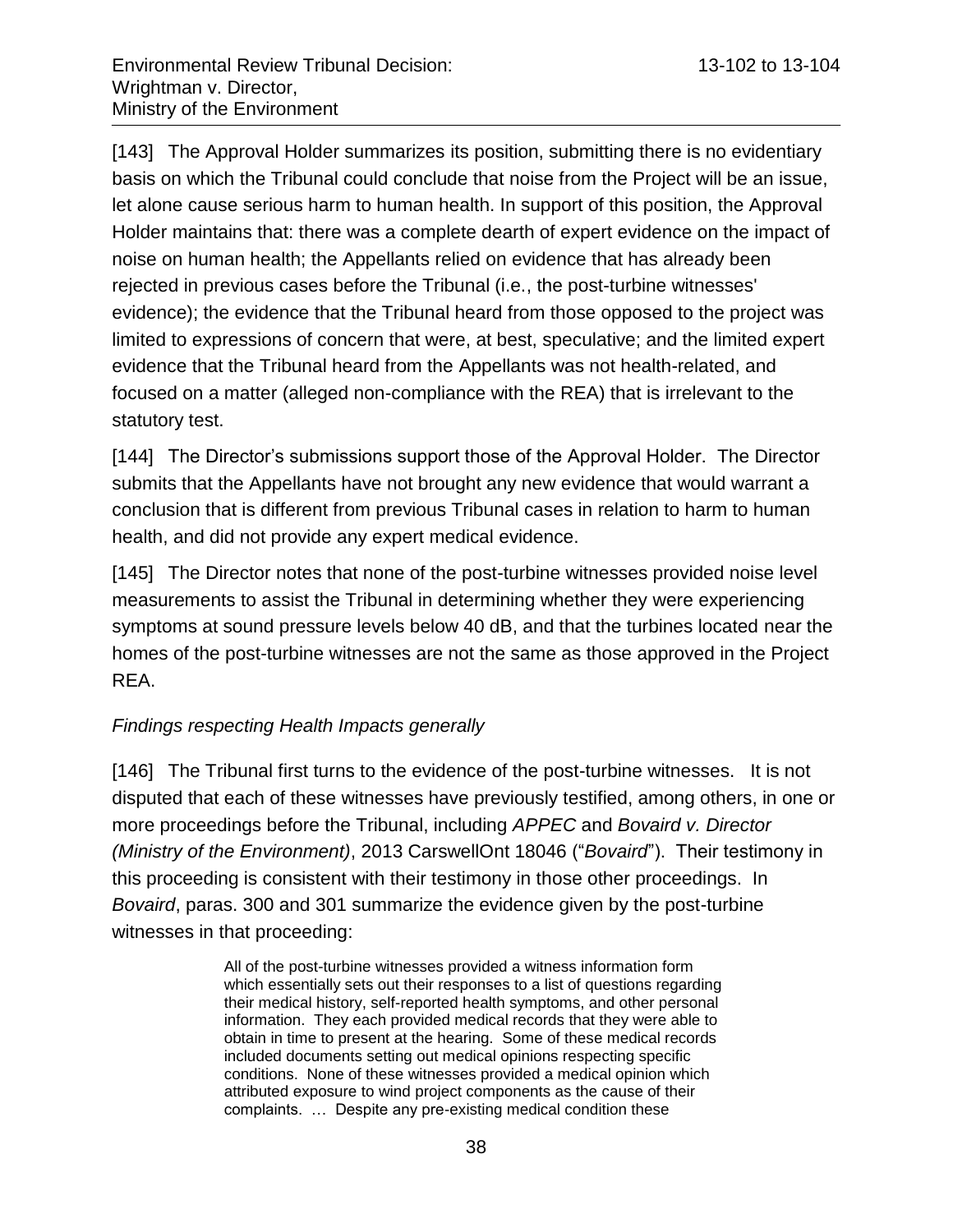[143] The Approval Holder summarizes its position, submitting there is no evidentiary basis on which the Tribunal could conclude that noise from the Project will be an issue, let alone cause serious harm to human health. In support of this position, the Approval Holder maintains that: there was a complete dearth of expert evidence on the impact of noise on human health; the Appellants relied on evidence that has already been rejected in previous cases before the Tribunal (i.e., the post-turbine witnesses' evidence); the evidence that the Tribunal heard from those opposed to the project was limited to expressions of concern that were, at best, speculative; and the limited expert evidence that the Tribunal heard from the Appellants was not health-related, and focused on a matter (alleged non-compliance with the REA) that is irrelevant to the statutory test.

[144] The Director's submissions support those of the Approval Holder. The Director submits that the Appellants have not brought any new evidence that would warrant a conclusion that is different from previous Tribunal cases in relation to harm to human health, and did not provide any expert medical evidence.

[145] The Director notes that none of the post-turbine witnesses provided noise level measurements to assist the Tribunal in determining whether they were experiencing symptoms at sound pressure levels below 40 dB, and that the turbines located near the homes of the post-turbine witnesses are not the same as those approved in the Project REA.

*Findings respecting Health Impacts generally*

[146] The Tribunal first turns to the evidence of the post-turbine witnesses. It is not disputed that each of these witnesses have previously testified, among others, in one or more proceedings before the Tribunal, including *APPEC* and *Bovaird v. Director (Ministry of the Environment)*, 2013 CarswellOnt 18046 ("*Bovaird*"). Their testimony in this proceeding is consistent with their testimony in those other proceedings. In *Bovaird*, paras. 300 and 301 summarize the evidence given by the post-turbine witnesses in that proceeding:

> All of the post-turbine witnesses provided a witness information form which essentially sets out their responses to a list of questions regarding their medical history, self-reported health symptoms, and other personal information. They each provided medical records that they were able to obtain in time to present at the hearing. Some of these medical records included documents setting out medical opinions respecting specific conditions. None of these witnesses provided a medical opinion which attributed exposure to wind project components as the cause of their complaints. … Despite any pre-existing medical condition these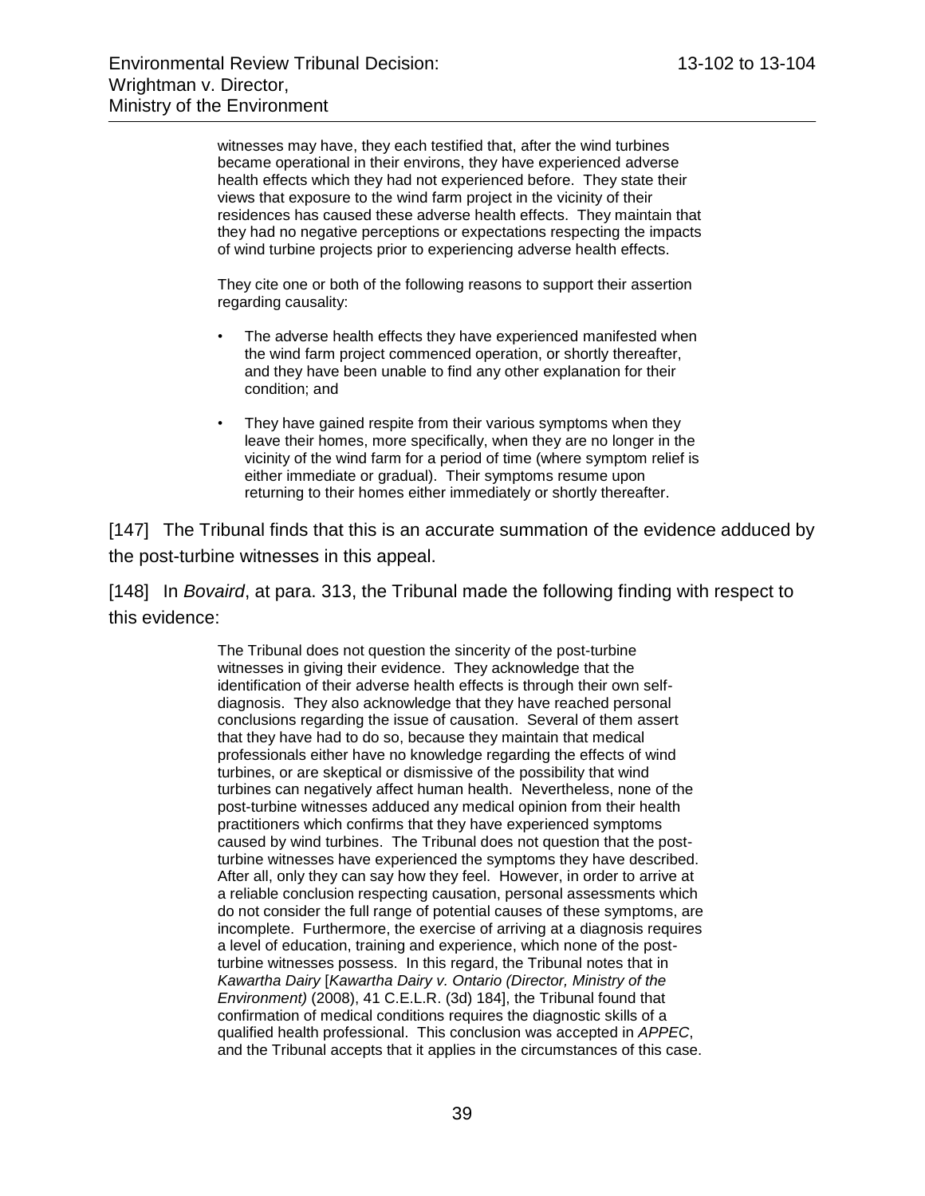> witnesses may have, they each testified that, after the wind turbines became operational in their environs, they have experienced adverse health effects which they had not experienced before. They state their views that exposure to the wind farm project in the vicinity of their residences has caused these adverse health effects. They maintain that they had no negative perceptions or expectations respecting the impacts of wind turbine projects prior to experiencing adverse health effects.
>
> They cite one or both of the following reasons to support their assertion regarding causality:
>
> - The adverse health effects they have experienced manifested when the wind farm project commenced operation, or shortly thereafter, and they have been unable to find any other explanation for their condition; and
>
> - They have gained respite from their various symptoms when they leave their homes, more specifically, when they are no longer in the vicinity of the wind farm for a period of time (where symptom relief is either immediate or gradual). Their symptoms resume upon returning to their homes either immediately or shortly thereafter.

[147] The Tribunal finds that this is an accurate summation of the evidence adduced by the post-turbine witnesses in this appeal.

[148] In *Bovaird*, at para. 313, the Tribunal made the following finding with respect to this evidence:

> The Tribunal does not question the sincerity of the post-turbine witnesses in giving their evidence. They acknowledge that the identification of their adverse health effects is through their own self-diagnosis. They also acknowledge that they have reached personal conclusions regarding the issue of causation. Several of them assert that they have had to do so, because they maintain that medical professionals either have no knowledge regarding the effects of wind turbines, or are skeptical or dismissive of the possibility that wind turbines can negatively affect human health. Nevertheless, none of the post-turbine witnesses adduced any medical opinion from their health practitioners which confirms that they have experienced symptoms caused by wind turbines. The Tribunal does not question that the post-turbine witnesses have experienced the symptoms they have described. After all, only they can say how they feel. However, in order to arrive at a reliable conclusion respecting causation, personal assessments which do not consider the full range of potential causes of these symptoms, are incomplete. Furthermore, the exercise of arriving at a diagnosis requires a level of education, training and experience, which none of the post-turbine witnesses possess. In this regard, the Tribunal notes that in *Kawartha Dairy* [*Kawartha Dairy v. Ontario (Director, Ministry of the Environment)* (2008), 41 C.E.L.R. (3d) 184], the Tribunal found that confirmation of medical conditions requires the diagnostic skills of a qualified health professional. This conclusion was accepted in *APPEC*, and the Tribunal accepts that it applies in the circumstances of this case.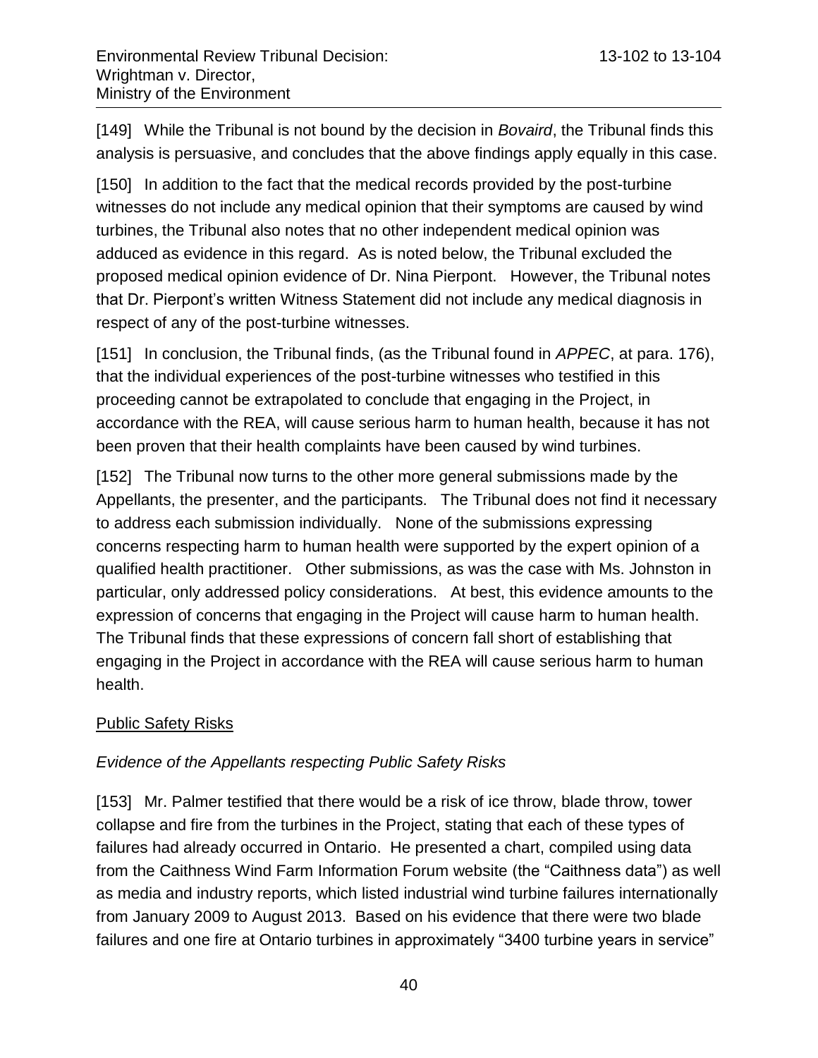[149] While the Tribunal is not bound by the decision in *Bovaird*, the Tribunal finds this analysis is persuasive, and concludes that the above findings apply equally in this case.

[150] In addition to the fact that the medical records provided by the post-turbine witnesses do not include any medical opinion that their symptoms are caused by wind turbines, the Tribunal also notes that no other independent medical opinion was adduced as evidence in this regard. As is noted below, the Tribunal excluded the proposed medical opinion evidence of Dr. Nina Pierpont. However, the Tribunal notes that Dr. Pierpont's written Witness Statement did not include any medical diagnosis in respect of any of the post-turbine witnesses.

[151] In conclusion, the Tribunal finds, (as the Tribunal found in *APPEC*, at para. 176), that the individual experiences of the post-turbine witnesses who testified in this proceeding cannot be extrapolated to conclude that engaging in the Project, in accordance with the REA, will cause serious harm to human health, because it has not been proven that their health complaints have been caused by wind turbines.

[152] The Tribunal now turns to the other more general submissions made by the Appellants, the presenter, and the participants. The Tribunal does not find it necessary to address each submission individually. None of the submissions expressing concerns respecting harm to human health were supported by the expert opinion of a qualified health practitioner. Other submissions, as was the case with Ms. Johnston in particular, only addressed policy considerations. At best, this evidence amounts to the expression of concerns that engaging in the Project will cause harm to human health. The Tribunal finds that these expressions of concern fall short of establishing that engaging in the Project in accordance with the REA will cause serious harm to human health.

<u>Public Safety Risks</u>

*Evidence of the Appellants respecting Public Safety Risks*

[153] Mr. Palmer testified that there would be a risk of ice throw, blade throw, tower collapse and fire from the turbines in the Project, stating that each of these types of failures had already occurred in Ontario. He presented a chart, compiled using data from the Caithness Wind Farm Information Forum website (the "Caithness data") as well as media and industry reports, which listed industrial wind turbine failures internationally from January 2009 to August 2013. Based on his evidence that there were two blade failures and one fire at Ontario turbines in approximately "3400 turbine years in service"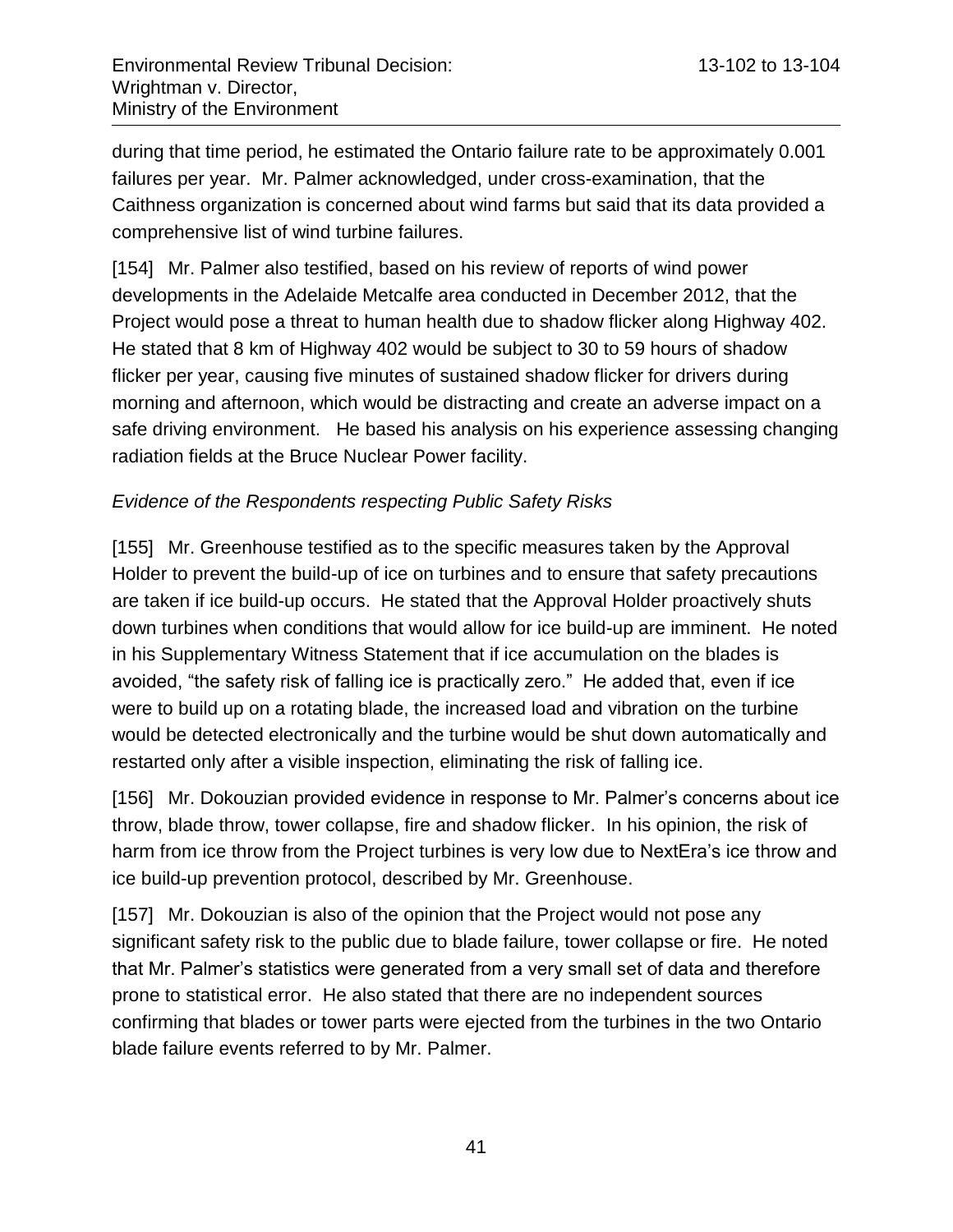during that time period, he estimated the Ontario failure rate to be approximately 0.001 failures per year. Mr. Palmer acknowledged, under cross-examination, that the Caithness organization is concerned about wind farms but said that its data provided a comprehensive list of wind turbine failures.

[154] Mr. Palmer also testified, based on his review of reports of wind power developments in the Adelaide Metcalfe area conducted in December 2012, that the Project would pose a threat to human health due to shadow flicker along Highway 402. He stated that 8 km of Highway 402 would be subject to 30 to 59 hours of shadow flicker per year, causing five minutes of sustained shadow flicker for drivers during morning and afternoon, which would be distracting and create an adverse impact on a safe driving environment. He based his analysis on his experience assessing changing radiation fields at the Bruce Nuclear Power facility.

*Evidence of the Respondents respecting Public Safety Risks*

[155] Mr. Greenhouse testified as to the specific measures taken by the Approval Holder to prevent the build-up of ice on turbines and to ensure that safety precautions are taken if ice build-up occurs. He stated that the Approval Holder proactively shuts down turbines when conditions that would allow for ice build-up are imminent. He noted in his Supplementary Witness Statement that if ice accumulation on the blades is avoided, "the safety risk of falling ice is practically zero." He added that, even if ice were to build up on a rotating blade, the increased load and vibration on the turbine would be detected electronically and the turbine would be shut down automatically and restarted only after a visible inspection, eliminating the risk of falling ice.

[156] Mr. Dokouzian provided evidence in response to Mr. Palmer's concerns about ice throw, blade throw, tower collapse, fire and shadow flicker. In his opinion, the risk of harm from ice throw from the Project turbines is very low due to NextEra's ice throw and ice build-up prevention protocol, described by Mr. Greenhouse.

[157] Mr. Dokouzian is also of the opinion that the Project would not pose any significant safety risk to the public due to blade failure, tower collapse or fire. He noted that Mr. Palmer's statistics were generated from a very small set of data and therefore prone to statistical error. He also stated that there are no independent sources confirming that blades or tower parts were ejected from the turbines in the two Ontario blade failure events referred to by Mr. Palmer.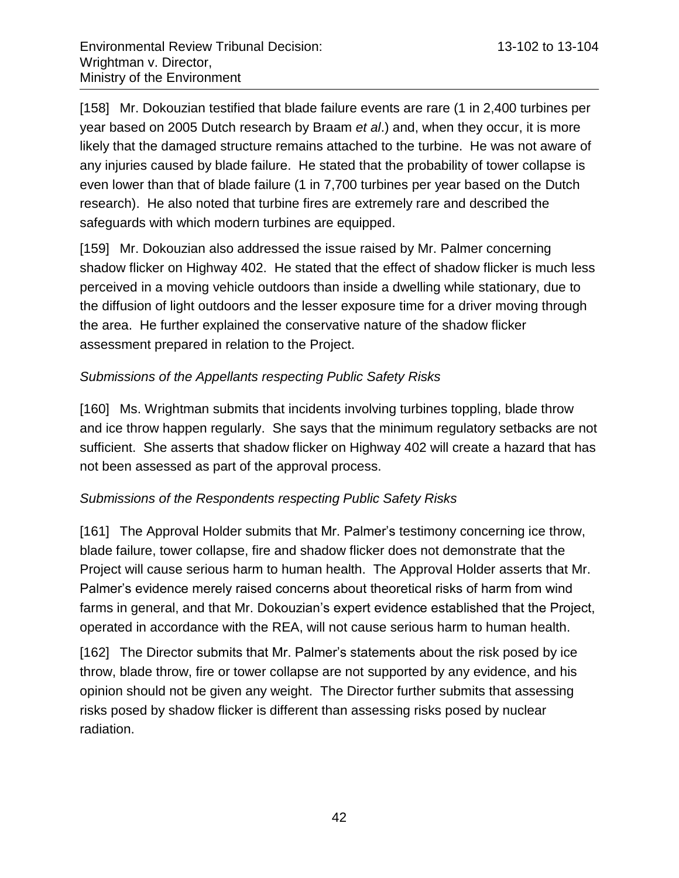[158] Mr. Dokouzian testified that blade failure events are rare (1 in 2,400 turbines per year based on 2005 Dutch research by Braam *et al*.) and, when they occur, it is more likely that the damaged structure remains attached to the turbine. He was not aware of any injuries caused by blade failure. He stated that the probability of tower collapse is even lower than that of blade failure (1 in 7,700 turbines per year based on the Dutch research). He also noted that turbine fires are extremely rare and described the safeguards with which modern turbines are equipped.

[159] Mr. Dokouzian also addressed the issue raised by Mr. Palmer concerning shadow flicker on Highway 402. He stated that the effect of shadow flicker is much less perceived in a moving vehicle outdoors than inside a dwelling while stationary, due to the diffusion of light outdoors and the lesser exposure time for a driver moving through the area. He further explained the conservative nature of the shadow flicker assessment prepared in relation to the Project.

*Submissions of the Appellants respecting Public Safety Risks*

[160] Ms. Wrightman submits that incidents involving turbines toppling, blade throw and ice throw happen regularly. She says that the minimum regulatory setbacks are not sufficient. She asserts that shadow flicker on Highway 402 will create a hazard that has not been assessed as part of the approval process.

*Submissions of the Respondents respecting Public Safety Risks*

[161] The Approval Holder submits that Mr. Palmer's testimony concerning ice throw, blade failure, tower collapse, fire and shadow flicker does not demonstrate that the Project will cause serious harm to human health. The Approval Holder asserts that Mr. Palmer's evidence merely raised concerns about theoretical risks of harm from wind farms in general, and that Mr. Dokouzian's expert evidence established that the Project, operated in accordance with the REA, will not cause serious harm to human health.

[162] The Director submits that Mr. Palmer's statements about the risk posed by ice throw, blade throw, fire or tower collapse are not supported by any evidence, and his opinion should not be given any weight. The Director further submits that assessing risks posed by shadow flicker is different than assessing risks posed by nuclear radiation.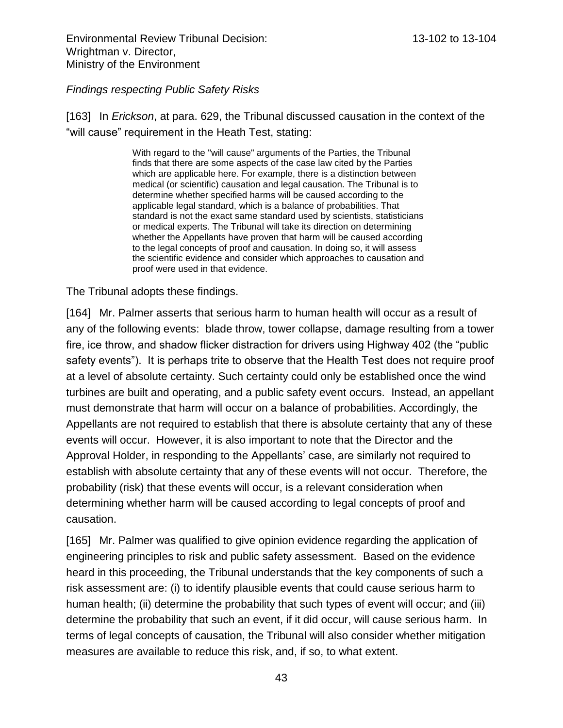*Findings respecting Public Safety Risks*

[163] In *Erickson*, at para. 629, the Tribunal discussed causation in the context of the "will cause" requirement in the Heath Test, stating:

> With regard to the "will cause" arguments of the Parties, the Tribunal finds that there are some aspects of the case law cited by the Parties which are applicable here. For example, there is a distinction between medical (or scientific) causation and legal causation. The Tribunal is to determine whether specified harms will be caused according to the applicable legal standard, which is a balance of probabilities. That standard is not the exact same standard used by scientists, statisticians or medical experts. The Tribunal will take its direction on determining whether the Appellants have proven that harm will be caused according to the legal concepts of proof and causation. In doing so, it will assess the scientific evidence and consider which approaches to causation and proof were used in that evidence.

The Tribunal adopts these findings.

[164] Mr. Palmer asserts that serious harm to human health will occur as a result of any of the following events: blade throw, tower collapse, damage resulting from a tower fire, ice throw, and shadow flicker distraction for drivers using Highway 402 (the "public safety events"). It is perhaps trite to observe that the Health Test does not require proof at a level of absolute certainty. Such certainty could only be established once the wind turbines are built and operating, and a public safety event occurs. Instead, an appellant must demonstrate that harm will occur on a balance of probabilities. Accordingly, the Appellants are not required to establish that there is absolute certainty that any of these events will occur. However, it is also important to note that the Director and the Approval Holder, in responding to the Appellants' case, are similarly not required to establish with absolute certainty that any of these events will not occur. Therefore, the probability (risk) that these events will occur, is a relevant consideration when determining whether harm will be caused according to legal concepts of proof and causation.

[165] Mr. Palmer was qualified to give opinion evidence regarding the application of engineering principles to risk and public safety assessment. Based on the evidence heard in this proceeding, the Tribunal understands that the key components of such a risk assessment are: (i) to identify plausible events that could cause serious harm to human health; (ii) determine the probability that such types of event will occur; and (iii) determine the probability that such an event, if it did occur, will cause serious harm. In terms of legal concepts of causation, the Tribunal will also consider whether mitigation measures are available to reduce this risk, and, if so, to what extent.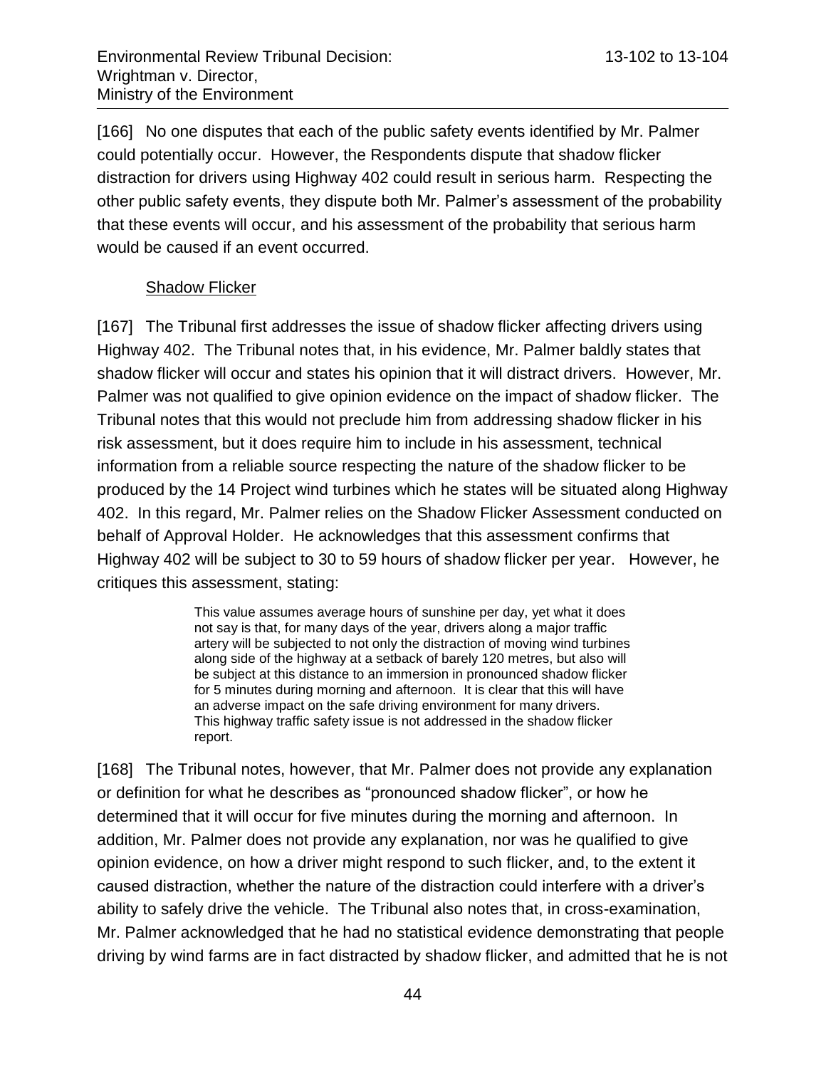[166] No one disputes that each of the public safety events identified by Mr. Palmer could potentially occur. However, the Respondents dispute that shadow flicker distraction for drivers using Highway 402 could result in serious harm. Respecting the other public safety events, they dispute both Mr. Palmer's assessment of the probability that these events will occur, and his assessment of the probability that serious harm would be caused if an event occurred.

Shadow Flicker

[167] The Tribunal first addresses the issue of shadow flicker affecting drivers using Highway 402. The Tribunal notes that, in his evidence, Mr. Palmer baldly states that shadow flicker will occur and states his opinion that it will distract drivers. However, Mr. Palmer was not qualified to give opinion evidence on the impact of shadow flicker. The Tribunal notes that this would not preclude him from addressing shadow flicker in his risk assessment, but it does require him to include in his assessment, technical information from a reliable source respecting the nature of the shadow flicker to be produced by the 14 Project wind turbines which he states will be situated along Highway 402. In this regard, Mr. Palmer relies on the Shadow Flicker Assessment conducted on behalf of Approval Holder. He acknowledges that this assessment confirms that Highway 402 will be subject to 30 to 59 hours of shadow flicker per year. However, he critiques this assessment, stating:

> This value assumes average hours of sunshine per day, yet what it does not say is that, for many days of the year, drivers along a major traffic artery will be subjected to not only the distraction of moving wind turbines along side of the highway at a setback of barely 120 metres, but also will be subject at this distance to an immersion in pronounced shadow flicker for 5 minutes during morning and afternoon. It is clear that this will have an adverse impact on the safe driving environment for many drivers. This highway traffic safety issue is not addressed in the shadow flicker report.

[168] The Tribunal notes, however, that Mr. Palmer does not provide any explanation or definition for what he describes as "pronounced shadow flicker", or how he determined that it will occur for five minutes during the morning and afternoon. In addition, Mr. Palmer does not provide any explanation, nor was he qualified to give opinion evidence, on how a driver might respond to such flicker, and, to the extent it caused distraction, whether the nature of the distraction could interfere with a driver's ability to safely drive the vehicle. The Tribunal also notes that, in cross-examination, Mr. Palmer acknowledged that he had no statistical evidence demonstrating that people driving by wind farms are in fact distracted by shadow flicker, and admitted that he is not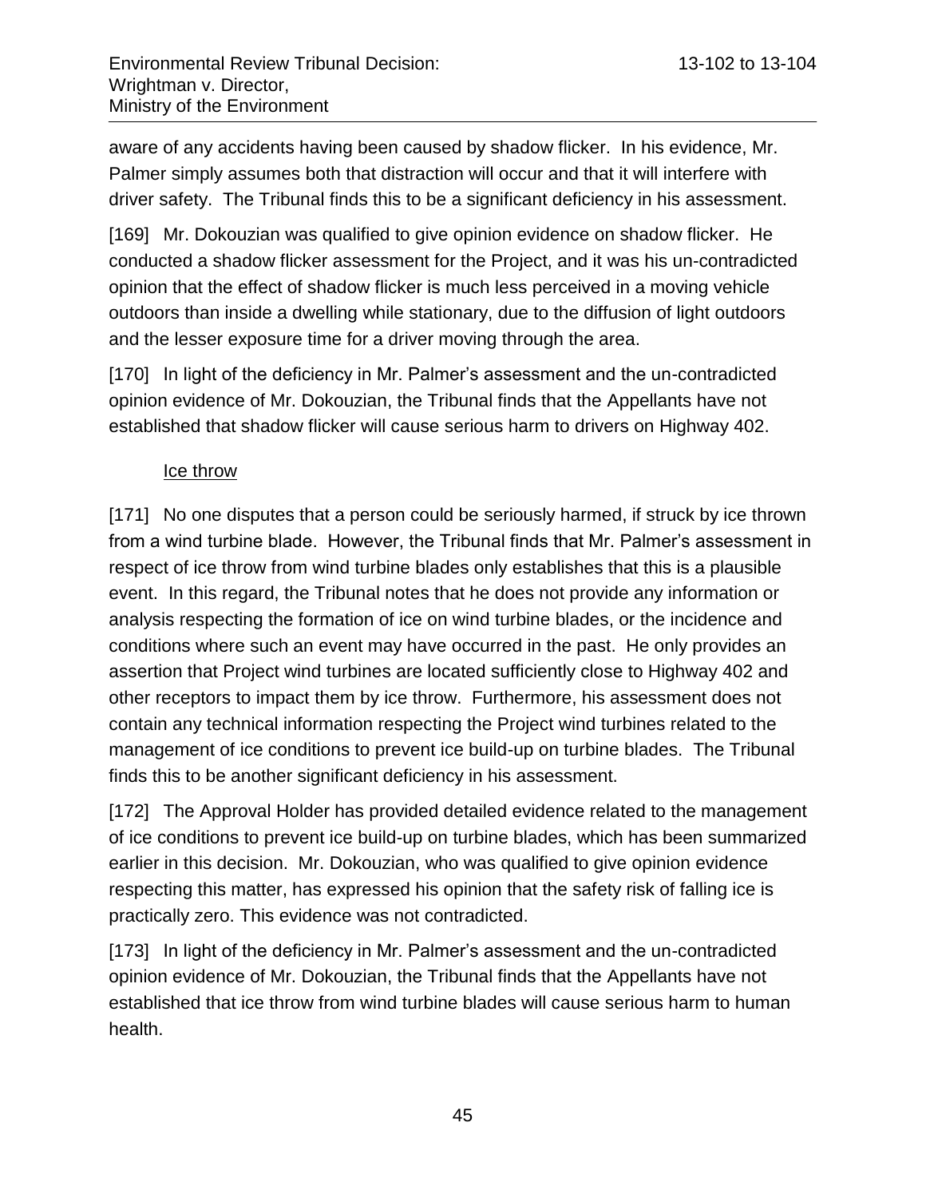aware of any accidents having been caused by shadow flicker. In his evidence, Mr. Palmer simply assumes both that distraction will occur and that it will interfere with driver safety. The Tribunal finds this to be a significant deficiency in his assessment.

[169] Mr. Dokouzian was qualified to give opinion evidence on shadow flicker. He conducted a shadow flicker assessment for the Project, and it was his un-contradicted opinion that the effect of shadow flicker is much less perceived in a moving vehicle outdoors than inside a dwelling while stationary, due to the diffusion of light outdoors and the lesser exposure time for a driver moving through the area.

[170] In light of the deficiency in Mr. Palmer's assessment and the un-contradicted opinion evidence of Mr. Dokouzian, the Tribunal finds that the Appellants have not established that shadow flicker will cause serious harm to drivers on Highway 402.

#### Ice throw

[171] No one disputes that a person could be seriously harmed, if struck by ice thrown from a wind turbine blade. However, the Tribunal finds that Mr. Palmer's assessment in respect of ice throw from wind turbine blades only establishes that this is a plausible event. In this regard, the Tribunal notes that he does not provide any information or analysis respecting the formation of ice on wind turbine blades, or the incidence and conditions where such an event may have occurred in the past. He only provides an assertion that Project wind turbines are located sufficiently close to Highway 402 and other receptors to impact them by ice throw. Furthermore, his assessment does not contain any technical information respecting the Project wind turbines related to the management of ice conditions to prevent ice build-up on turbine blades. The Tribunal finds this to be another significant deficiency in his assessment.

[172] The Approval Holder has provided detailed evidence related to the management of ice conditions to prevent ice build-up on turbine blades, which has been summarized earlier in this decision. Mr. Dokouzian, who was qualified to give opinion evidence respecting this matter, has expressed his opinion that the safety risk of falling ice is practically zero. This evidence was not contradicted.

[173] In light of the deficiency in Mr. Palmer's assessment and the un-contradicted opinion evidence of Mr. Dokouzian, the Tribunal finds that the Appellants have not established that ice throw from wind turbine blades will cause serious harm to human health.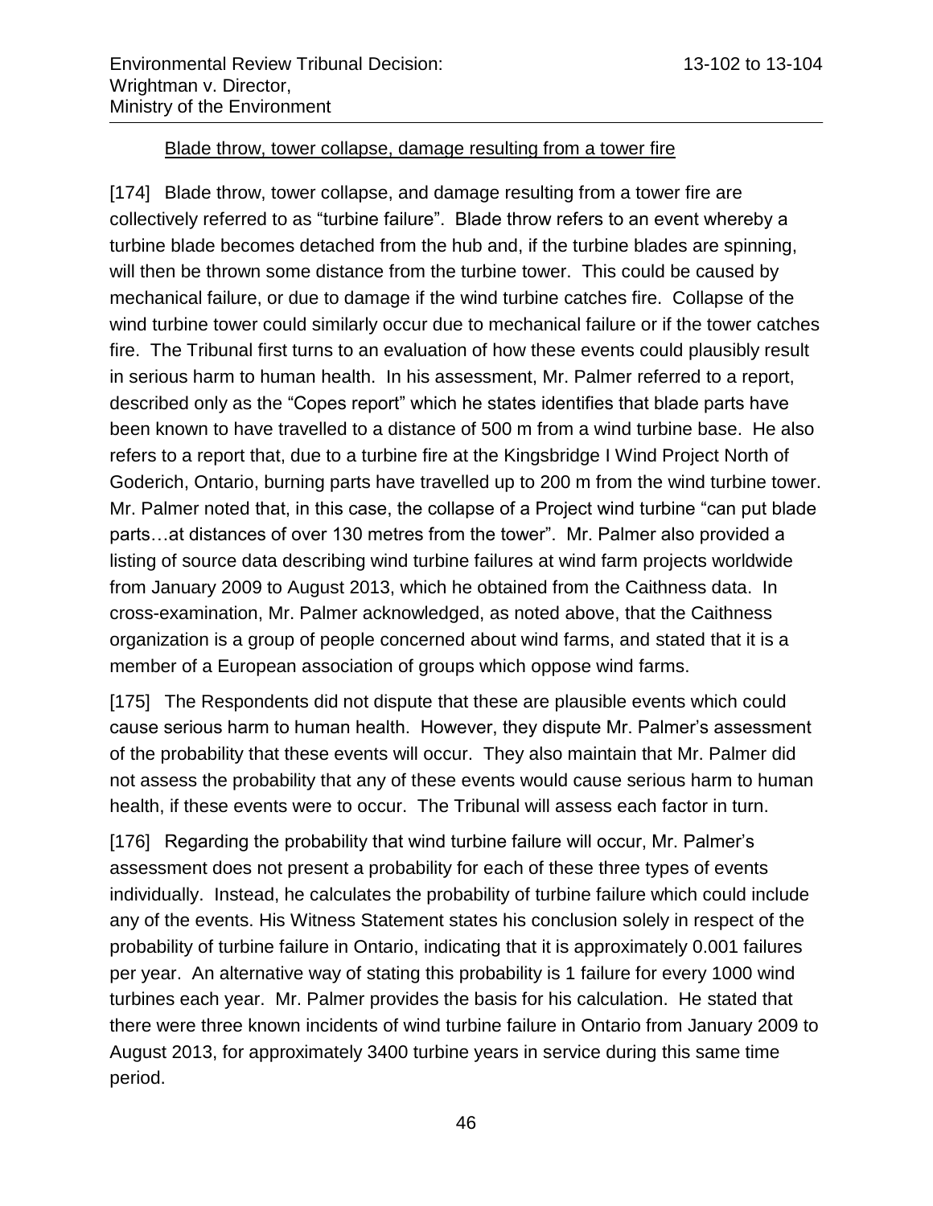Blade throw, tower collapse, damage resulting from a tower fire

[174] Blade throw, tower collapse, and damage resulting from a tower fire are collectively referred to as "turbine failure". Blade throw refers to an event whereby a turbine blade becomes detached from the hub and, if the turbine blades are spinning, will then be thrown some distance from the turbine tower. This could be caused by mechanical failure, or due to damage if the wind turbine catches fire. Collapse of the wind turbine tower could similarly occur due to mechanical failure or if the tower catches fire. The Tribunal first turns to an evaluation of how these events could plausibly result in serious harm to human health. In his assessment, Mr. Palmer referred to a report, described only as the "Copes report" which he states identifies that blade parts have been known to have travelled to a distance of 500 m from a wind turbine base. He also refers to a report that, due to a turbine fire at the Kingsbridge I Wind Project North of Goderich, Ontario, burning parts have travelled up to 200 m from the wind turbine tower. Mr. Palmer noted that, in this case, the collapse of a Project wind turbine "can put blade parts…at distances of over 130 metres from the tower". Mr. Palmer also provided a listing of source data describing wind turbine failures at wind farm projects worldwide from January 2009 to August 2013, which he obtained from the Caithness data. In cross-examination, Mr. Palmer acknowledged, as noted above, that the Caithness organization is a group of people concerned about wind farms, and stated that it is a member of a European association of groups which oppose wind farms.

[175] The Respondents did not dispute that these are plausible events which could cause serious harm to human health. However, they dispute Mr. Palmer's assessment of the probability that these events will occur. They also maintain that Mr. Palmer did not assess the probability that any of these events would cause serious harm to human health, if these events were to occur. The Tribunal will assess each factor in turn.

[176] Regarding the probability that wind turbine failure will occur, Mr. Palmer's assessment does not present a probability for each of these three types of events individually. Instead, he calculates the probability of turbine failure which could include any of the events. His Witness Statement states his conclusion solely in respect of the probability of turbine failure in Ontario, indicating that it is approximately 0.001 failures per year. An alternative way of stating this probability is 1 failure for every 1000 wind turbines each year. Mr. Palmer provides the basis for his calculation. He stated that there were three known incidents of wind turbine failure in Ontario from January 2009 to August 2013, for approximately 3400 turbine years in service during this same time period.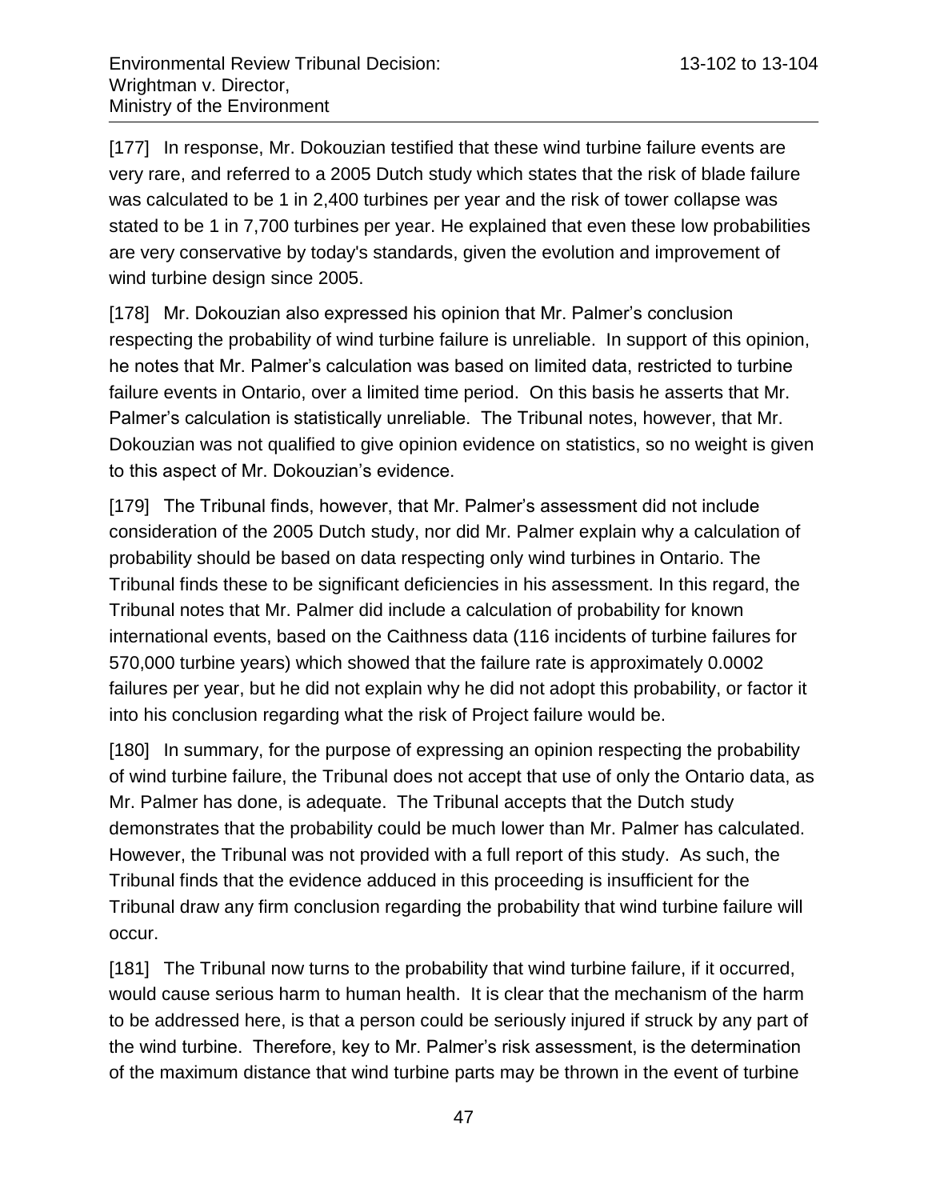[177] In response, Mr. Dokouzian testified that these wind turbine failure events are very rare, and referred to a 2005 Dutch study which states that the risk of blade failure was calculated to be 1 in 2,400 turbines per year and the risk of tower collapse was stated to be 1 in 7,700 turbines per year. He explained that even these low probabilities are very conservative by today's standards, given the evolution and improvement of wind turbine design since 2005.

[178] Mr. Dokouzian also expressed his opinion that Mr. Palmer's conclusion respecting the probability of wind turbine failure is unreliable. In support of this opinion, he notes that Mr. Palmer's calculation was based on limited data, restricted to turbine failure events in Ontario, over a limited time period. On this basis he asserts that Mr. Palmer's calculation is statistically unreliable. The Tribunal notes, however, that Mr. Dokouzian was not qualified to give opinion evidence on statistics, so no weight is given to this aspect of Mr. Dokouzian's evidence.

[179] The Tribunal finds, however, that Mr. Palmer's assessment did not include consideration of the 2005 Dutch study, nor did Mr. Palmer explain why a calculation of probability should be based on data respecting only wind turbines in Ontario. The Tribunal finds these to be significant deficiencies in his assessment. In this regard, the Tribunal notes that Mr. Palmer did include a calculation of probability for known international events, based on the Caithness data (116 incidents of turbine failures for 570,000 turbine years) which showed that the failure rate is approximately 0.0002 failures per year, but he did not explain why he did not adopt this probability, or factor it into his conclusion regarding what the risk of Project failure would be.

[180] In summary, for the purpose of expressing an opinion respecting the probability of wind turbine failure, the Tribunal does not accept that use of only the Ontario data, as Mr. Palmer has done, is adequate. The Tribunal accepts that the Dutch study demonstrates that the probability could be much lower than Mr. Palmer has calculated. However, the Tribunal was not provided with a full report of this study. As such, the Tribunal finds that the evidence adduced in this proceeding is insufficient for the Tribunal draw any firm conclusion regarding the probability that wind turbine failure will occur.

[181] The Tribunal now turns to the probability that wind turbine failure, if it occurred, would cause serious harm to human health. It is clear that the mechanism of the harm to be addressed here, is that a person could be seriously injured if struck by any part of the wind turbine. Therefore, key to Mr. Palmer's risk assessment, is the determination of the maximum distance that wind turbine parts may be thrown in the event of turbine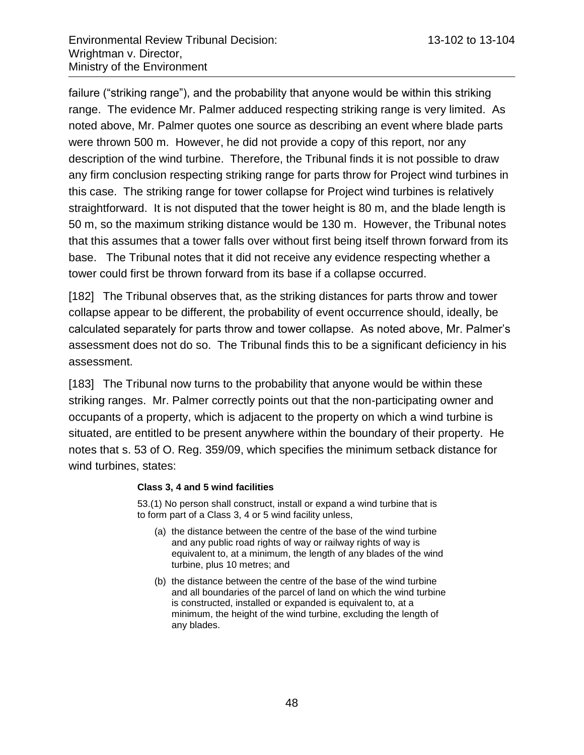failure ("striking range"), and the probability that anyone would be within this striking range. The evidence Mr. Palmer adduced respecting striking range is very limited. As noted above, Mr. Palmer quotes one source as describing an event where blade parts were thrown 500 m. However, he did not provide a copy of this report, nor any description of the wind turbine. Therefore, the Tribunal finds it is not possible to draw any firm conclusion respecting striking range for parts throw for Project wind turbines in this case. The striking range for tower collapse for Project wind turbines is relatively straightforward. It is not disputed that the tower height is 80 m, and the blade length is 50 m, so the maximum striking distance would be 130 m. However, the Tribunal notes that this assumes that a tower falls over without first being itself thrown forward from its base. The Tribunal notes that it did not receive any evidence respecting whether a tower could first be thrown forward from its base if a collapse occurred.

[182] The Tribunal observes that, as the striking distances for parts throw and tower collapse appear to be different, the probability of event occurrence should, ideally, be calculated separately for parts throw and tower collapse. As noted above, Mr. Palmer's assessment does not do so. The Tribunal finds this to be a significant deficiency in his assessment.

[183] The Tribunal now turns to the probability that anyone would be within these striking ranges. Mr. Palmer correctly points out that the non-participating owner and occupants of a property, which is adjacent to the property on which a wind turbine is situated, are entitled to be present anywhere within the boundary of their property. He notes that s. 53 of O. Reg. 359/09, which specifies the minimum setback distance for wind turbines, states:

> **Class 3, 4 and 5 wind facilities**
>
> 53.(1) No person shall construct, install or expand a wind turbine that is to form part of a Class 3, 4 or 5 wind facility unless,
>
> (a) the distance between the centre of the base of the wind turbine and any public road rights of way or railway rights of way is equivalent to, at a minimum, the length of any blades of the wind turbine, plus 10 metres; and
>
> (b) the distance between the centre of the base of the wind turbine and all boundaries of the parcel of land on which the wind turbine is constructed, installed or expanded is equivalent to, at a minimum, the height of the wind turbine, excluding the length of any blades.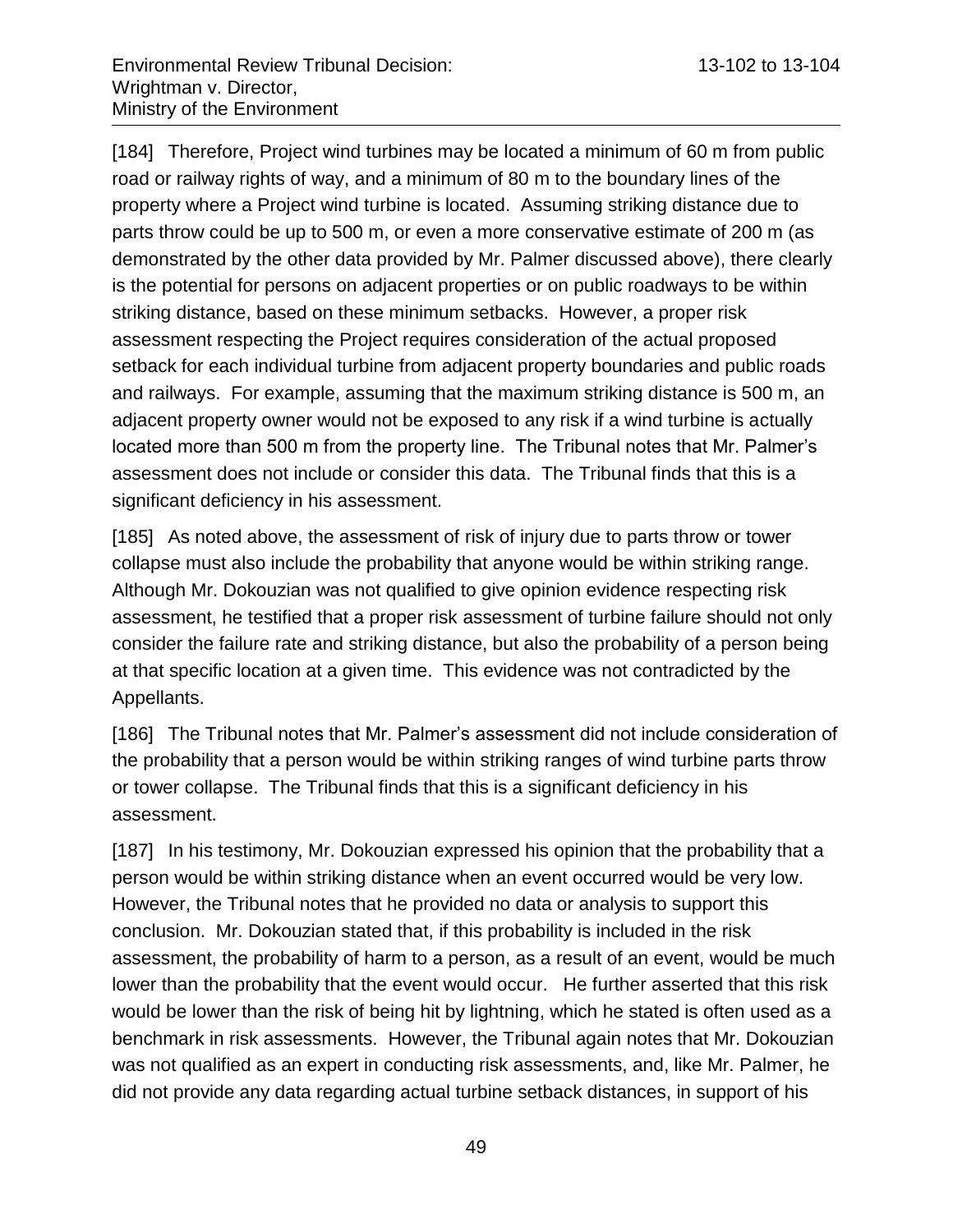[184] Therefore, Project wind turbines may be located a minimum of 60 m from public road or railway rights of way, and a minimum of 80 m to the boundary lines of the property where a Project wind turbine is located. Assuming striking distance due to parts throw could be up to 500 m, or even a more conservative estimate of 200 m (as demonstrated by the other data provided by Mr. Palmer discussed above), there clearly is the potential for persons on adjacent properties or on public roadways to be within striking distance, based on these minimum setbacks. However, a proper risk assessment respecting the Project requires consideration of the actual proposed setback for each individual turbine from adjacent property boundaries and public roads and railways. For example, assuming that the maximum striking distance is 500 m, an adjacent property owner would not be exposed to any risk if a wind turbine is actually located more than 500 m from the property line. The Tribunal notes that Mr. Palmer's assessment does not include or consider this data. The Tribunal finds that this is a significant deficiency in his assessment.

[185] As noted above, the assessment of risk of injury due to parts throw or tower collapse must also include the probability that anyone would be within striking range. Although Mr. Dokouzian was not qualified to give opinion evidence respecting risk assessment, he testified that a proper risk assessment of turbine failure should not only consider the failure rate and striking distance, but also the probability of a person being at that specific location at a given time. This evidence was not contradicted by the Appellants.

[186] The Tribunal notes that Mr. Palmer's assessment did not include consideration of the probability that a person would be within striking ranges of wind turbine parts throw or tower collapse. The Tribunal finds that this is a significant deficiency in his assessment.

[187] In his testimony, Mr. Dokouzian expressed his opinion that the probability that a person would be within striking distance when an event occurred would be very low. However, the Tribunal notes that he provided no data or analysis to support this conclusion. Mr. Dokouzian stated that, if this probability is included in the risk assessment, the probability of harm to a person, as a result of an event, would be much lower than the probability that the event would occur. He further asserted that this risk would be lower than the risk of being hit by lightning, which he stated is often used as a benchmark in risk assessments. However, the Tribunal again notes that Mr. Dokouzian was not qualified as an expert in conducting risk assessments, and, like Mr. Palmer, he did not provide any data regarding actual turbine setback distances, in support of his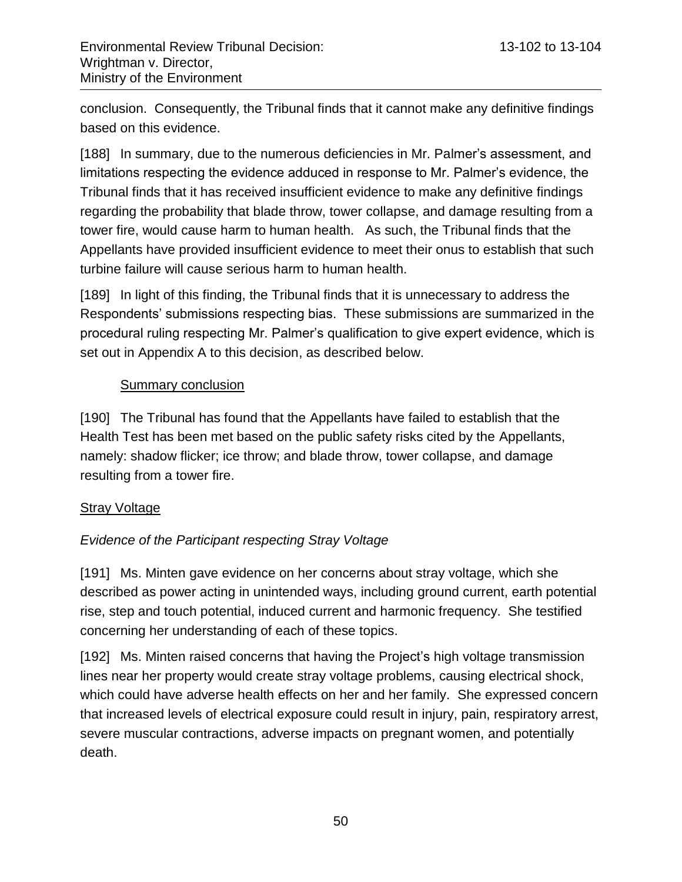conclusion. Consequently, the Tribunal finds that it cannot make any definitive findings based on this evidence.

[188] In summary, due to the numerous deficiencies in Mr. Palmer's assessment, and limitations respecting the evidence adduced in response to Mr. Palmer's evidence, the Tribunal finds that it has received insufficient evidence to make any definitive findings regarding the probability that blade throw, tower collapse, and damage resulting from a tower fire, would cause harm to human health. As such, the Tribunal finds that the Appellants have provided insufficient evidence to meet their onus to establish that such turbine failure will cause serious harm to human health.

[189] In light of this finding, the Tribunal finds that it is unnecessary to address the Respondents' submissions respecting bias. These submissions are summarized in the procedural ruling respecting Mr. Palmer's qualification to give expert evidence, which is set out in Appendix A to this decision, as described below.

Summary conclusion

[190] The Tribunal has found that the Appellants have failed to establish that the Health Test has been met based on the public safety risks cited by the Appellants, namely: shadow flicker; ice throw; and blade throw, tower collapse, and damage resulting from a tower fire.

Stray Voltage

*Evidence of the Participant respecting Stray Voltage*

[191] Ms. Minten gave evidence on her concerns about stray voltage, which she described as power acting in unintended ways, including ground current, earth potential rise, step and touch potential, induced current and harmonic frequency. She testified concerning her understanding of each of these topics.

[192] Ms. Minten raised concerns that having the Project's high voltage transmission lines near her property would create stray voltage problems, causing electrical shock, which could have adverse health effects on her and her family. She expressed concern that increased levels of electrical exposure could result in injury, pain, respiratory arrest, severe muscular contractions, adverse impacts on pregnant women, and potentially death.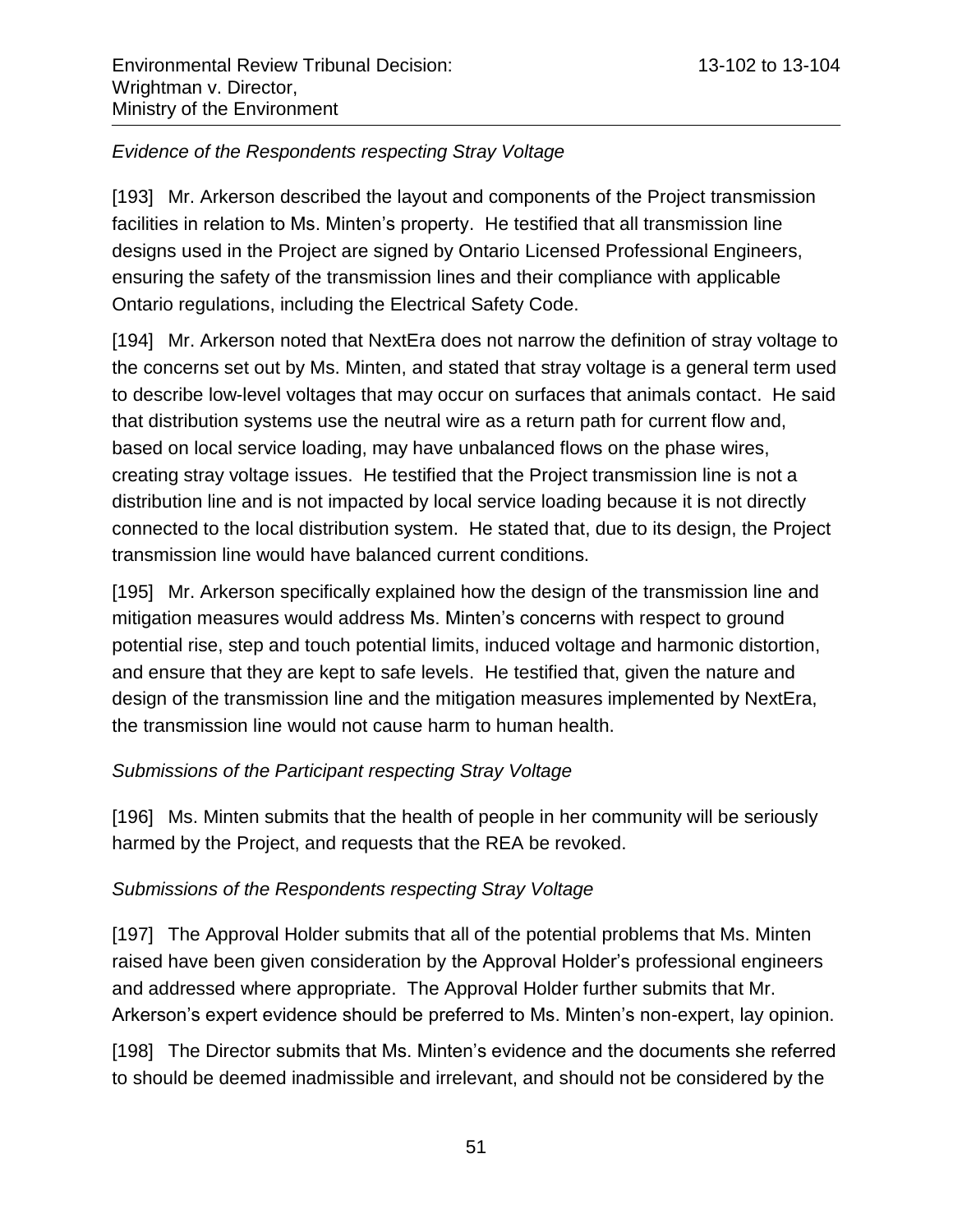*Evidence of the Respondents respecting Stray Voltage*

[193] Mr. Arkerson described the layout and components of the Project transmission facilities in relation to Ms. Minten's property. He testified that all transmission line designs used in the Project are signed by Ontario Licensed Professional Engineers, ensuring the safety of the transmission lines and their compliance with applicable Ontario regulations, including the Electrical Safety Code.

[194] Mr. Arkerson noted that NextEra does not narrow the definition of stray voltage to the concerns set out by Ms. Minten, and stated that stray voltage is a general term used to describe low-level voltages that may occur on surfaces that animals contact. He said that distribution systems use the neutral wire as a return path for current flow and, based on local service loading, may have unbalanced flows on the phase wires, creating stray voltage issues. He testified that the Project transmission line is not a distribution line and is not impacted by local service loading because it is not directly connected to the local distribution system. He stated that, due to its design, the Project transmission line would have balanced current conditions.

[195] Mr. Arkerson specifically explained how the design of the transmission line and mitigation measures would address Ms. Minten's concerns with respect to ground potential rise, step and touch potential limits, induced voltage and harmonic distortion, and ensure that they are kept to safe levels. He testified that, given the nature and design of the transmission line and the mitigation measures implemented by NextEra, the transmission line would not cause harm to human health.

*Submissions of the Participant respecting Stray Voltage*

[196] Ms. Minten submits that the health of people in her community will be seriously harmed by the Project, and requests that the REA be revoked.

*Submissions of the Respondents respecting Stray Voltage*

[197] The Approval Holder submits that all of the potential problems that Ms. Minten raised have been given consideration by the Approval Holder's professional engineers and addressed where appropriate. The Approval Holder further submits that Mr. Arkerson's expert evidence should be preferred to Ms. Minten's non-expert, lay opinion.

[198] The Director submits that Ms. Minten's evidence and the documents she referred to should be deemed inadmissible and irrelevant, and should not be considered by the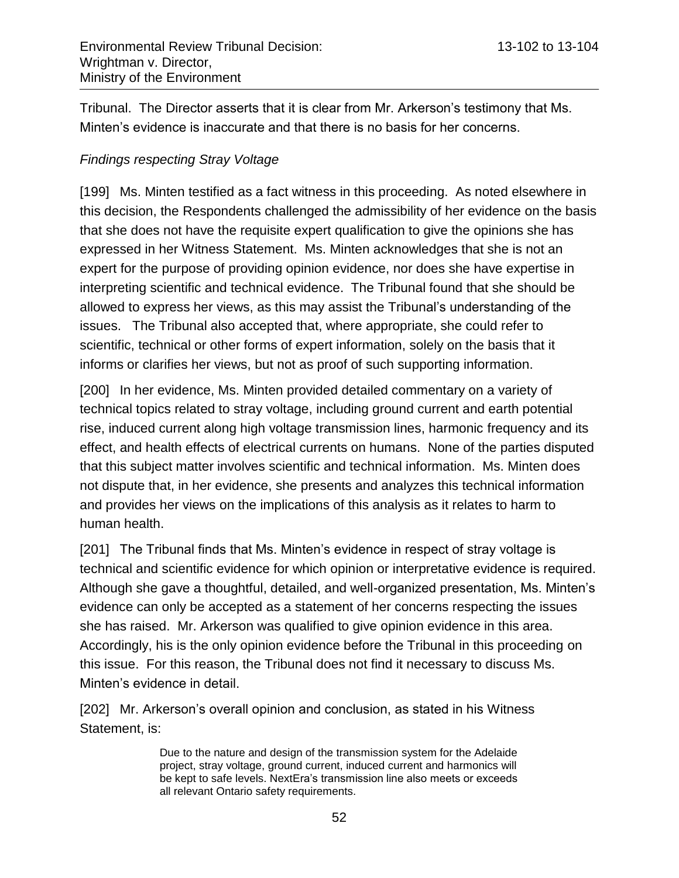Tribunal. The Director asserts that it is clear from Mr. Arkerson's testimony that Ms. Minten's evidence is inaccurate and that there is no basis for her concerns.

*Findings respecting Stray Voltage*

[199] Ms. Minten testified as a fact witness in this proceeding. As noted elsewhere in this decision, the Respondents challenged the admissibility of her evidence on the basis that she does not have the requisite expert qualification to give the opinions she has expressed in her Witness Statement. Ms. Minten acknowledges that she is not an expert for the purpose of providing opinion evidence, nor does she have expertise in interpreting scientific and technical evidence. The Tribunal found that she should be allowed to express her views, as this may assist the Tribunal's understanding of the issues. The Tribunal also accepted that, where appropriate, she could refer to scientific, technical or other forms of expert information, solely on the basis that it informs or clarifies her views, but not as proof of such supporting information.

[200] In her evidence, Ms. Minten provided detailed commentary on a variety of technical topics related to stray voltage, including ground current and earth potential rise, induced current along high voltage transmission lines, harmonic frequency and its effect, and health effects of electrical currents on humans. None of the parties disputed that this subject matter involves scientific and technical information. Ms. Minten does not dispute that, in her evidence, she presents and analyzes this technical information and provides her views on the implications of this analysis as it relates to harm to human health.

[201] The Tribunal finds that Ms. Minten's evidence in respect of stray voltage is technical and scientific evidence for which opinion or interpretative evidence is required. Although she gave a thoughtful, detailed, and well-organized presentation, Ms. Minten's evidence can only be accepted as a statement of her concerns respecting the issues she has raised. Mr. Arkerson was qualified to give opinion evidence in this area. Accordingly, his is the only opinion evidence before the Tribunal in this proceeding on this issue. For this reason, the Tribunal does not find it necessary to discuss Ms. Minten's evidence in detail.

[202] Mr. Arkerson's overall opinion and conclusion, as stated in his Witness Statement, is:

> Due to the nature and design of the transmission system for the Adelaide project, stray voltage, ground current, induced current and harmonics will be kept to safe levels. NextEra's transmission line also meets or exceeds all relevant Ontario safety requirements.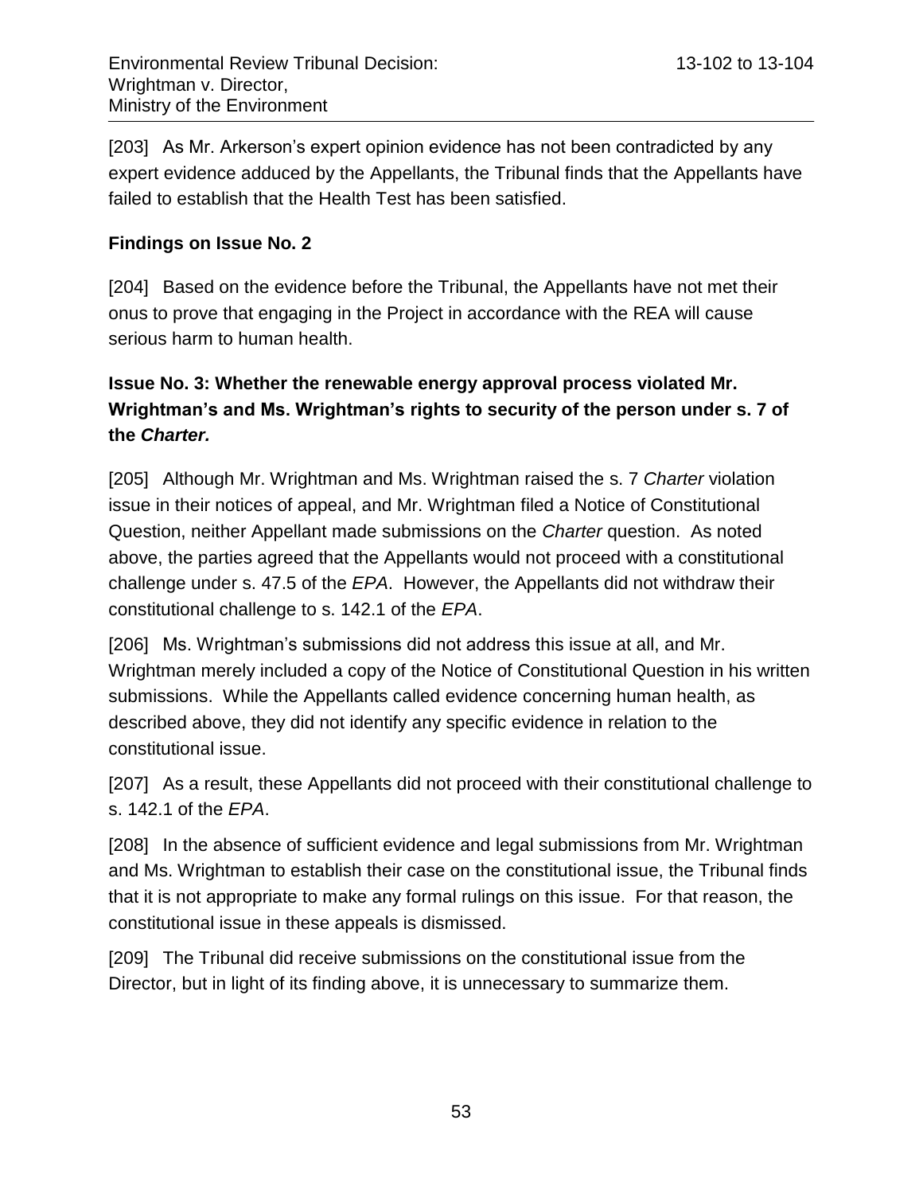[203] As Mr. Arkerson's expert opinion evidence has not been contradicted by any expert evidence adduced by the Appellants, the Tribunal finds that the Appellants have failed to establish that the Health Test has been satisfied.

**Findings on Issue No. 2**

[204] Based on the evidence before the Tribunal, the Appellants have not met their onus to prove that engaging in the Project in accordance with the REA will cause serious harm to human health.

**Issue No. 3: Whether the renewable energy approval process violated Mr. Wrightman's and Ms. Wrightman's rights to security of the person under s. 7 of the *Charter.***

[205] Although Mr. Wrightman and Ms. Wrightman raised the s. 7 *Charter* violation issue in their notices of appeal, and Mr. Wrightman filed a Notice of Constitutional Question, neither Appellant made submissions on the *Charter* question. As noted above, the parties agreed that the Appellants would not proceed with a constitutional challenge under s. 47.5 of the *EPA*. However, the Appellants did not withdraw their constitutional challenge to s. 142.1 of the *EPA*.

[206] Ms. Wrightman's submissions did not address this issue at all, and Mr. Wrightman merely included a copy of the Notice of Constitutional Question in his written submissions. While the Appellants called evidence concerning human health, as described above, they did not identify any specific evidence in relation to the constitutional issue.

[207] As a result, these Appellants did not proceed with their constitutional challenge to s. 142.1 of the *EPA*.

[208] In the absence of sufficient evidence and legal submissions from Mr. Wrightman and Ms. Wrightman to establish their case on the constitutional issue, the Tribunal finds that it is not appropriate to make any formal rulings on this issue. For that reason, the constitutional issue in these appeals is dismissed.

[209] The Tribunal did receive submissions on the constitutional issue from the Director, but in light of its finding above, it is unnecessary to summarize them.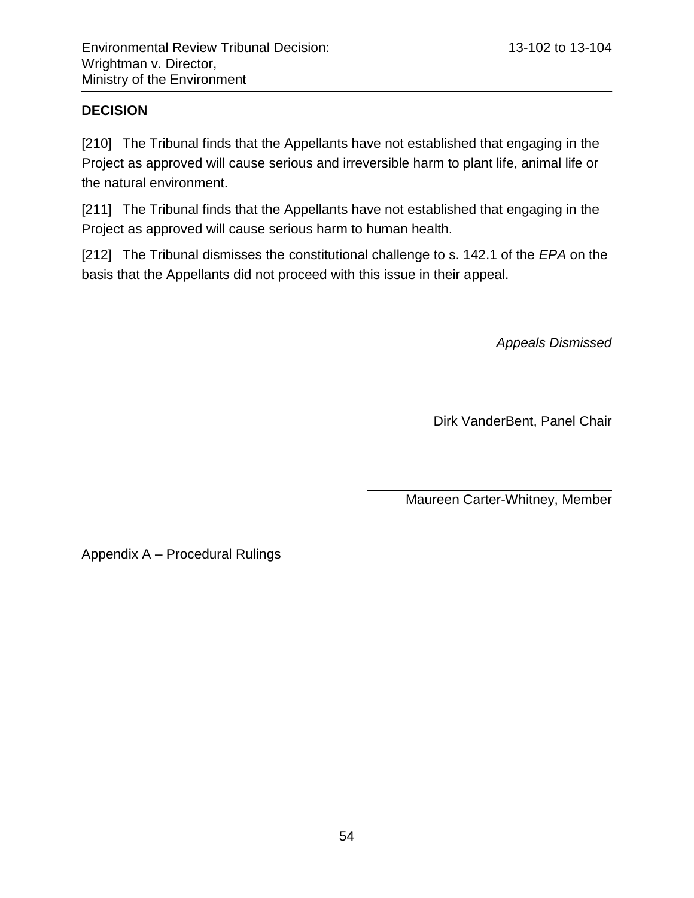## DECISION

[210] The Tribunal finds that the Appellants have not established that engaging in the Project as approved will cause serious and irreversible harm to plant life, animal life or the natural environment.

[211] The Tribunal finds that the Appellants have not established that engaging in the Project as approved will cause serious harm to human health.

[212] The Tribunal dismisses the constitutional challenge to s. 142.1 of the *EPA* on the basis that the Appellants did not proceed with this issue in their appeal.

*Appeals Dismissed*

Dirk VanderBent, Panel Chair

Maureen Carter-Whitney, Member

Appendix A – Procedural Rulings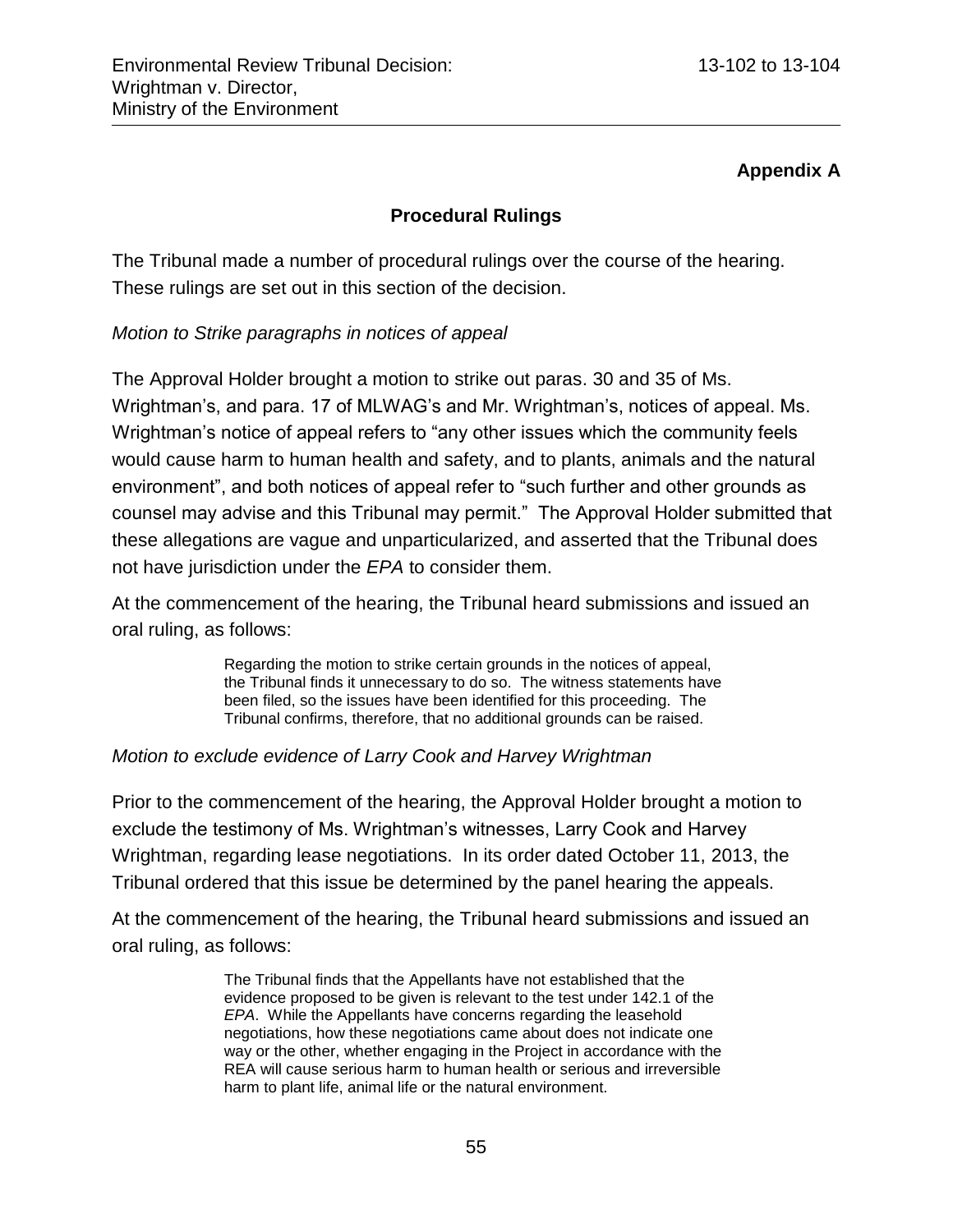## Appendix A

### Procedural Rulings

The Tribunal made a number of procedural rulings over the course of the hearing. These rulings are set out in this section of the decision.

*Motion to Strike paragraphs in notices of appeal*

The Approval Holder brought a motion to strike out paras. 30 and 35 of Ms. Wrightman's, and para. 17 of MLWAG's and Mr. Wrightman's, notices of appeal. Ms. Wrightman's notice of appeal refers to "any other issues which the community feels would cause harm to human health and safety, and to plants, animals and the natural environment", and both notices of appeal refer to "such further and other grounds as counsel may advise and this Tribunal may permit." The Approval Holder submitted that these allegations are vague and unparticularized, and asserted that the Tribunal does not have jurisdiction under the *EPA* to consider them.

At the commencement of the hearing, the Tribunal heard submissions and issued an oral ruling, as follows:

> Regarding the motion to strike certain grounds in the notices of appeal, the Tribunal finds it unnecessary to do so. The witness statements have been filed, so the issues have been identified for this proceeding. The Tribunal confirms, therefore, that no additional grounds can be raised.

*Motion to exclude evidence of Larry Cook and Harvey Wrightman*

Prior to the commencement of the hearing, the Approval Holder brought a motion to exclude the testimony of Ms. Wrightman's witnesses, Larry Cook and Harvey Wrightman, regarding lease negotiations. In its order dated October 11, 2013, the Tribunal ordered that this issue be determined by the panel hearing the appeals.

At the commencement of the hearing, the Tribunal heard submissions and issued an oral ruling, as follows:

> The Tribunal finds that the Appellants have not established that the evidence proposed to be given is relevant to the test under 142.1 of the *EPA*. While the Appellants have concerns regarding the leasehold negotiations, how these negotiations came about does not indicate one way or the other, whether engaging in the Project in accordance with the REA will cause serious harm to human health or serious and irreversible harm to plant life, animal life or the natural environment.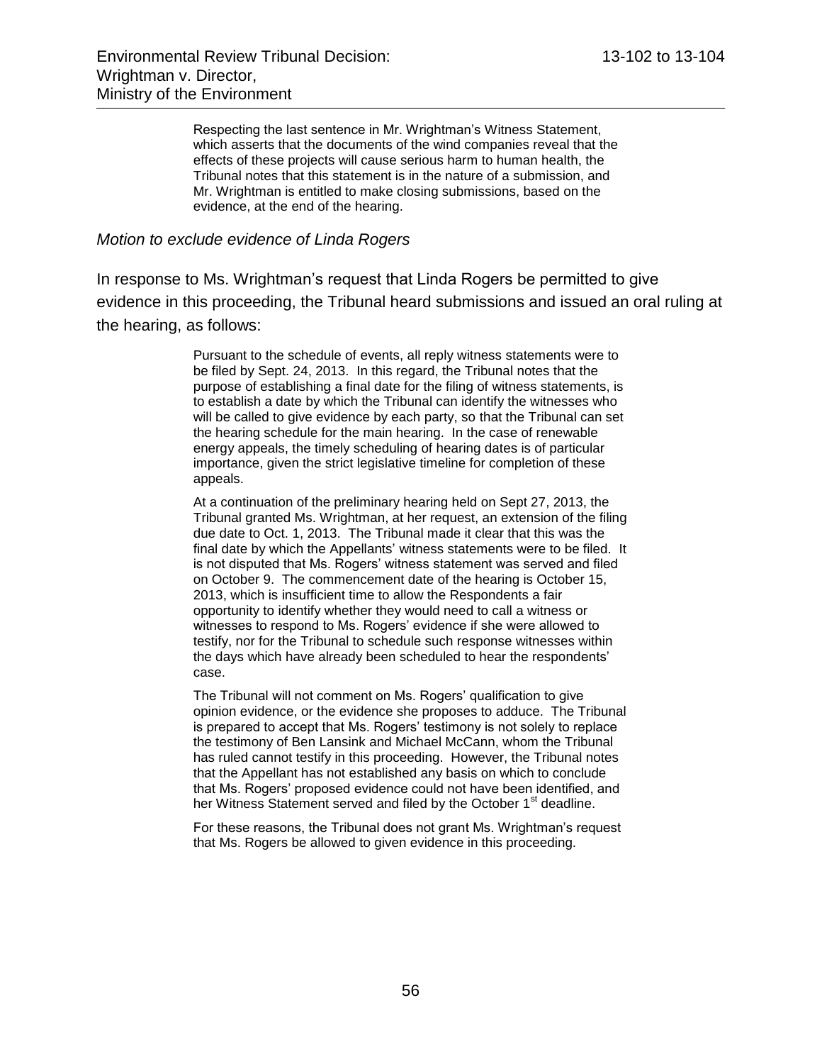> Respecting the last sentence in Mr. Wrightman's Witness Statement, which asserts that the documents of the wind companies reveal that the effects of these projects will cause serious harm to human health, the Tribunal notes that this statement is in the nature of a submission, and Mr. Wrightman is entitled to make closing submissions, based on the evidence, at the end of the hearing.

*Motion to exclude evidence of Linda Rogers*

In response to Ms. Wrightman's request that Linda Rogers be permitted to give evidence in this proceeding, the Tribunal heard submissions and issued an oral ruling at the hearing, as follows:

> Pursuant to the schedule of events, all reply witness statements were to be filed by Sept. 24, 2013. In this regard, the Tribunal notes that the purpose of establishing a final date for the filing of witness statements, is to establish a date by which the Tribunal can identify the witnesses who will be called to give evidence by each party, so that the Tribunal can set the hearing schedule for the main hearing. In the case of renewable energy appeals, the timely scheduling of hearing dates is of particular importance, given the strict legislative timeline for completion of these appeals.
>
> At a continuation of the preliminary hearing held on Sept 27, 2013, the Tribunal granted Ms. Wrightman, at her request, an extension of the filing due date to Oct. 1, 2013. The Tribunal made it clear that this was the final date by which the Appellants' witness statements were to be filed. It is not disputed that Ms. Rogers' witness statement was served and filed on October 9. The commencement date of the hearing is October 15, 2013, which is insufficient time to allow the Respondents a fair opportunity to identify whether they would need to call a witness or witnesses to respond to Ms. Rogers' evidence if she were allowed to testify, nor for the Tribunal to schedule such response witnesses within the days which have already been scheduled to hear the respondents' case.
>
> The Tribunal will not comment on Ms. Rogers' qualification to give opinion evidence, or the evidence she proposes to adduce. The Tribunal is prepared to accept that Ms. Rogers' testimony is not solely to replace the testimony of Ben Lansink and Michael McCann, whom the Tribunal has ruled cannot testify in this proceeding. However, the Tribunal notes that the Appellant has not established any basis on which to conclude that Ms. Rogers' proposed evidence could not have been identified, and her Witness Statement served and filed by the October 1st deadline.
>
> For these reasons, the Tribunal does not grant Ms. Wrightman's request that Ms. Rogers be allowed to given evidence in this proceeding.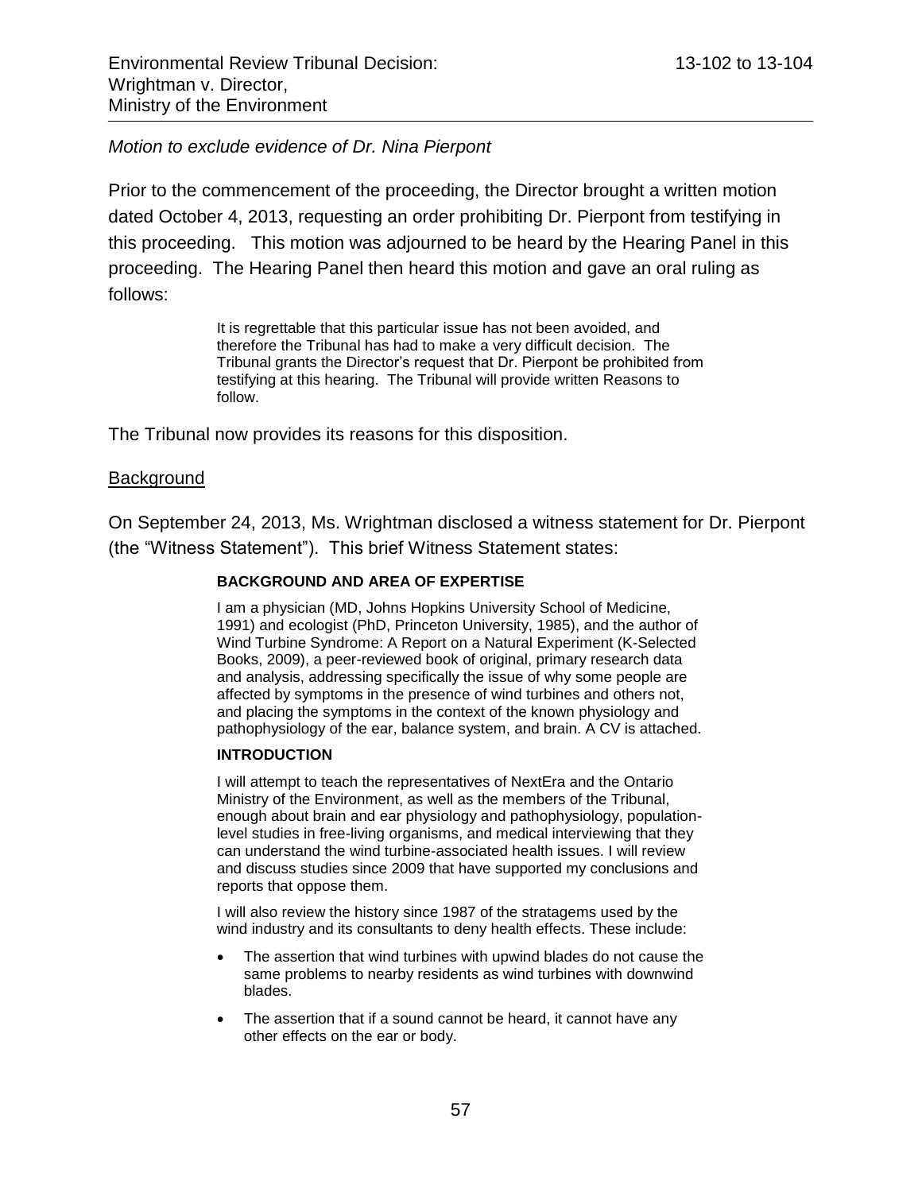*Motion to exclude evidence of Dr. Nina Pierpont*

Prior to the commencement of the proceeding, the Director brought a written motion dated October 4, 2013, requesting an order prohibiting Dr. Pierpont from testifying in this proceeding. This motion was adjourned to be heard by the Hearing Panel in this proceeding. The Hearing Panel then heard this motion and gave an oral ruling as follows:

> It is regrettable that this particular issue has not been avoided, and therefore the Tribunal has had to make a very difficult decision. The Tribunal grants the Director's request that Dr. Pierpont be prohibited from testifying at this hearing. The Tribunal will provide written Reasons to follow.

The Tribunal now provides its reasons for this disposition.

Background

On September 24, 2013, Ms. Wrightman disclosed a witness statement for Dr. Pierpont (the "Witness Statement"). This brief Witness Statement states:

> **BACKGROUND AND AREA OF EXPERTISE**
>
> I am a physician (MD, Johns Hopkins University School of Medicine, 1991) and ecologist (PhD, Princeton University, 1985), and the author of Wind Turbine Syndrome: A Report on a Natural Experiment (K-Selected Books, 2009), a peer-reviewed book of original, primary research data and analysis, addressing specifically the issue of why some people are affected by symptoms in the presence of wind turbines and others not, and placing the symptoms in the context of the known physiology and pathophysiology of the ear, balance system, and brain. A CV is attached.
>
> **INTRODUCTION**
>
> I will attempt to teach the representatives of NextEra and the Ontario Ministry of the Environment, as well as the members of the Tribunal, enough about brain and ear physiology and pathophysiology, population-level studies in free-living organisms, and medical interviewing that they can understand the wind turbine-associated health issues. I will review and discuss studies since 2009 that have supported my conclusions and reports that oppose them.
>
> I will also review the history since 1987 of the stratagems used by the wind industry and its consultants to deny health effects. These include:
>
> - The assertion that wind turbines with upwind blades do not cause the same problems to nearby residents as wind turbines with downwind blades.
> - The assertion that if a sound cannot be heard, it cannot have any other effects on the ear or body.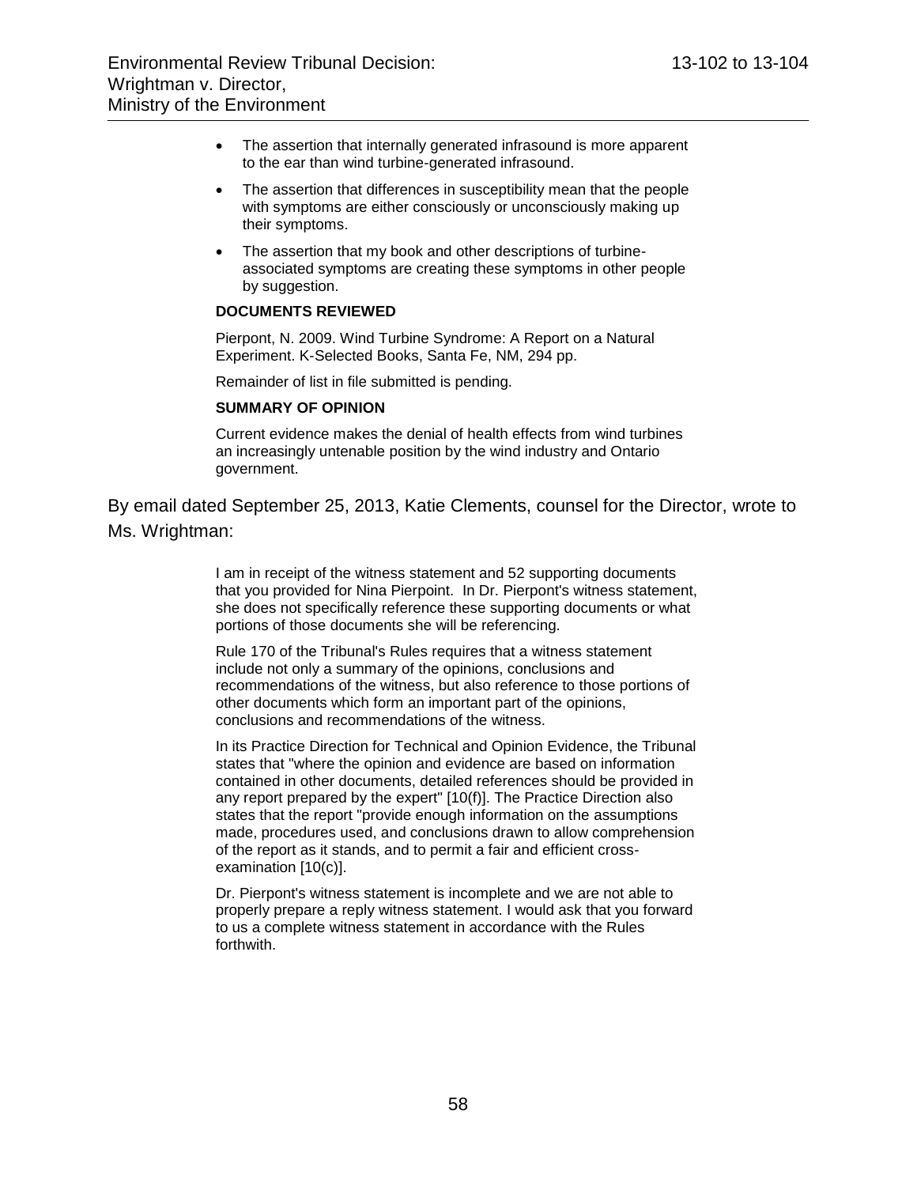- The assertion that internally generated infrasound is more apparent to the ear than wind turbine-generated infrasound.
- The assertion that differences in susceptibility mean that the people with symptoms are either consciously or unconsciously making up their symptoms.
- The assertion that my book and other descriptions of turbine-associated symptoms are creating these symptoms in other people by suggestion.

**DOCUMENTS REVIEWED**

Pierpont, N. 2009. Wind Turbine Syndrome: A Report on a Natural Experiment. K-Selected Books, Santa Fe, NM, 294 pp.

Remainder of list in file submitted is pending.

**SUMMARY OF OPINION**

Current evidence makes the denial of health effects from wind turbines an increasingly untenable position by the wind industry and Ontario government.

By email dated September 25, 2013, Katie Clements, counsel for the Director, wrote to Ms. Wrightman:

> I am in receipt of the witness statement and 52 supporting documents that you provided for Nina Pierpoint. In Dr. Pierpont's witness statement, she does not specifically reference these supporting documents or what portions of those documents she will be referencing.
>
> Rule 170 of the Tribunal's Rules requires that a witness statement include not only a summary of the opinions, conclusions and recommendations of the witness, but also reference to those portions of other documents which form an important part of the opinions, conclusions and recommendations of the witness.
>
> In its Practice Direction for Technical and Opinion Evidence, the Tribunal states that "where the opinion and evidence are based on information contained in other documents, detailed references should be provided in any report prepared by the expert" [10(f)]. The Practice Direction also states that the report "provide enough information on the assumptions made, procedures used, and conclusions drawn to allow comprehension of the report as it stands, and to permit a fair and efficient cross-examination [10(c)].
>
> Dr. Pierpont's witness statement is incomplete and we are not able to properly prepare a reply witness statement. I would ask that you forward to us a complete witness statement in accordance with the Rules forthwith.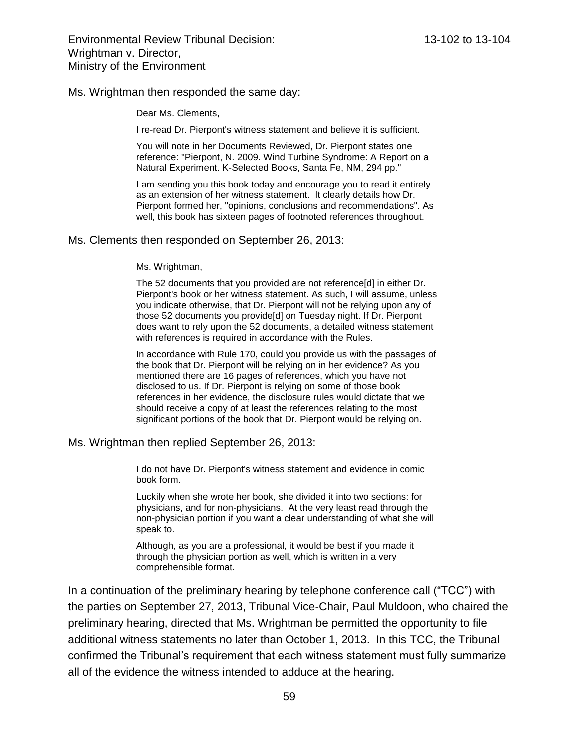Ms. Wrightman then responded the same day:

> Dear Ms. Clements,
>
> I re-read Dr. Pierpont's witness statement and believe it is sufficient.
>
> You will note in her Documents Reviewed, Dr. Pierpont states one reference: "Pierpont, N. 2009. Wind Turbine Syndrome: A Report on a Natural Experiment. K-Selected Books, Santa Fe, NM, 294 pp."
>
> I am sending you this book today and encourage you to read it entirely as an extension of her witness statement. It clearly details how Dr. Pierpont formed her, "opinions, conclusions and recommendations". As well, this book has sixteen pages of footnoted references throughout.

Ms. Clements then responded on September 26, 2013:

> Ms. Wrightman,
>
> The 52 documents that you provided are not reference[d] in either Dr. Pierpont's book or her witness statement. As such, I will assume, unless you indicate otherwise, that Dr. Pierpont will not be relying upon any of those 52 documents you provide[d] on Tuesday night. If Dr. Pierpont does want to rely upon the 52 documents, a detailed witness statement with references is required in accordance with the Rules.
>
> In accordance with Rule 170, could you provide us with the passages of the book that Dr. Pierpont will be relying on in her evidence? As you mentioned there are 16 pages of references, which you have not disclosed to us. If Dr. Pierpont is relying on some of those book references in her evidence, the disclosure rules would dictate that we should receive a copy of at least the references relating to the most significant portions of the book that Dr. Pierpont would be relying on.

Ms. Wrightman then replied September 26, 2013:

> I do not have Dr. Pierpont's witness statement and evidence in comic book form.
>
> Luckily when she wrote her book, she divided it into two sections: for physicians, and for non-physicians. At the very least read through the non-physician portion if you want a clear understanding of what she will speak to.
>
> Although, as you are a professional, it would be best if you made it through the physician portion as well, which is written in a very comprehensible format.

In a continuation of the preliminary hearing by telephone conference call ("TCC") with the parties on September 27, 2013, Tribunal Vice-Chair, Paul Muldoon, who chaired the preliminary hearing, directed that Ms. Wrightman be permitted the opportunity to file additional witness statements no later than October 1, 2013. In this TCC, the Tribunal confirmed the Tribunal's requirement that each witness statement must fully summarize all of the evidence the witness intended to adduce at the hearing.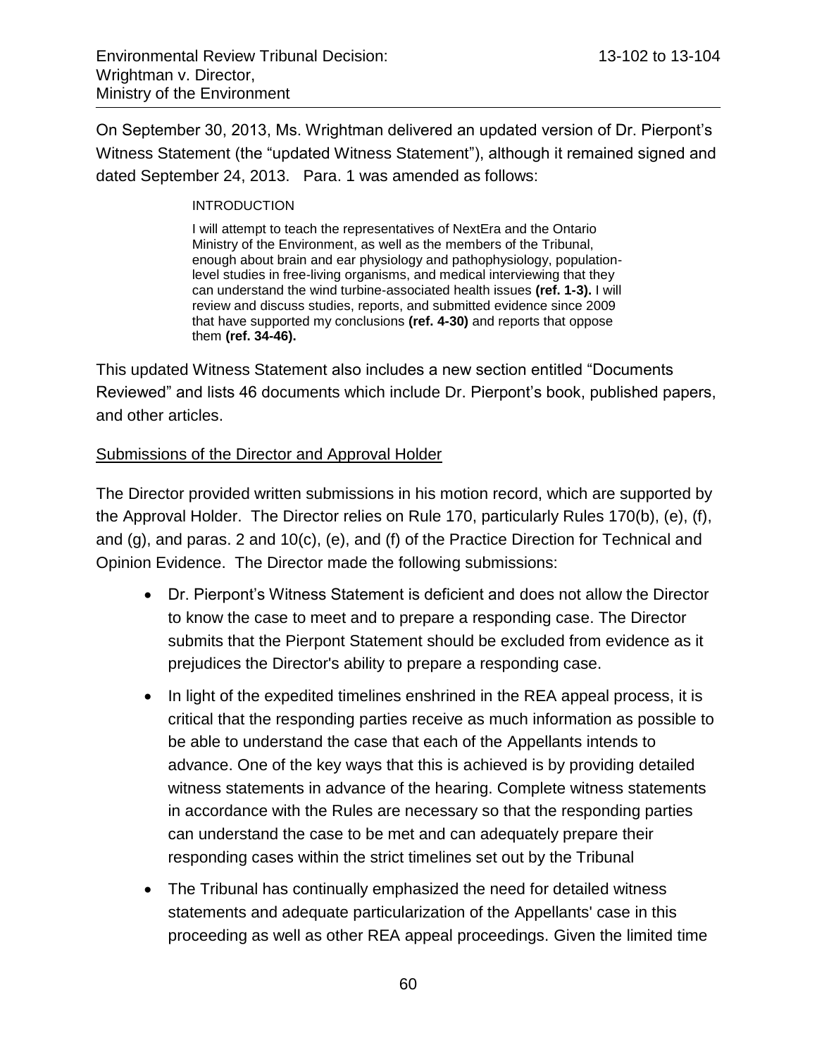On September 30, 2013, Ms. Wrightman delivered an updated version of Dr. Pierpont's Witness Statement (the "updated Witness Statement"), although it remained signed and dated September 24, 2013. Para. 1 was amended as follows:

> INTRODUCTION
>
> I will attempt to teach the representatives of NextEra and the Ontario Ministry of the Environment, as well as the members of the Tribunal, enough about brain and ear physiology and pathophysiology, population-level studies in free-living organisms, and medical interviewing that they can understand the wind turbine-associated health issues **(ref. 1-3).** I will review and discuss studies, reports, and submitted evidence since 2009 that have supported my conclusions **(ref. 4-30)** and reports that oppose them **(ref. 34-46).**

This updated Witness Statement also includes a new section entitled "Documents Reviewed" and lists 46 documents which include Dr. Pierpont's book, published papers, and other articles.

Submissions of the Director and Approval Holder

The Director provided written submissions in his motion record, which are supported by the Approval Holder. The Director relies on Rule 170, particularly Rules 170(b), (e), (f), and (g), and paras. 2 and 10(c), (e), and (f) of the Practice Direction for Technical and Opinion Evidence. The Director made the following submissions:

- Dr. Pierpont's Witness Statement is deficient and does not allow the Director to know the case to meet and to prepare a responding case. The Director submits that the Pierpont Statement should be excluded from evidence as it prejudices the Director's ability to prepare a responding case.
- In light of the expedited timelines enshrined in the REA appeal process, it is critical that the responding parties receive as much information as possible to be able to understand the case that each of the Appellants intends to advance. One of the key ways that this is achieved is by providing detailed witness statements in advance of the hearing. Complete witness statements in accordance with the Rules are necessary so that the responding parties can understand the case to be met and can adequately prepare their responding cases within the strict timelines set out by the Tribunal
- The Tribunal has continually emphasized the need for detailed witness statements and adequate particularization of the Appellants' case in this proceeding as well as other REA appeal proceedings. Given the limited time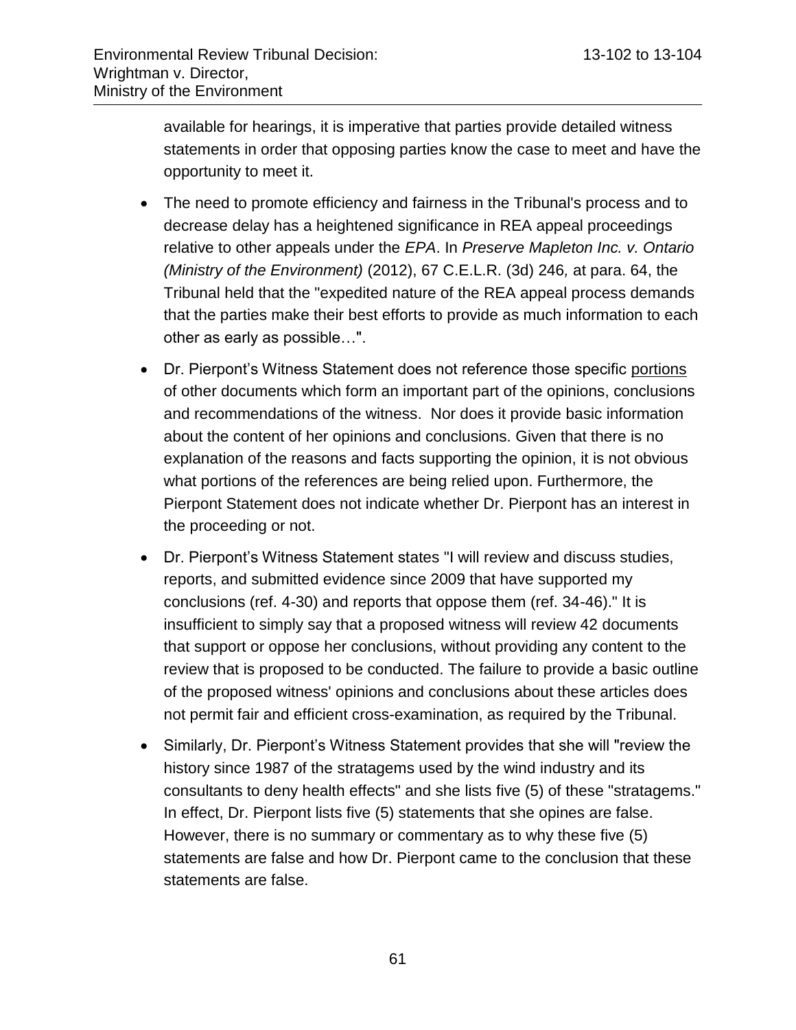available for hearings, it is imperative that parties provide detailed witness statements in order that opposing parties know the case to meet and have the opportunity to meet it.

- The need to promote efficiency and fairness in the Tribunal's process and to decrease delay has a heightened significance in REA appeal proceedings relative to other appeals under the *EPA*. In *Preserve Mapleton Inc. v. Ontario (Ministry of the Environment)* (2012), 67 C.E.L.R. (3d) 246*,* at para. 64, the Tribunal held that the "expedited nature of the REA appeal process demands that the parties make their best efforts to provide as much information to each other as early as possible…".
- Dr. Pierpont's Witness Statement does not reference those specific portions of other documents which form an important part of the opinions, conclusions and recommendations of the witness. Nor does it provide basic information about the content of her opinions and conclusions. Given that there is no explanation of the reasons and facts supporting the opinion, it is not obvious what portions of the references are being relied upon. Furthermore, the Pierpont Statement does not indicate whether Dr. Pierpont has an interest in the proceeding or not.
- Dr. Pierpont's Witness Statement states "I will review and discuss studies, reports, and submitted evidence since 2009 that have supported my conclusions (ref. 4-30) and reports that oppose them (ref. 34-46)." It is insufficient to simply say that a proposed witness will review 42 documents that support or oppose her conclusions, without providing any content to the review that is proposed to be conducted. The failure to provide a basic outline of the proposed witness' opinions and conclusions about these articles does not permit fair and efficient cross-examination, as required by the Tribunal.
- Similarly, Dr. Pierpont's Witness Statement provides that she will "review the history since 1987 of the stratagems used by the wind industry and its consultants to deny health effects" and she lists five (5) of these "stratagems." In effect, Dr. Pierpont lists five (5) statements that she opines are false. However, there is no summary or commentary as to why these five (5) statements are false and how Dr. Pierpont came to the conclusion that these statements are false.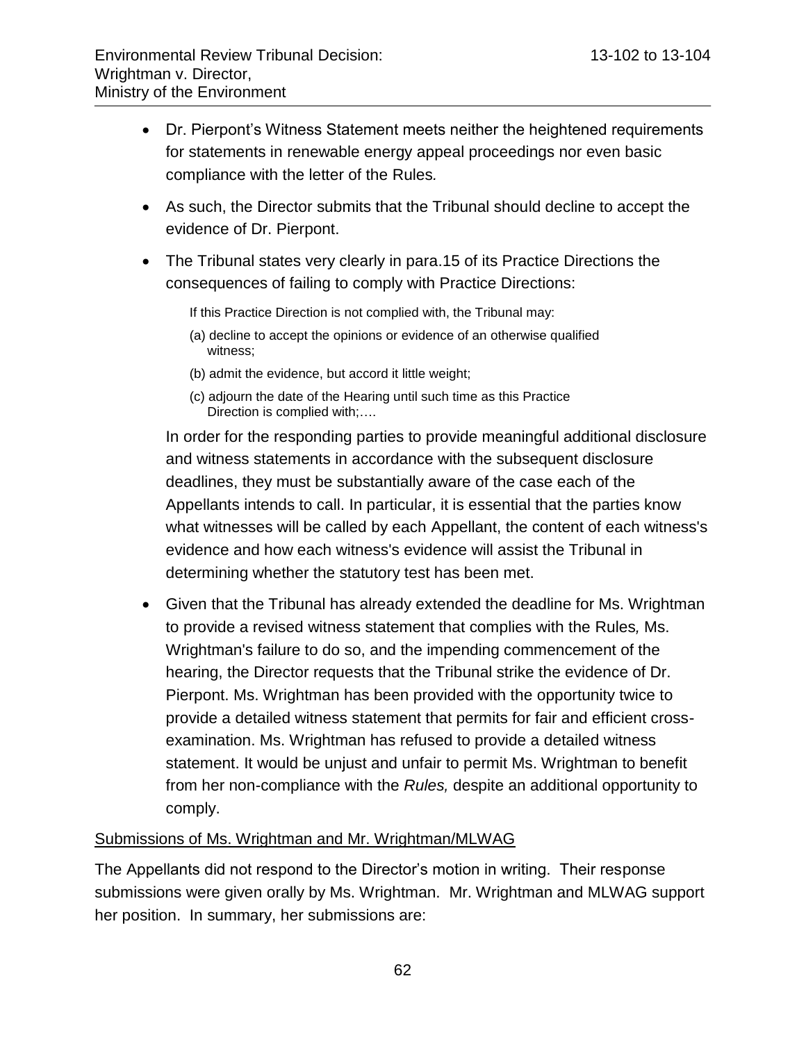- Dr. Pierpont's Witness Statement meets neither the heightened requirements for statements in renewable energy appeal proceedings nor even basic compliance with the letter of the Rules*.*
- As such, the Director submits that the Tribunal should decline to accept the evidence of Dr. Pierpont.
- The Tribunal states very clearly in para.15 of its Practice Directions the consequences of failing to comply with Practice Directions:

  > If this Practice Direction is not complied with, the Tribunal may:
  >
  > (a) decline to accept the opinions or evidence of an otherwise qualified witness;
  >
  > (b) admit the evidence, but accord it little weight;
  >
  > (c) adjourn the date of the Hearing until such time as this Practice Direction is complied with;….

  In order for the responding parties to provide meaningful additional disclosure and witness statements in accordance with the subsequent disclosure deadlines, they must be substantially aware of the case each of the Appellants intends to call. In particular, it is essential that the parties know what witnesses will be called by each Appellant, the content of each witness's evidence and how each witness's evidence will assist the Tribunal in determining whether the statutory test has been met.

- Given that the Tribunal has already extended the deadline for Ms. Wrightman to provide a revised witness statement that complies with the Rules*,* Ms. Wrightman's failure to do so, and the impending commencement of the hearing, the Director requests that the Tribunal strike the evidence of Dr. Pierpont. Ms. Wrightman has been provided with the opportunity twice to provide a detailed witness statement that permits for fair and efficient cross-examination. Ms. Wrightman has refused to provide a detailed witness statement. It would be unjust and unfair to permit Ms. Wrightman to benefit from her non-compliance with the *Rules,* despite an additional opportunity to comply.

Submissions of Ms. Wrightman and Mr. Wrightman/MLWAG

The Appellants did not respond to the Director's motion in writing. Their response submissions were given orally by Ms. Wrightman. Mr. Wrightman and MLWAG support her position. In summary, her submissions are: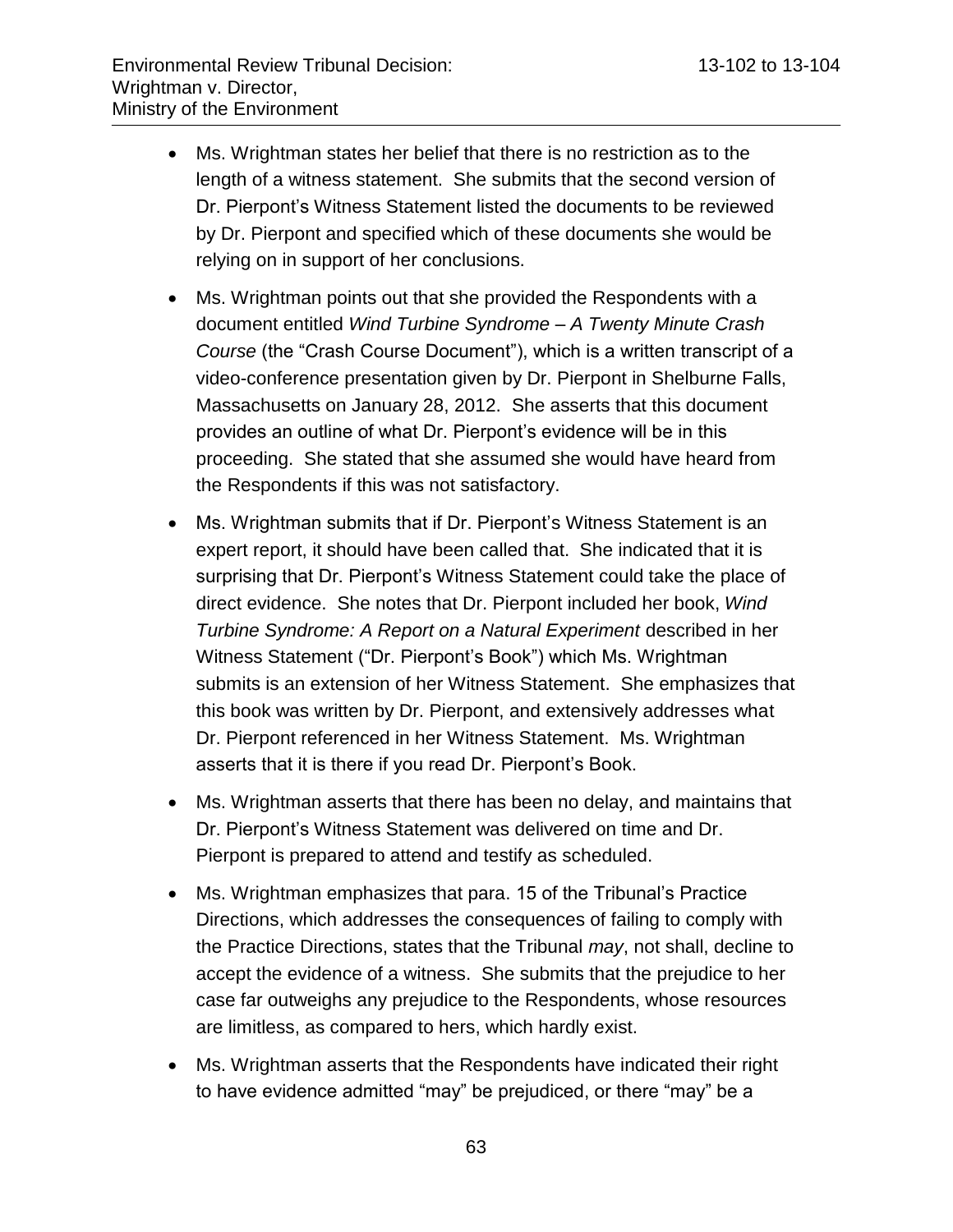- Ms. Wrightman states her belief that there is no restriction as to the length of a witness statement. She submits that the second version of Dr. Pierpont's Witness Statement listed the documents to be reviewed by Dr. Pierpont and specified which of these documents she would be relying on in support of her conclusions.
- Ms. Wrightman points out that she provided the Respondents with a document entitled *Wind Turbine Syndrome – A Twenty Minute Crash Course* (the "Crash Course Document"), which is a written transcript of a video-conference presentation given by Dr. Pierpont in Shelburne Falls, Massachusetts on January 28, 2012. She asserts that this document provides an outline of what Dr. Pierpont's evidence will be in this proceeding. She stated that she assumed she would have heard from the Respondents if this was not satisfactory.
- Ms. Wrightman submits that if Dr. Pierpont's Witness Statement is an expert report, it should have been called that. She indicated that it is surprising that Dr. Pierpont's Witness Statement could take the place of direct evidence. She notes that Dr. Pierpont included her book, *Wind Turbine Syndrome: A Report on a Natural Experiment* described in her Witness Statement ("Dr. Pierpont's Book") which Ms. Wrightman submits is an extension of her Witness Statement. She emphasizes that this book was written by Dr. Pierpont, and extensively addresses what Dr. Pierpont referenced in her Witness Statement. Ms. Wrightman asserts that it is there if you read Dr. Pierpont's Book.
- Ms. Wrightman asserts that there has been no delay, and maintains that Dr. Pierpont's Witness Statement was delivered on time and Dr. Pierpont is prepared to attend and testify as scheduled.
- Ms. Wrightman emphasizes that para. 15 of the Tribunal's Practice Directions, which addresses the consequences of failing to comply with the Practice Directions, states that the Tribunal *may*, not shall, decline to accept the evidence of a witness. She submits that the prejudice to her case far outweighs any prejudice to the Respondents, whose resources are limitless, as compared to hers, which hardly exist.
- Ms. Wrightman asserts that the Respondents have indicated their right to have evidence admitted "may" be prejudiced, or there "may" be a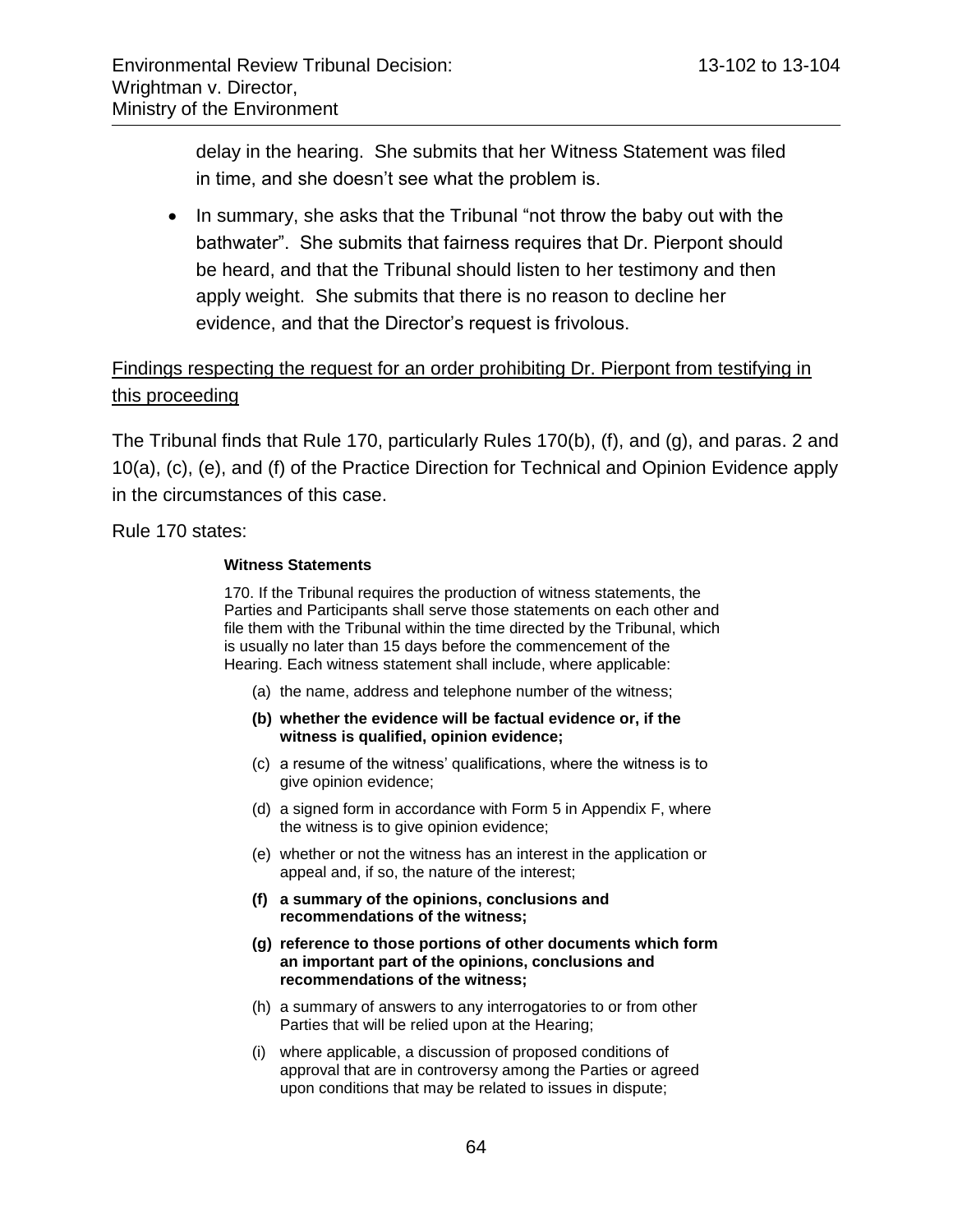delay in the hearing. She submits that her Witness Statement was filed in time, and she doesn't see what the problem is.

- In summary, she asks that the Tribunal "not throw the baby out with the bathwater". She submits that fairness requires that Dr. Pierpont should be heard, and that the Tribunal should listen to her testimony and then apply weight. She submits that there is no reason to decline her evidence, and that the Director's request is frivolous.

<u>Findings respecting the request for an order prohibiting Dr. Pierpont from testifying in this proceeding</u>

The Tribunal finds that Rule 170, particularly Rules 170(b), (f), and (g), and paras. 2 and 10(a), (c), (e), and (f) of the Practice Direction for Technical and Opinion Evidence apply in the circumstances of this case.

Rule 170 states:

> **Witness Statements**
>
> 170. If the Tribunal requires the production of witness statements, the Parties and Participants shall serve those statements on each other and file them with the Tribunal within the time directed by the Tribunal, which is usually no later than 15 days before the commencement of the Hearing. Each witness statement shall include, where applicable:
>
> (a) the name, address and telephone number of the witness;
>
> **(b) whether the evidence will be factual evidence or, if the witness is qualified, opinion evidence;**
>
> (c) a resume of the witness' qualifications, where the witness is to give opinion evidence;
>
> (d) a signed form in accordance with Form 5 in Appendix F, where the witness is to give opinion evidence;
>
> (e) whether or not the witness has an interest in the application or appeal and, if so, the nature of the interest;
>
> **(f) a summary of the opinions, conclusions and recommendations of the witness;**
>
> **(g) reference to those portions of other documents which form an important part of the opinions, conclusions and recommendations of the witness;**
>
> (h) a summary of answers to any interrogatories to or from other Parties that will be relied upon at the Hearing;
>
> (i) where applicable, a discussion of proposed conditions of approval that are in controversy among the Parties or agreed upon conditions that may be related to issues in dispute;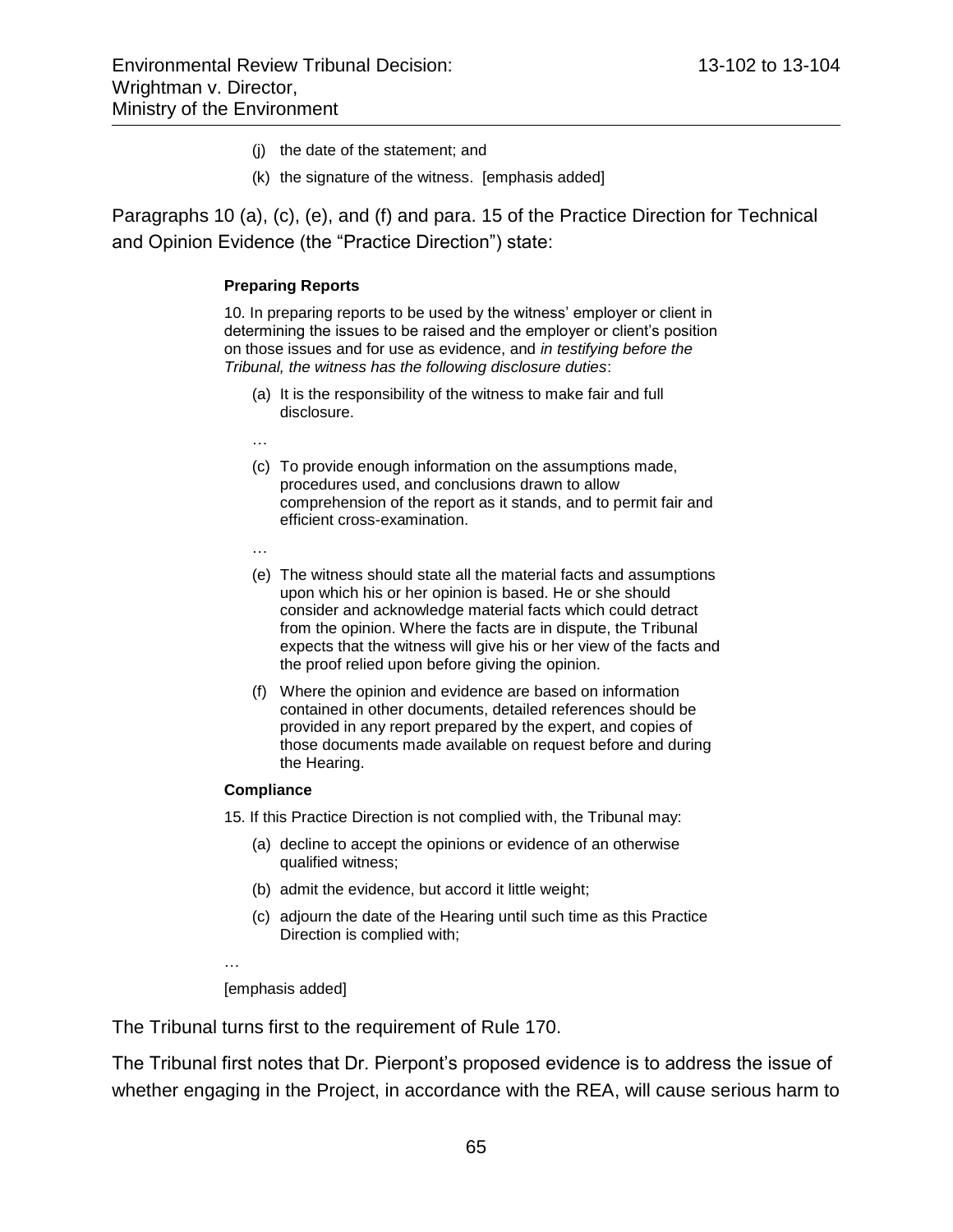(j) the date of the statement; and

(k) the signature of the witness. [emphasis added]

Paragraphs 10 (a), (c), (e), and (f) and para. 15 of the Practice Direction for Technical and Opinion Evidence (the "Practice Direction") state:

> **Preparing Reports**
>
> 10. In preparing reports to be used by the witness' employer or client in determining the issues to be raised and the employer or client's position on those issues and for use as evidence, and *in testifying before the Tribunal, the witness has the following disclosure duties*:
>
> (a) It is the responsibility of the witness to make fair and full disclosure.
>
> …
>
> (c) To provide enough information on the assumptions made, procedures used, and conclusions drawn to allow comprehension of the report as it stands, and to permit fair and efficient cross-examination.
>
> …
>
> (e) The witness should state all the material facts and assumptions upon which his or her opinion is based. He or she should consider and acknowledge material facts which could detract from the opinion. Where the facts are in dispute, the Tribunal expects that the witness will give his or her view of the facts and the proof relied upon before giving the opinion.
>
> (f) Where the opinion and evidence are based on information contained in other documents, detailed references should be provided in any report prepared by the expert, and copies of those documents made available on request before and during the Hearing.
>
> **Compliance**
>
> 15. If this Practice Direction is not complied with, the Tribunal may:
>
> (a) decline to accept the opinions or evidence of an otherwise qualified witness;
>
> (b) admit the evidence, but accord it little weight;
>
> (c) adjourn the date of the Hearing until such time as this Practice Direction is complied with;
>
> …
>
> [emphasis added]

The Tribunal turns first to the requirement of Rule 170.

The Tribunal first notes that Dr. Pierpont's proposed evidence is to address the issue of whether engaging in the Project, in accordance with the REA, will cause serious harm to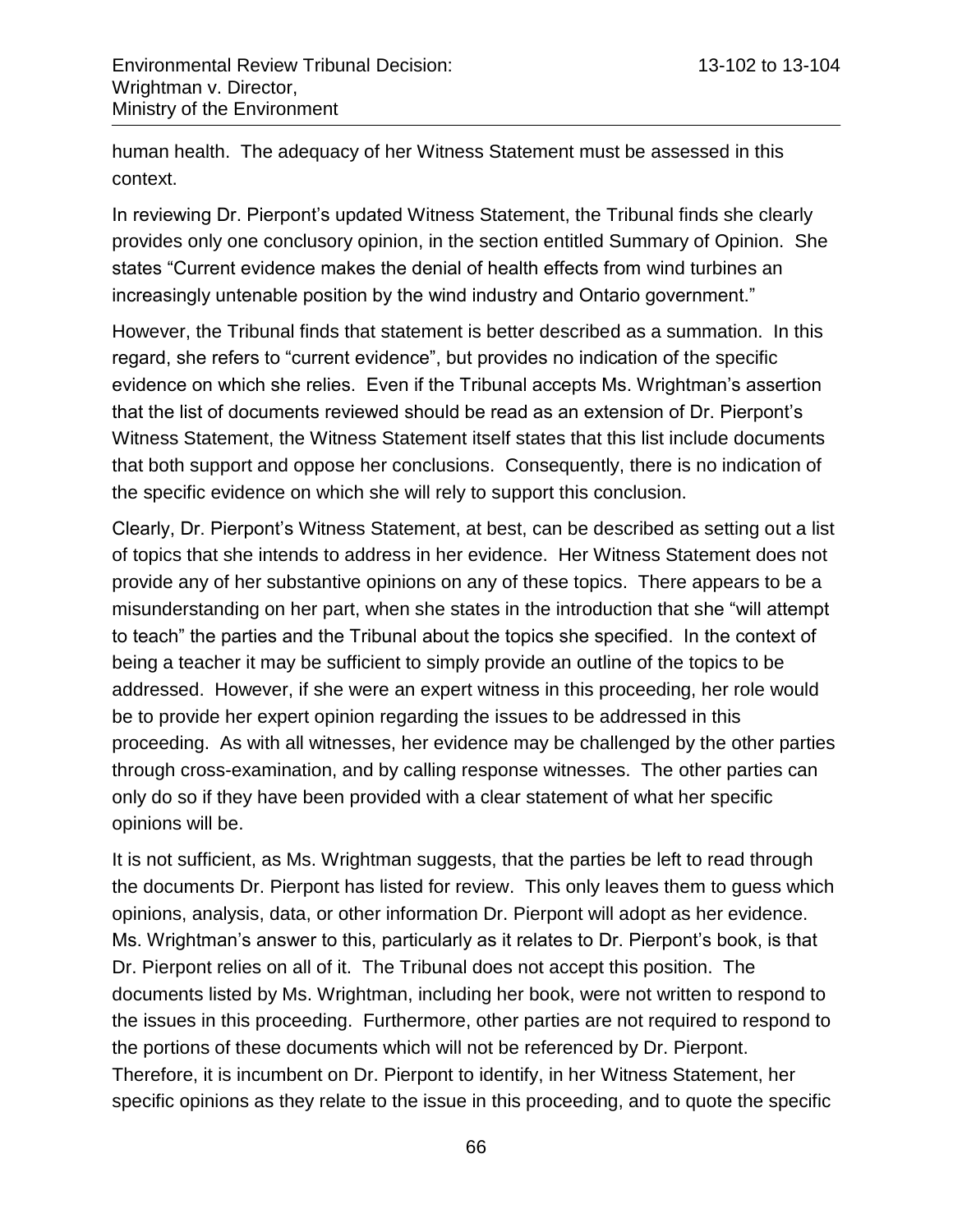human health. The adequacy of her Witness Statement must be assessed in this context.

In reviewing Dr. Pierpont's updated Witness Statement, the Tribunal finds she clearly provides only one conclusory opinion, in the section entitled Summary of Opinion. She states "Current evidence makes the denial of health effects from wind turbines an increasingly untenable position by the wind industry and Ontario government."

However, the Tribunal finds that statement is better described as a summation. In this regard, she refers to "current evidence", but provides no indication of the specific evidence on which she relies. Even if the Tribunal accepts Ms. Wrightman's assertion that the list of documents reviewed should be read as an extension of Dr. Pierpont's Witness Statement, the Witness Statement itself states that this list include documents that both support and oppose her conclusions. Consequently, there is no indication of the specific evidence on which she will rely to support this conclusion.

Clearly, Dr. Pierpont's Witness Statement, at best, can be described as setting out a list of topics that she intends to address in her evidence. Her Witness Statement does not provide any of her substantive opinions on any of these topics. There appears to be a misunderstanding on her part, when she states in the introduction that she "will attempt to teach" the parties and the Tribunal about the topics she specified. In the context of being a teacher it may be sufficient to simply provide an outline of the topics to be addressed. However, if she were an expert witness in this proceeding, her role would be to provide her expert opinion regarding the issues to be addressed in this proceeding. As with all witnesses, her evidence may be challenged by the other parties through cross-examination, and by calling response witnesses. The other parties can only do so if they have been provided with a clear statement of what her specific opinions will be.

It is not sufficient, as Ms. Wrightman suggests, that the parties be left to read through the documents Dr. Pierpont has listed for review. This only leaves them to guess which opinions, analysis, data, or other information Dr. Pierpont will adopt as her evidence. Ms. Wrightman's answer to this, particularly as it relates to Dr. Pierpont's book, is that Dr. Pierpont relies on all of it. The Tribunal does not accept this position. The documents listed by Ms. Wrightman, including her book, were not written to respond to the issues in this proceeding. Furthermore, other parties are not required to respond to the portions of these documents which will not be referenced by Dr. Pierpont. Therefore, it is incumbent on Dr. Pierpont to identify, in her Witness Statement, her specific opinions as they relate to the issue in this proceeding, and to quote the specific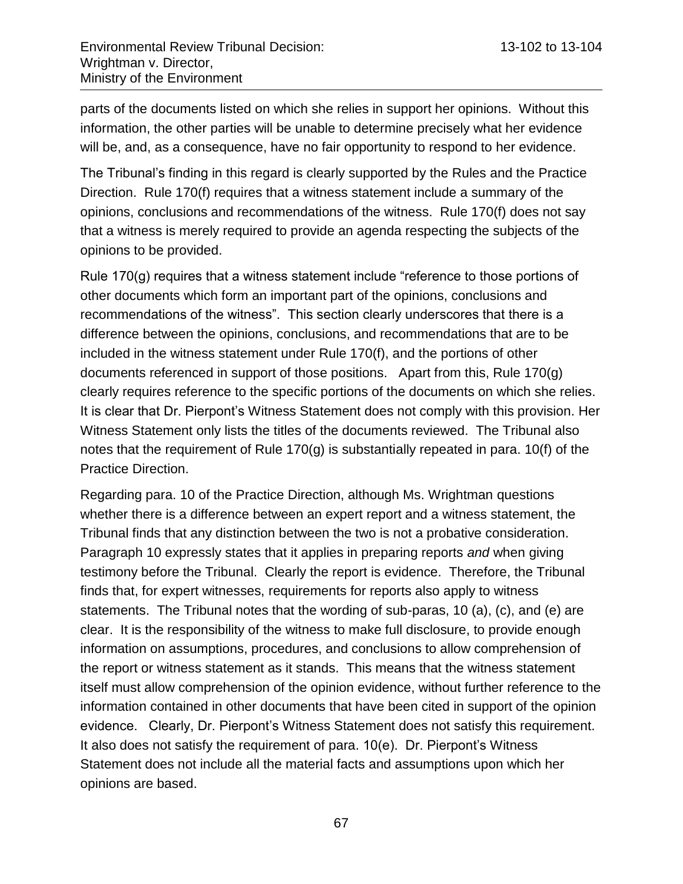parts of the documents listed on which she relies in support her opinions. Without this information, the other parties will be unable to determine precisely what her evidence will be, and, as a consequence, have no fair opportunity to respond to her evidence.

The Tribunal's finding in this regard is clearly supported by the Rules and the Practice Direction. Rule 170(f) requires that a witness statement include a summary of the opinions, conclusions and recommendations of the witness. Rule 170(f) does not say that a witness is merely required to provide an agenda respecting the subjects of the opinions to be provided.

Rule 170(g) requires that a witness statement include "reference to those portions of other documents which form an important part of the opinions, conclusions and recommendations of the witness". This section clearly underscores that there is a difference between the opinions, conclusions, and recommendations that are to be included in the witness statement under Rule 170(f), and the portions of other documents referenced in support of those positions. Apart from this, Rule 170(g) clearly requires reference to the specific portions of the documents on which she relies. It is clear that Dr. Pierpont's Witness Statement does not comply with this provision. Her Witness Statement only lists the titles of the documents reviewed. The Tribunal also notes that the requirement of Rule 170(g) is substantially repeated in para. 10(f) of the Practice Direction.

Regarding para. 10 of the Practice Direction, although Ms. Wrightman questions whether there is a difference between an expert report and a witness statement, the Tribunal finds that any distinction between the two is not a probative consideration. Paragraph 10 expressly states that it applies in preparing reports *and* when giving testimony before the Tribunal. Clearly the report is evidence. Therefore, the Tribunal finds that, for expert witnesses, requirements for reports also apply to witness statements. The Tribunal notes that the wording of sub-paras, 10 (a), (c), and (e) are clear. It is the responsibility of the witness to make full disclosure, to provide enough information on assumptions, procedures, and conclusions to allow comprehension of the report or witness statement as it stands. This means that the witness statement itself must allow comprehension of the opinion evidence, without further reference to the information contained in other documents that have been cited in support of the opinion evidence. Clearly, Dr. Pierpont's Witness Statement does not satisfy this requirement. It also does not satisfy the requirement of para. 10(e). Dr. Pierpont's Witness Statement does not include all the material facts and assumptions upon which her opinions are based.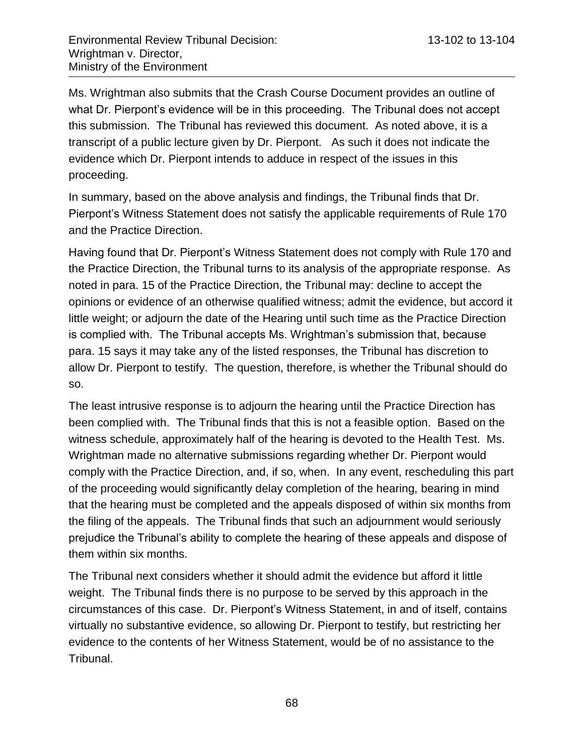Ms. Wrightman also submits that the Crash Course Document provides an outline of what Dr. Pierpont's evidence will be in this proceeding. The Tribunal does not accept this submission. The Tribunal has reviewed this document. As noted above, it is a transcript of a public lecture given by Dr. Pierpont. As such it does not indicate the evidence which Dr. Pierpont intends to adduce in respect of the issues in this proceeding.

In summary, based on the above analysis and findings, the Tribunal finds that Dr. Pierpont's Witness Statement does not satisfy the applicable requirements of Rule 170 and the Practice Direction.

Having found that Dr. Pierpont's Witness Statement does not comply with Rule 170 and the Practice Direction, the Tribunal turns to its analysis of the appropriate response. As noted in para. 15 of the Practice Direction, the Tribunal may: decline to accept the opinions or evidence of an otherwise qualified witness; admit the evidence, but accord it little weight; or adjourn the date of the Hearing until such time as the Practice Direction is complied with. The Tribunal accepts Ms. Wrightman's submission that, because para. 15 says it may take any of the listed responses, the Tribunal has discretion to allow Dr. Pierpont to testify. The question, therefore, is whether the Tribunal should do so.

The least intrusive response is to adjourn the hearing until the Practice Direction has been complied with. The Tribunal finds that this is not a feasible option. Based on the witness schedule, approximately half of the hearing is devoted to the Health Test. Ms. Wrightman made no alternative submissions regarding whether Dr. Pierpont would comply with the Practice Direction, and, if so, when. In any event, rescheduling this part of the proceeding would significantly delay completion of the hearing, bearing in mind that the hearing must be completed and the appeals disposed of within six months from the filing of the appeals. The Tribunal finds that such an adjournment would seriously prejudice the Tribunal's ability to complete the hearing of these appeals and dispose of them within six months.

The Tribunal next considers whether it should admit the evidence but afford it little weight. The Tribunal finds there is no purpose to be served by this approach in the circumstances of this case. Dr. Pierpont's Witness Statement, in and of itself, contains virtually no substantive evidence, so allowing Dr. Pierpont to testify, but restricting her evidence to the contents of her Witness Statement, would be of no assistance to the Tribunal.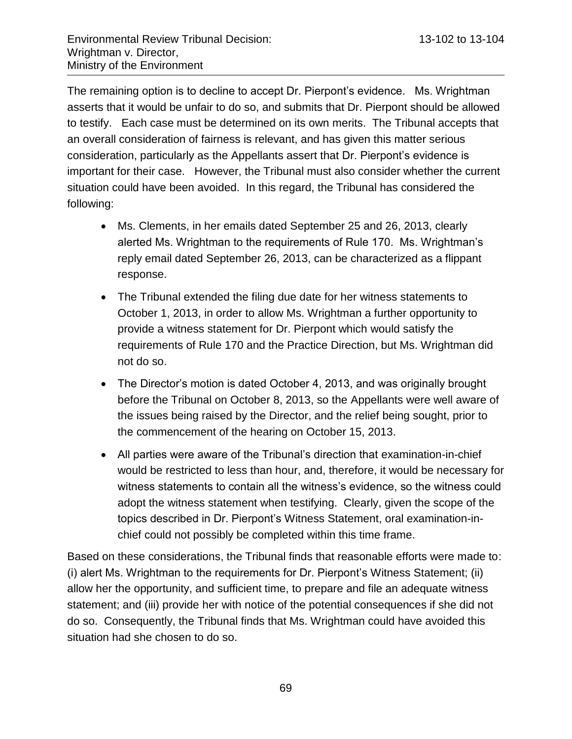The remaining option is to decline to accept Dr. Pierpont's evidence. Ms. Wrightman asserts that it would be unfair to do so, and submits that Dr. Pierpont should be allowed to testify. Each case must be determined on its own merits. The Tribunal accepts that an overall consideration of fairness is relevant, and has given this matter serious consideration, particularly as the Appellants assert that Dr. Pierpont's evidence is important for their case. However, the Tribunal must also consider whether the current situation could have been avoided. In this regard, the Tribunal has considered the following:

- Ms. Clements, in her emails dated September 25 and 26, 2013, clearly alerted Ms. Wrightman to the requirements of Rule 170. Ms. Wrightman's reply email dated September 26, 2013, can be characterized as a flippant response.
- The Tribunal extended the filing due date for her witness statements to October 1, 2013, in order to allow Ms. Wrightman a further opportunity to provide a witness statement for Dr. Pierpont which would satisfy the requirements of Rule 170 and the Practice Direction, but Ms. Wrightman did not do so.
- The Director's motion is dated October 4, 2013, and was originally brought before the Tribunal on October 8, 2013, so the Appellants were well aware of the issues being raised by the Director, and the relief being sought, prior to the commencement of the hearing on October 15, 2013.
- All parties were aware of the Tribunal's direction that examination-in-chief would be restricted to less than hour, and, therefore, it would be necessary for witness statements to contain all the witness's evidence, so the witness could adopt the witness statement when testifying. Clearly, given the scope of the topics described in Dr. Pierpont's Witness Statement, oral examination-in-chief could not possibly be completed within this time frame.

Based on these considerations, the Tribunal finds that reasonable efforts were made to: (i) alert Ms. Wrightman to the requirements for Dr. Pierpont's Witness Statement; (ii) allow her the opportunity, and sufficient time, to prepare and file an adequate witness statement; and (iii) provide her with notice of the potential consequences if she did not do so. Consequently, the Tribunal finds that Ms. Wrightman could have avoided this situation had she chosen to do so.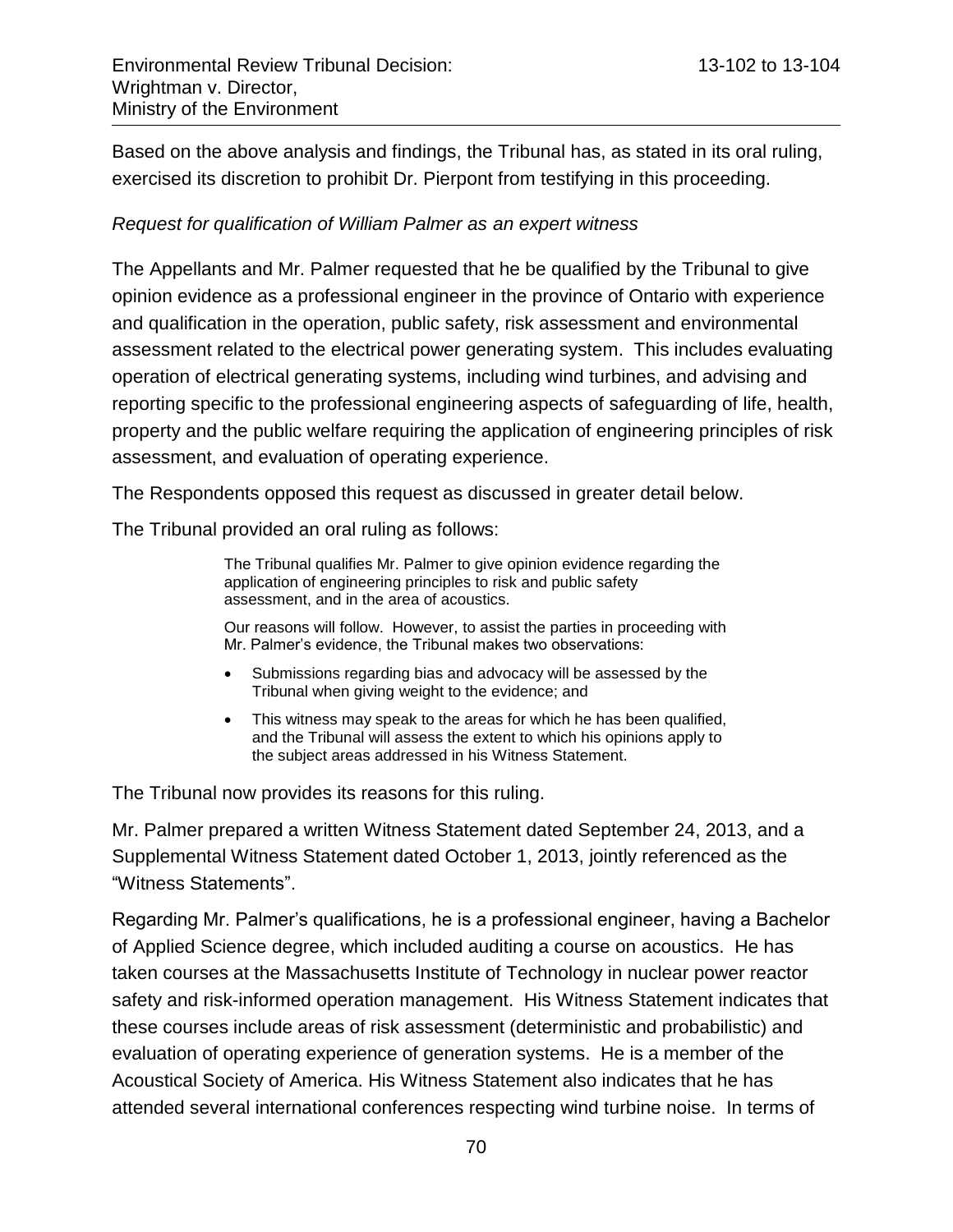Based on the above analysis and findings, the Tribunal has, as stated in its oral ruling, exercised its discretion to prohibit Dr. Pierpont from testifying in this proceeding.

*Request for qualification of William Palmer as an expert witness*

The Appellants and Mr. Palmer requested that he be qualified by the Tribunal to give opinion evidence as a professional engineer in the province of Ontario with experience and qualification in the operation, public safety, risk assessment and environmental assessment related to the electrical power generating system. This includes evaluating operation of electrical generating systems, including wind turbines, and advising and reporting specific to the professional engineering aspects of safeguarding of life, health, property and the public welfare requiring the application of engineering principles of risk assessment, and evaluation of operating experience.

The Respondents opposed this request as discussed in greater detail below.

The Tribunal provided an oral ruling as follows:

> The Tribunal qualifies Mr. Palmer to give opinion evidence regarding the application of engineering principles to risk and public safety assessment, and in the area of acoustics.
>
> Our reasons will follow. However, to assist the parties in proceeding with Mr. Palmer's evidence, the Tribunal makes two observations:
>
> - Submissions regarding bias and advocacy will be assessed by the Tribunal when giving weight to the evidence; and
> - This witness may speak to the areas for which he has been qualified, and the Tribunal will assess the extent to which his opinions apply to the subject areas addressed in his Witness Statement.

The Tribunal now provides its reasons for this ruling.

Mr. Palmer prepared a written Witness Statement dated September 24, 2013, and a Supplemental Witness Statement dated October 1, 2013, jointly referenced as the "Witness Statements".

Regarding Mr. Palmer's qualifications, he is a professional engineer, having a Bachelor of Applied Science degree, which included auditing a course on acoustics. He has taken courses at the Massachusetts Institute of Technology in nuclear power reactor safety and risk-informed operation management. His Witness Statement indicates that these courses include areas of risk assessment (deterministic and probabilistic) and evaluation of operating experience of generation systems. He is a member of the Acoustical Society of America. His Witness Statement also indicates that he has attended several international conferences respecting wind turbine noise. In terms of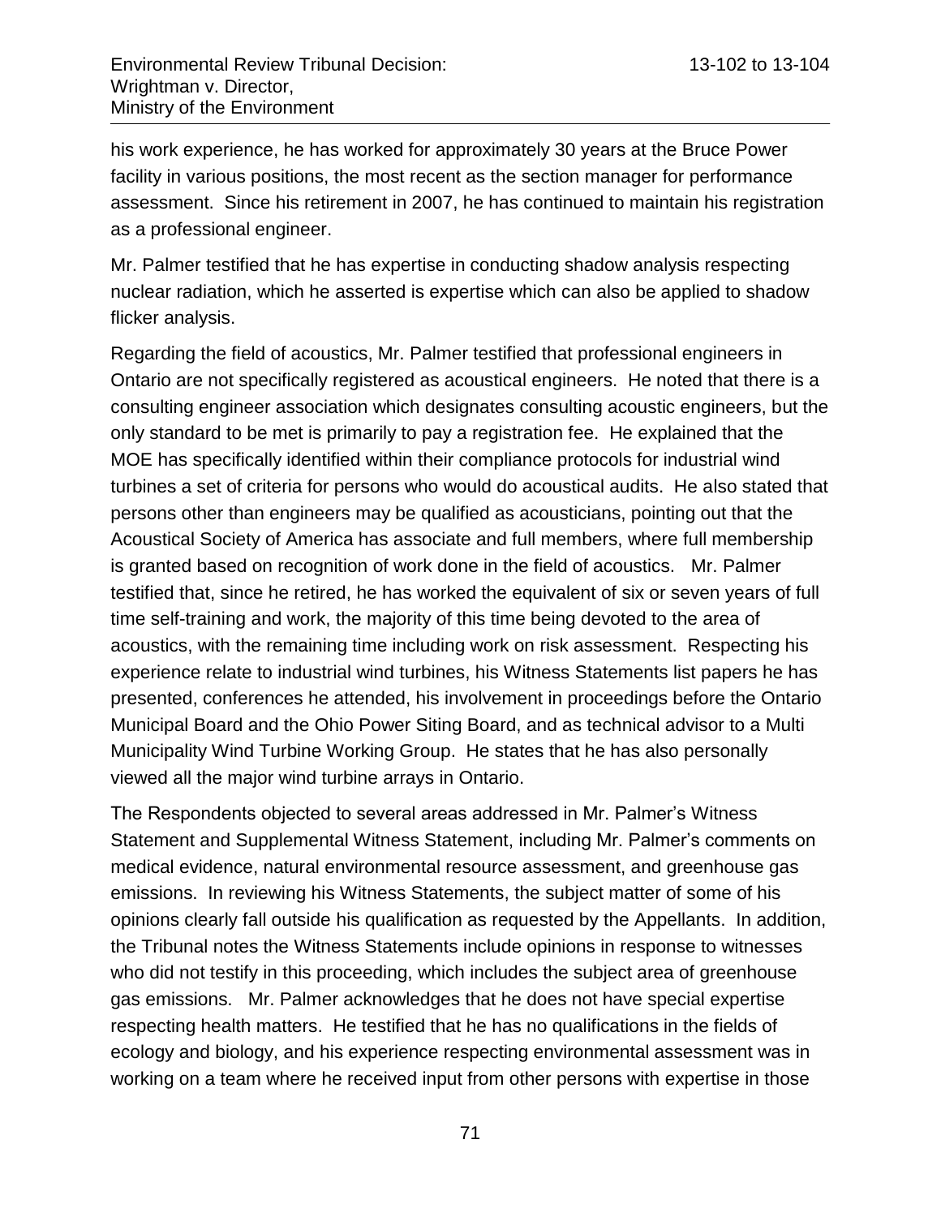his work experience, he has worked for approximately 30 years at the Bruce Power facility in various positions, the most recent as the section manager for performance assessment. Since his retirement in 2007, he has continued to maintain his registration as a professional engineer.

Mr. Palmer testified that he has expertise in conducting shadow analysis respecting nuclear radiation, which he asserted is expertise which can also be applied to shadow flicker analysis.

Regarding the field of acoustics, Mr. Palmer testified that professional engineers in Ontario are not specifically registered as acoustical engineers. He noted that there is a consulting engineer association which designates consulting acoustic engineers, but the only standard to be met is primarily to pay a registration fee. He explained that the MOE has specifically identified within their compliance protocols for industrial wind turbines a set of criteria for persons who would do acoustical audits. He also stated that persons other than engineers may be qualified as acousticians, pointing out that the Acoustical Society of America has associate and full members, where full membership is granted based on recognition of work done in the field of acoustics. Mr. Palmer testified that, since he retired, he has worked the equivalent of six or seven years of full time self-training and work, the majority of this time being devoted to the area of acoustics, with the remaining time including work on risk assessment. Respecting his experience relate to industrial wind turbines, his Witness Statements list papers he has presented, conferences he attended, his involvement in proceedings before the Ontario Municipal Board and the Ohio Power Siting Board, and as technical advisor to a Multi Municipality Wind Turbine Working Group. He states that he has also personally viewed all the major wind turbine arrays in Ontario.

The Respondents objected to several areas addressed in Mr. Palmer's Witness Statement and Supplemental Witness Statement, including Mr. Palmer's comments on medical evidence, natural environmental resource assessment, and greenhouse gas emissions. In reviewing his Witness Statements, the subject matter of some of his opinions clearly fall outside his qualification as requested by the Appellants. In addition, the Tribunal notes the Witness Statements include opinions in response to witnesses who did not testify in this proceeding, which includes the subject area of greenhouse gas emissions. Mr. Palmer acknowledges that he does not have special expertise respecting health matters. He testified that he has no qualifications in the fields of ecology and biology, and his experience respecting environmental assessment was in working on a team where he received input from other persons with expertise in those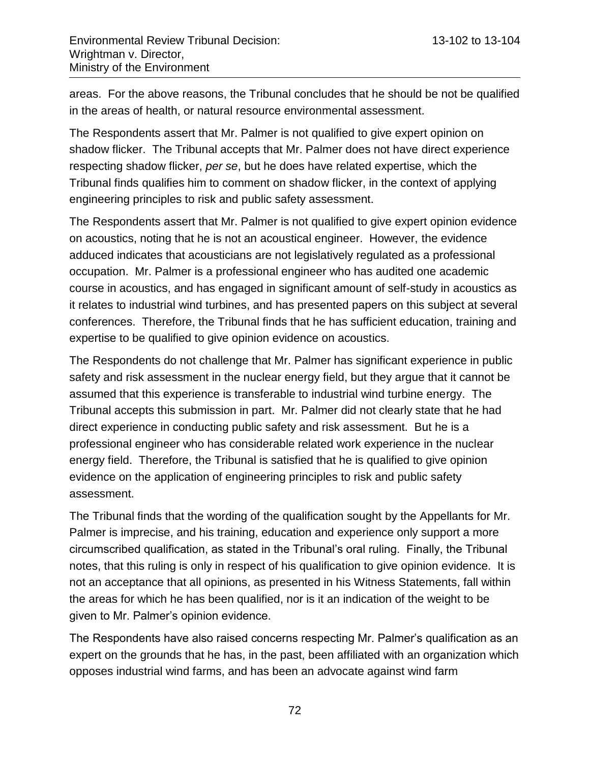areas. For the above reasons, the Tribunal concludes that he should be not be qualified in the areas of health, or natural resource environmental assessment.

The Respondents assert that Mr. Palmer is not qualified to give expert opinion on shadow flicker. The Tribunal accepts that Mr. Palmer does not have direct experience respecting shadow flicker, *per se*, but he does have related expertise, which the Tribunal finds qualifies him to comment on shadow flicker, in the context of applying engineering principles to risk and public safety assessment.

The Respondents assert that Mr. Palmer is not qualified to give expert opinion evidence on acoustics, noting that he is not an acoustical engineer. However, the evidence adduced indicates that acousticians are not legislatively regulated as a professional occupation. Mr. Palmer is a professional engineer who has audited one academic course in acoustics, and has engaged in significant amount of self-study in acoustics as it relates to industrial wind turbines, and has presented papers on this subject at several conferences. Therefore, the Tribunal finds that he has sufficient education, training and expertise to be qualified to give opinion evidence on acoustics.

The Respondents do not challenge that Mr. Palmer has significant experience in public safety and risk assessment in the nuclear energy field, but they argue that it cannot be assumed that this experience is transferable to industrial wind turbine energy. The Tribunal accepts this submission in part. Mr. Palmer did not clearly state that he had direct experience in conducting public safety and risk assessment. But he is a professional engineer who has considerable related work experience in the nuclear energy field. Therefore, the Tribunal is satisfied that he is qualified to give opinion evidence on the application of engineering principles to risk and public safety assessment.

The Tribunal finds that the wording of the qualification sought by the Appellants for Mr. Palmer is imprecise, and his training, education and experience only support a more circumscribed qualification, as stated in the Tribunal's oral ruling. Finally, the Tribunal notes, that this ruling is only in respect of his qualification to give opinion evidence. It is not an acceptance that all opinions, as presented in his Witness Statements, fall within the areas for which he has been qualified, nor is it an indication of the weight to be given to Mr. Palmer's opinion evidence.

The Respondents have also raised concerns respecting Mr. Palmer's qualification as an expert on the grounds that he has, in the past, been affiliated with an organization which opposes industrial wind farms, and has been an advocate against wind farm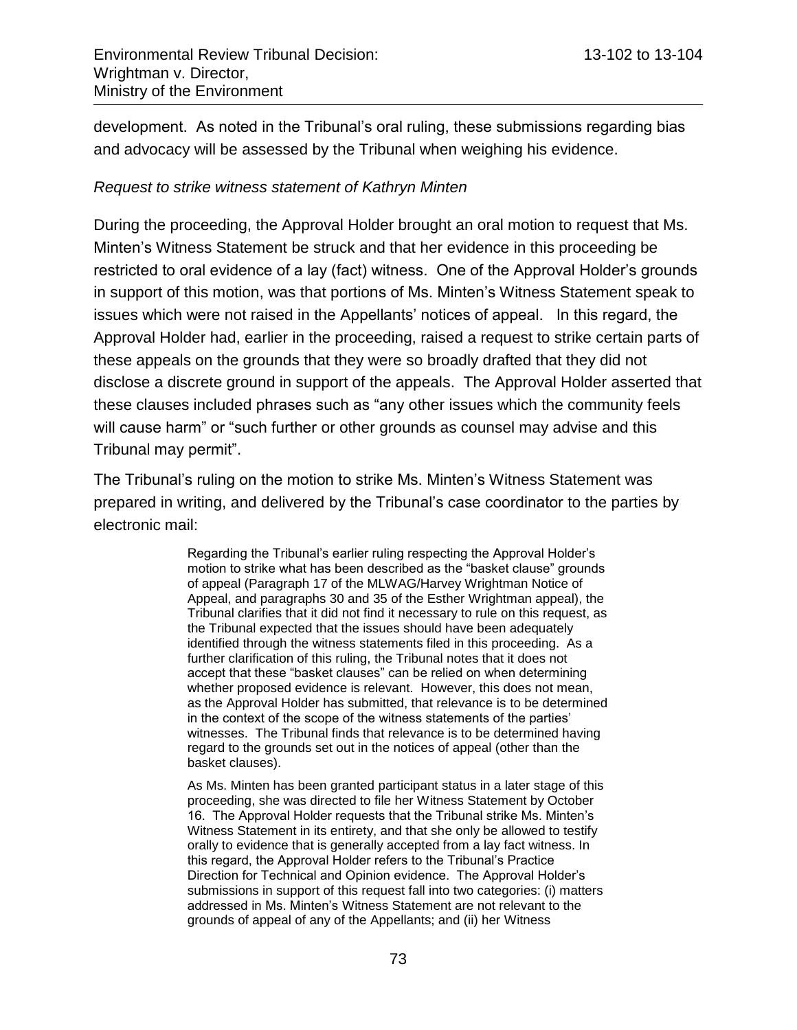development. As noted in the Tribunal's oral ruling, these submissions regarding bias and advocacy will be assessed by the Tribunal when weighing his evidence.

*Request to strike witness statement of Kathryn Minten*

During the proceeding, the Approval Holder brought an oral motion to request that Ms. Minten's Witness Statement be struck and that her evidence in this proceeding be restricted to oral evidence of a lay (fact) witness. One of the Approval Holder's grounds in support of this motion, was that portions of Ms. Minten's Witness Statement speak to issues which were not raised in the Appellants' notices of appeal. In this regard, the Approval Holder had, earlier in the proceeding, raised a request to strike certain parts of these appeals on the grounds that they were so broadly drafted that they did not disclose a discrete ground in support of the appeals. The Approval Holder asserted that these clauses included phrases such as "any other issues which the community feels will cause harm" or "such further or other grounds as counsel may advise and this Tribunal may permit".

The Tribunal's ruling on the motion to strike Ms. Minten's Witness Statement was prepared in writing, and delivered by the Tribunal's case coordinator to the parties by electronic mail:

> Regarding the Tribunal's earlier ruling respecting the Approval Holder's motion to strike what has been described as the "basket clause" grounds of appeal (Paragraph 17 of the MLWAG/Harvey Wrightman Notice of Appeal, and paragraphs 30 and 35 of the Esther Wrightman appeal), the Tribunal clarifies that it did not find it necessary to rule on this request, as the Tribunal expected that the issues should have been adequately identified through the witness statements filed in this proceeding. As a further clarification of this ruling, the Tribunal notes that it does not accept that these "basket clauses" can be relied on when determining whether proposed evidence is relevant. However, this does not mean, as the Approval Holder has submitted, that relevance is to be determined in the context of the scope of the witness statements of the parties' witnesses. The Tribunal finds that relevance is to be determined having regard to the grounds set out in the notices of appeal (other than the basket clauses).
>
> As Ms. Minten has been granted participant status in a later stage of this proceeding, she was directed to file her Witness Statement by October 16. The Approval Holder requests that the Tribunal strike Ms. Minten's Witness Statement in its entirety, and that she only be allowed to testify orally to evidence that is generally accepted from a lay fact witness. In this regard, the Approval Holder refers to the Tribunal's Practice Direction for Technical and Opinion evidence. The Approval Holder's submissions in support of this request fall into two categories: (i) matters addressed in Ms. Minten's Witness Statement are not relevant to the grounds of appeal of any of the Appellants; and (ii) her Witness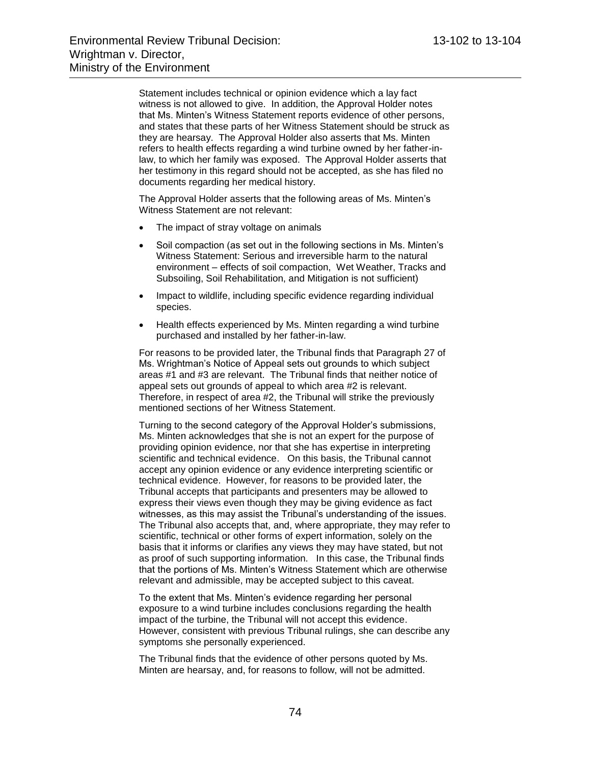Statement includes technical or opinion evidence which a lay fact witness is not allowed to give. In addition, the Approval Holder notes that Ms. Minten's Witness Statement reports evidence of other persons, and states that these parts of her Witness Statement should be struck as they are hearsay. The Approval Holder also asserts that Ms. Minten refers to health effects regarding a wind turbine owned by her father-in-law, to which her family was exposed. The Approval Holder asserts that her testimony in this regard should not be accepted, as she has filed no documents regarding her medical history.

The Approval Holder asserts that the following areas of Ms. Minten's Witness Statement are not relevant:

- The impact of stray voltage on animals
- Soil compaction (as set out in the following sections in Ms. Minten's Witness Statement: Serious and irreversible harm to the natural environment – effects of soil compaction, Wet Weather, Tracks and Subsoiling, Soil Rehabilitation, and Mitigation is not sufficient)
- Impact to wildlife, including specific evidence regarding individual species.
- Health effects experienced by Ms. Minten regarding a wind turbine purchased and installed by her father-in-law.

For reasons to be provided later, the Tribunal finds that Paragraph 27 of Ms. Wrightman's Notice of Appeal sets out grounds to which subject areas #1 and #3 are relevant. The Tribunal finds that neither notice of appeal sets out grounds of appeal to which area #2 is relevant. Therefore, in respect of area #2, the Tribunal will strike the previously mentioned sections of her Witness Statement.

Turning to the second category of the Approval Holder's submissions, Ms. Minten acknowledges that she is not an expert for the purpose of providing opinion evidence, nor that she has expertise in interpreting scientific and technical evidence. On this basis, the Tribunal cannot accept any opinion evidence or any evidence interpreting scientific or technical evidence. However, for reasons to be provided later, the Tribunal accepts that participants and presenters may be allowed to express their views even though they may be giving evidence as fact witnesses, as this may assist the Tribunal's understanding of the issues. The Tribunal also accepts that, and, where appropriate, they may refer to scientific, technical or other forms of expert information, solely on the basis that it informs or clarifies any views they may have stated, but not as proof of such supporting information. In this case, the Tribunal finds that the portions of Ms. Minten's Witness Statement which are otherwise relevant and admissible, may be accepted subject to this caveat.

To the extent that Ms. Minten's evidence regarding her personal exposure to a wind turbine includes conclusions regarding the health impact of the turbine, the Tribunal will not accept this evidence. However, consistent with previous Tribunal rulings, she can describe any symptoms she personally experienced.

The Tribunal finds that the evidence of other persons quoted by Ms. Minten are hearsay, and, for reasons to follow, will not be admitted.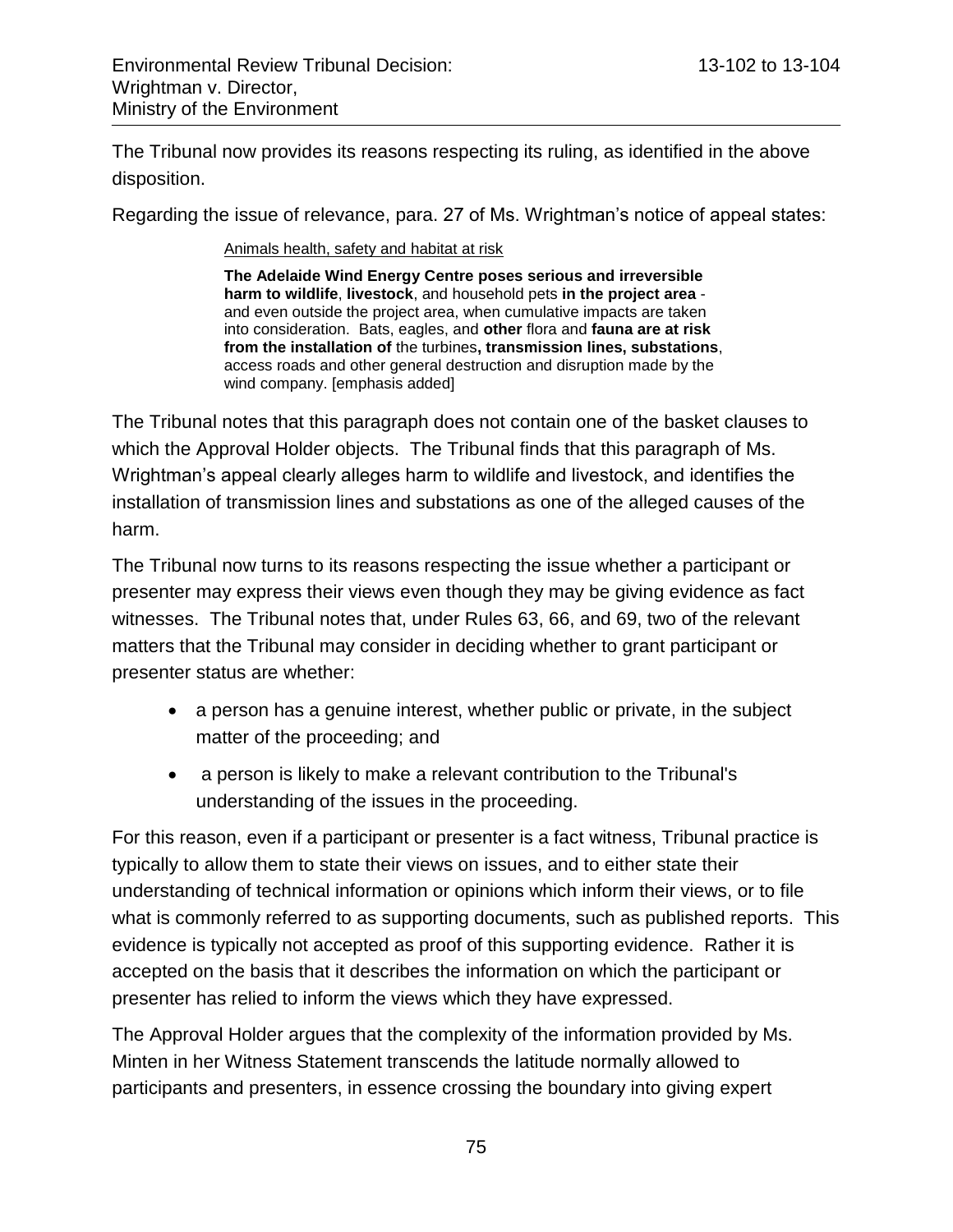The Tribunal now provides its reasons respecting its ruling, as identified in the above disposition.

Regarding the issue of relevance, para. 27 of Ms. Wrightman's notice of appeal states:

> Animals health, safety and habitat at risk
>
> **The Adelaide Wind Energy Centre poses serious and irreversible harm to wildlife**, **livestock**, and household pets **in the project area** - and even outside the project area, when cumulative impacts are taken into consideration. Bats, eagles, and **other** flora and **fauna are at risk from the installation of** the turbines**, transmission lines, substations**, access roads and other general destruction and disruption made by the wind company. [emphasis added]

The Tribunal notes that this paragraph does not contain one of the basket clauses to which the Approval Holder objects. The Tribunal finds that this paragraph of Ms. Wrightman's appeal clearly alleges harm to wildlife and livestock, and identifies the installation of transmission lines and substations as one of the alleged causes of the harm.

The Tribunal now turns to its reasons respecting the issue whether a participant or presenter may express their views even though they may be giving evidence as fact witnesses. The Tribunal notes that, under Rules 63, 66, and 69, two of the relevant matters that the Tribunal may consider in deciding whether to grant participant or presenter status are whether:

- a person has a genuine interest, whether public or private, in the subject matter of the proceeding; and
- a person is likely to make a relevant contribution to the Tribunal's understanding of the issues in the proceeding.

For this reason, even if a participant or presenter is a fact witness, Tribunal practice is typically to allow them to state their views on issues, and to either state their understanding of technical information or opinions which inform their views, or to file what is commonly referred to as supporting documents, such as published reports. This evidence is typically not accepted as proof of this supporting evidence. Rather it is accepted on the basis that it describes the information on which the participant or presenter has relied to inform the views which they have expressed.

The Approval Holder argues that the complexity of the information provided by Ms. Minten in her Witness Statement transcends the latitude normally allowed to participants and presenters, in essence crossing the boundary into giving expert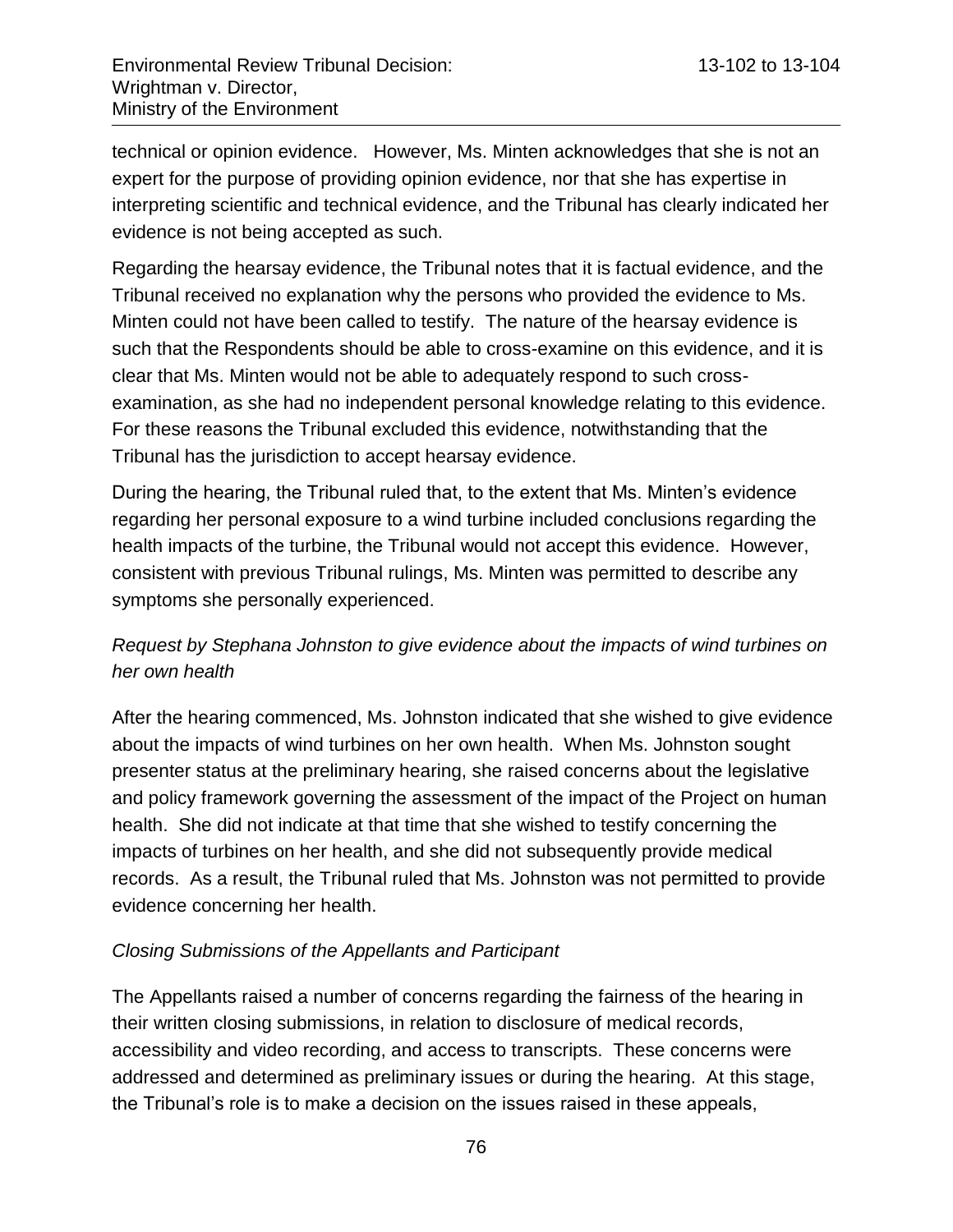technical or opinion evidence. However, Ms. Minten acknowledges that she is not an expert for the purpose of providing opinion evidence, nor that she has expertise in interpreting scientific and technical evidence, and the Tribunal has clearly indicated her evidence is not being accepted as such.

Regarding the hearsay evidence, the Tribunal notes that it is factual evidence, and the Tribunal received no explanation why the persons who provided the evidence to Ms. Minten could not have been called to testify. The nature of the hearsay evidence is such that the Respondents should be able to cross-examine on this evidence, and it is clear that Ms. Minten would not be able to adequately respond to such cross-examination, as she had no independent personal knowledge relating to this evidence. For these reasons the Tribunal excluded this evidence, notwithstanding that the Tribunal has the jurisdiction to accept hearsay evidence.

During the hearing, the Tribunal ruled that, to the extent that Ms. Minten's evidence regarding her personal exposure to a wind turbine included conclusions regarding the health impacts of the turbine, the Tribunal would not accept this evidence. However, consistent with previous Tribunal rulings, Ms. Minten was permitted to describe any symptoms she personally experienced.

*Request by Stephana Johnston to give evidence about the impacts of wind turbines on her own health*

After the hearing commenced, Ms. Johnston indicated that she wished to give evidence about the impacts of wind turbines on her own health. When Ms. Johnston sought presenter status at the preliminary hearing, she raised concerns about the legislative and policy framework governing the assessment of the impact of the Project on human health. She did not indicate at that time that she wished to testify concerning the impacts of turbines on her health, and she did not subsequently provide medical records. As a result, the Tribunal ruled that Ms. Johnston was not permitted to provide evidence concerning her health.

*Closing Submissions of the Appellants and Participant*

The Appellants raised a number of concerns regarding the fairness of the hearing in their written closing submissions, in relation to disclosure of medical records, accessibility and video recording, and access to transcripts. These concerns were addressed and determined as preliminary issues or during the hearing. At this stage, the Tribunal's role is to make a decision on the issues raised in these appeals,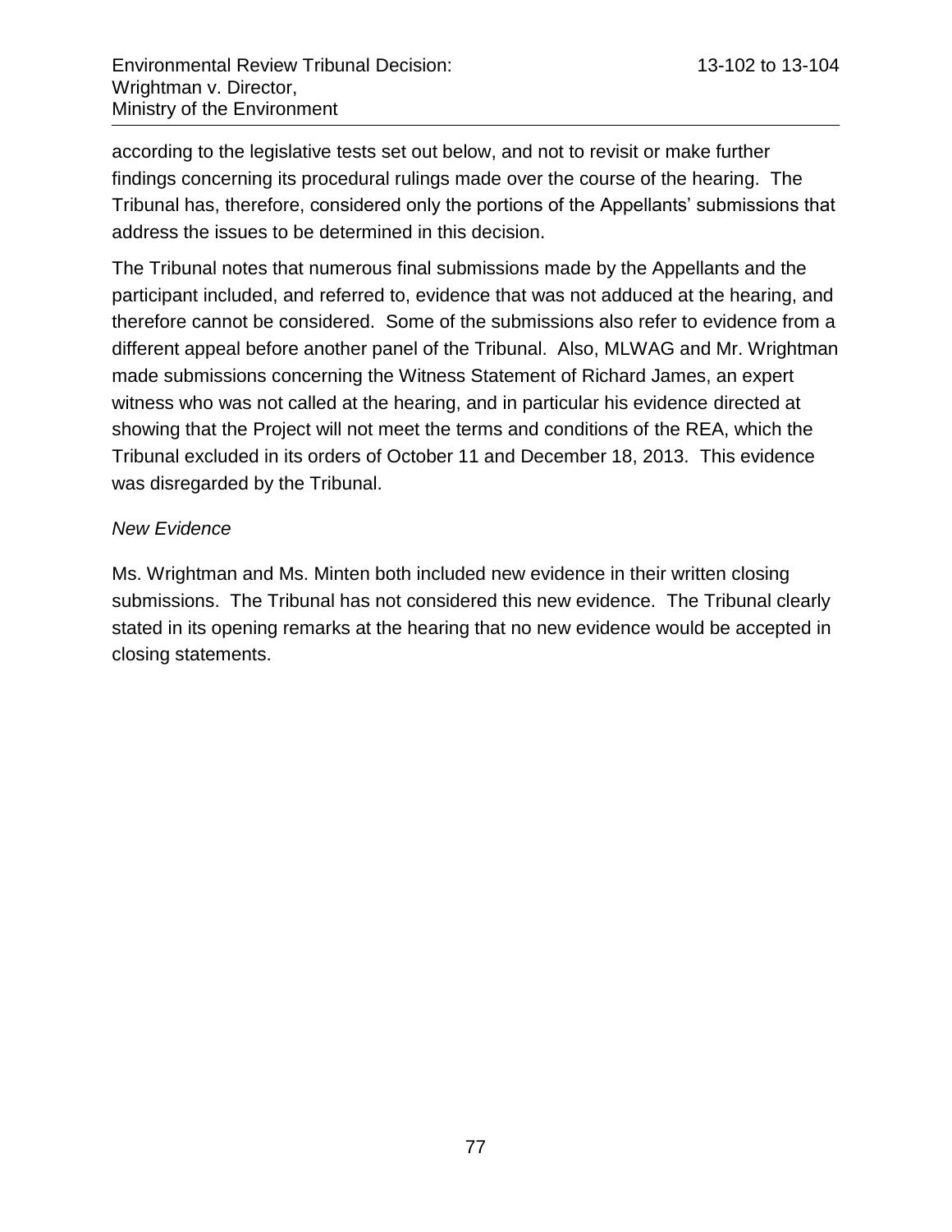according to the legislative tests set out below, and not to revisit or make further findings concerning its procedural rulings made over the course of the hearing. The Tribunal has, therefore, considered only the portions of the Appellants' submissions that address the issues to be determined in this decision.

The Tribunal notes that numerous final submissions made by the Appellants and the participant included, and referred to, evidence that was not adduced at the hearing, and therefore cannot be considered. Some of the submissions also refer to evidence from a different appeal before another panel of the Tribunal. Also, MLWAG and Mr. Wrightman made submissions concerning the Witness Statement of Richard James, an expert witness who was not called at the hearing, and in particular his evidence directed at showing that the Project will not meet the terms and conditions of the REA, which the Tribunal excluded in its orders of October 11 and December 18, 2013. This evidence was disregarded by the Tribunal.

*New Evidence*

Ms. Wrightman and Ms. Minten both included new evidence in their written closing submissions. The Tribunal has not considered this new evidence. The Tribunal clearly stated in its opening remarks at the hearing that no new evidence would be accepted in closing statements.